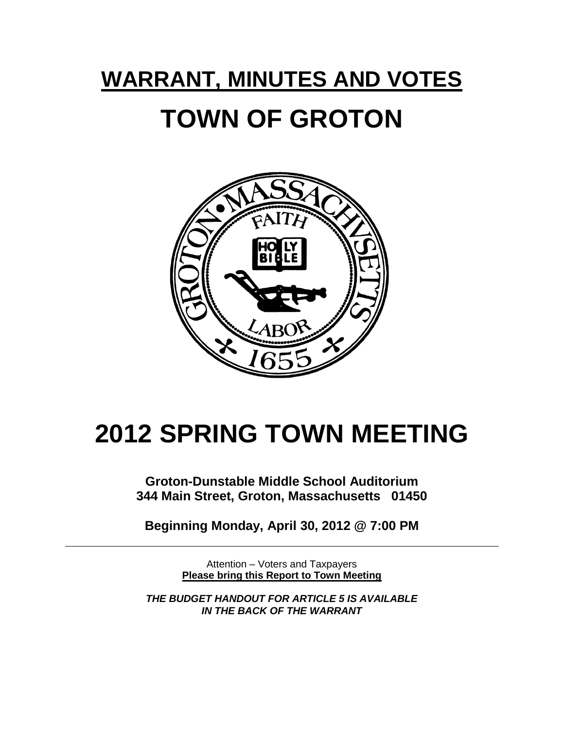# WARRANT, MINUTES AND VOTES

# TOWN OF GROTON

# 2012 SPRING TOWN MEETING

**Groton-Dunstable Middle School Auditorium**
**344 Main Street, Groton, Massachusetts 01450**

**Beginning Monday, April 30, 2012 @ 7:00 PM**

---

Attention – Voters and Taxpayers
**Please bring this Report to Town Meeting**

***THE BUDGET HANDOUT FOR ARTICLE 5 IS AVAILABLE IN THE BACK OF THE WARRANT***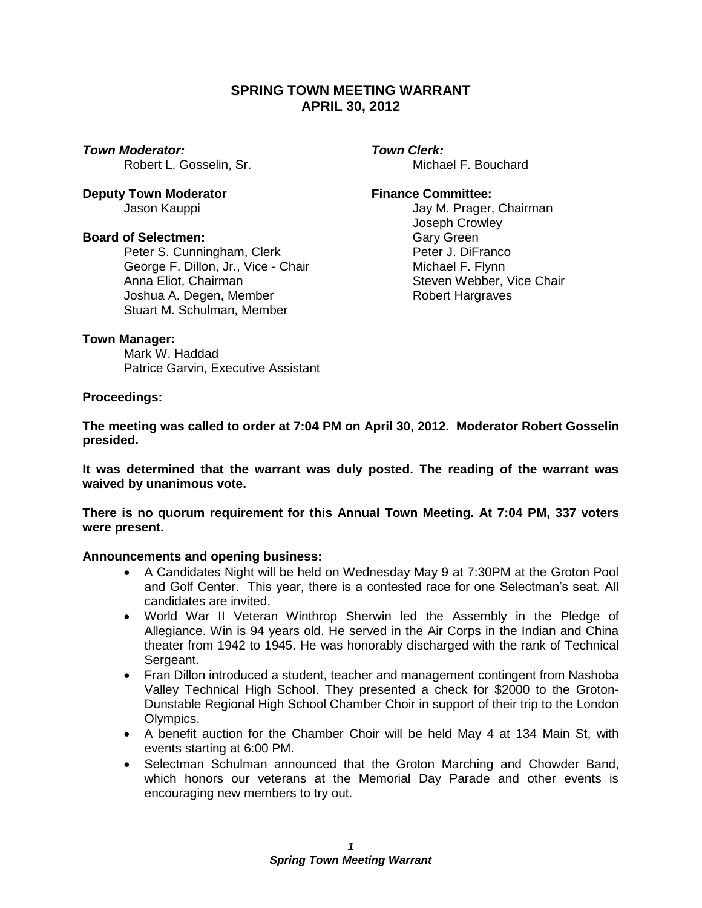# SPRING TOWN MEETING WARRANT
# APRIL 30, 2012

***Town Moderator:***
Robert L. Gosselin, Sr.

***Town Clerk:***
Michael F. Bouchard

**Deputy Town Moderator**
Jason Kauppi

**Finance Committee:**
Jay M. Prager, Chairman
Joseph Crowley
Gary Green
Peter J. DiFranco
Michael F. Flynn
Steven Webber, Vice Chair
Robert Hargraves

**Board of Selectmen:**
Peter S. Cunningham, Clerk
George F. Dillon, Jr., Vice - Chair
Anna Eliot, Chairman
Joshua A. Degen, Member
Stuart M. Schulman, Member

**Town Manager:**
Mark W. Haddad
Patrice Garvin, Executive Assistant

**Proceedings:**

**The meeting was called to order at 7:04 PM on April 30, 2012. Moderator Robert Gosselin presided.**

**It was determined that the warrant was duly posted. The reading of the warrant was waived by unanimous vote.**

**There is no quorum requirement for this Annual Town Meeting. At 7:04 PM, 337 voters were present.**

**Announcements and opening business:**

- A Candidates Night will be held on Wednesday May 9 at 7:30PM at the Groton Pool and Golf Center. This year, there is a contested race for one Selectman's seat. All candidates are invited.
- World War II Veteran Winthrop Sherwin led the Assembly in the Pledge of Allegiance. Win is 94 years old. He served in the Air Corps in the Indian and China theater from 1942 to 1945. He was honorably discharged with the rank of Technical Sergeant.
- Fran Dillon introduced a student, teacher and management contingent from Nashoba Valley Technical High School. They presented a check for $2000 to the Groton-Dunstable Regional High School Chamber Choir in support of their trip to the London Olympics.
- A benefit auction for the Chamber Choir will be held May 4 at 134 Main St, with events starting at 6:00 PM.
- Selectman Schulman announced that the Groton Marching and Chowder Band, which honors our veterans at the Memorial Day Parade and other events is encouraging new members to try out.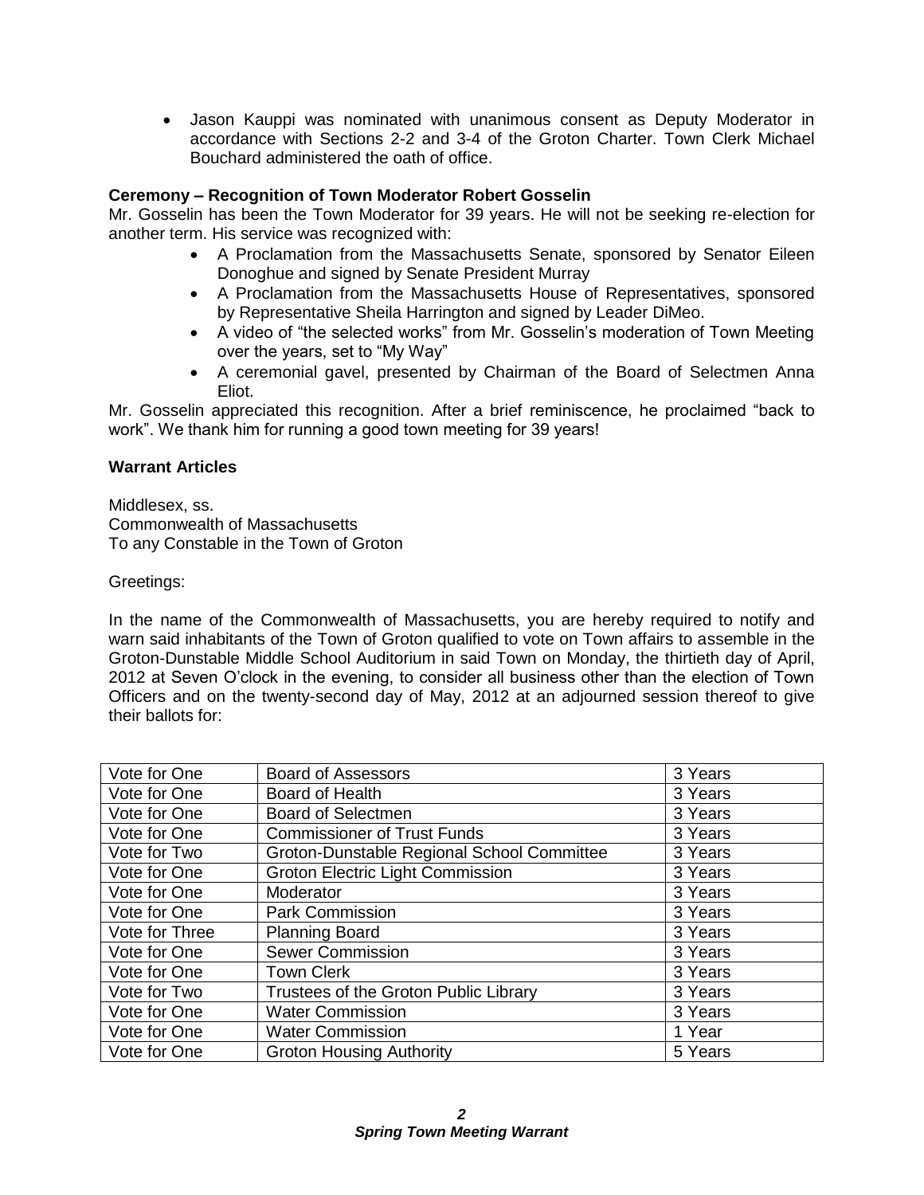- Jason Kauppi was nominated with unanimous consent as Deputy Moderator in accordance with Sections 2-2 and 3-4 of the Groton Charter. Town Clerk Michael Bouchard administered the oath of office.

**Ceremony – Recognition of Town Moderator Robert Gosselin**

Mr. Gosselin has been the Town Moderator for 39 years. He will not be seeking re-election for another term. His service was recognized with:

- A Proclamation from the Massachusetts Senate, sponsored by Senator Eileen Donoghue and signed by Senate President Murray
- A Proclamation from the Massachusetts House of Representatives, sponsored by Representative Sheila Harrington and signed by Leader DiMeo.
- A video of "the selected works" from Mr. Gosselin's moderation of Town Meeting over the years, set to "My Way"
- A ceremonial gavel, presented by Chairman of the Board of Selectmen Anna Eliot.

Mr. Gosselin appreciated this recognition. After a brief reminiscence, he proclaimed "back to work". We thank him for running a good town meeting for 39 years!

**Warrant Articles**

Middlesex, ss.
Commonwealth of Massachusetts
To any Constable in the Town of Groton

Greetings:

In the name of the Commonwealth of Massachusetts, you are hereby required to notify and warn said inhabitants of the Town of Groton qualified to vote on Town affairs to assemble in the Groton-Dunstable Middle School Auditorium in said Town on Monday, the thirtieth day of April, 2012 at Seven O'clock in the evening, to consider all business other than the election of Town Officers and on the twenty-second day of May, 2012 at an adjourned session thereof to give their ballots for:

| | | |
|---|---|---|
| Vote for One | Board of Assessors | 3 Years |
| Vote for One | Board of Health | 3 Years |
| Vote for One | Board of Selectmen | 3 Years |
| Vote for One | Commissioner of Trust Funds | 3 Years |
| Vote for Two | Groton-Dunstable Regional School Committee | 3 Years |
| Vote for One | Groton Electric Light Commission | 3 Years |
| Vote for One | Moderator | 3 Years |
| Vote for One | Park Commission | 3 Years |
| Vote for Three | Planning Board | 3 Years |
| Vote for One | Sewer Commission | 3 Years |
| Vote for One | Town Clerk | 3 Years |
| Vote for Two | Trustees of the Groton Public Library | 3 Years |
| Vote for One | Water Commission | 3 Years |
| Vote for One | Water Commission | 1 Year |
| Vote for One | Groton Housing Authority | 5 Years |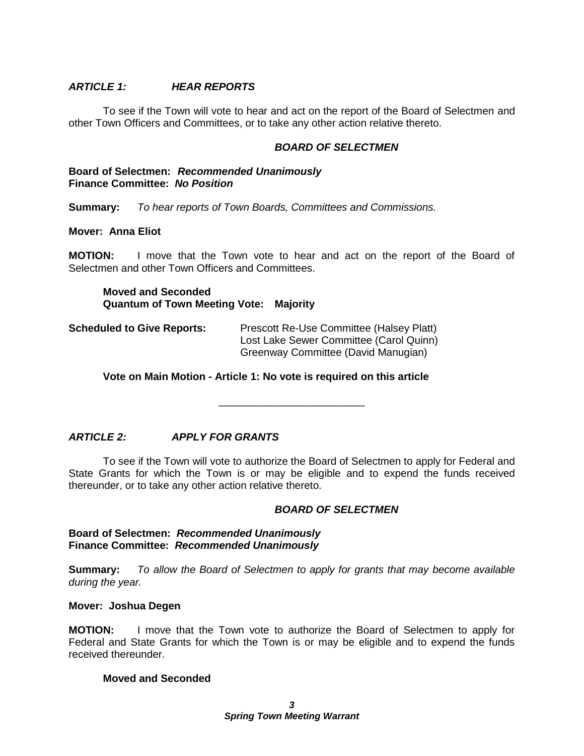### *ARTICLE 1: HEAR REPORTS*

To see if the Town will vote to hear and act on the report of the Board of Selectmen and other Town Officers and Committees, or to take any other action relative thereto.

***BOARD OF SELECTMEN***

**Board of Selectmen:** ***Recommended Unanimously***
**Finance Committee:** ***No Position***

**Summary:** *To hear reports of Town Boards, Committees and Commissions.*

**Mover: Anna Eliot**

**MOTION:** I move that the Town vote to hear and act on the report of the Board of Selectmen and other Town Officers and Committees.

**Moved and Seconded**
**Quantum of Town Meeting Vote: Majority**

**Scheduled to Give Reports:** Prescott Re-Use Committee (Halsey Platt)
Lost Lake Sewer Committee (Carol Quinn)
Greenway Committee (David Manugian)

**Vote on Main Motion - Article 1: No vote is required on this article**

---

### *ARTICLE 2: APPLY FOR GRANTS*

To see if the Town will vote to authorize the Board of Selectmen to apply for Federal and State Grants for which the Town is or may be eligible and to expend the funds received thereunder, or to take any other action relative thereto.

***BOARD OF SELECTMEN***

**Board of Selectmen:** ***Recommended Unanimously***
**Finance Committee:** ***Recommended Unanimously***

**Summary:** *To allow the Board of Selectmen to apply for grants that may become available during the year.*

**Mover: Joshua Degen**

**MOTION:** I move that the Town vote to authorize the Board of Selectmen to apply for Federal and State Grants for which the Town is or may be eligible and to expend the funds received thereunder.

**Moved and Seconded**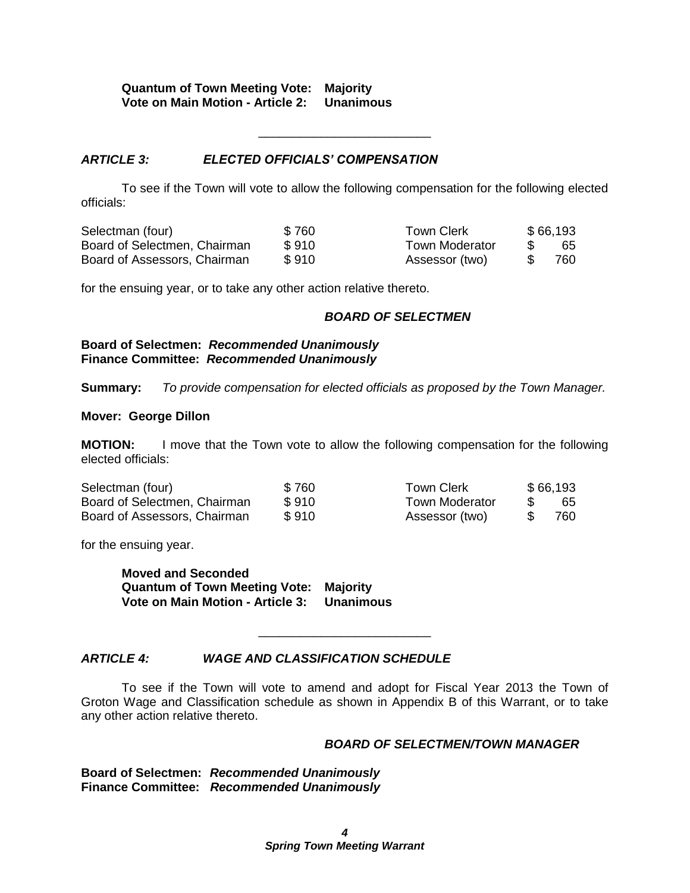**Quantum of Town Meeting Vote: Majority**
**Vote on Main Motion - Article 2: Unanimous**

---

### *ARTICLE 3: ELECTED OFFICIALS' COMPENSATION*

To see if the Town will vote to allow the following compensation for the following elected officials:

| | | | |
|---|---|---|---|
| Selectman (four) | $ 760 | Town Clerk | $ 66,193 |
| Board of Selectmen, Chairman | $ 910 | Town Moderator | $ 65 |
| Board of Assessors, Chairman | $ 910 | Assessor (two) | $ 760 |

for the ensuing year, or to take any other action relative thereto.

***BOARD OF SELECTMEN***

**Board of Selectmen:** ***Recommended Unanimously***
**Finance Committee:** ***Recommended Unanimously***

**Summary:** *To provide compensation for elected officials as proposed by the Town Manager.*

**Mover: George Dillon**

**MOTION:** I move that the Town vote to allow the following compensation for the following elected officials:

| | | | |
|---|---|---|---|
| Selectman (four) | $ 760 | Town Clerk | $ 66,193 |
| Board of Selectmen, Chairman | $ 910 | Town Moderator | $ 65 |
| Board of Assessors, Chairman | $ 910 | Assessor (two) | $ 760 |

for the ensuing year.

**Moved and Seconded**
**Quantum of Town Meeting Vote: Majority**
**Vote on Main Motion - Article 3: Unanimous**

---

### *ARTICLE 4: WAGE AND CLASSIFICATION SCHEDULE*

To see if the Town will vote to amend and adopt for Fiscal Year 2013 the Town of Groton Wage and Classification schedule as shown in Appendix B of this Warrant, or to take any other action relative thereto.

***BOARD OF SELECTMEN/TOWN MANAGER***

**Board of Selectmen:** ***Recommended Unanimously***
**Finance Committee:** ***Recommended Unanimously***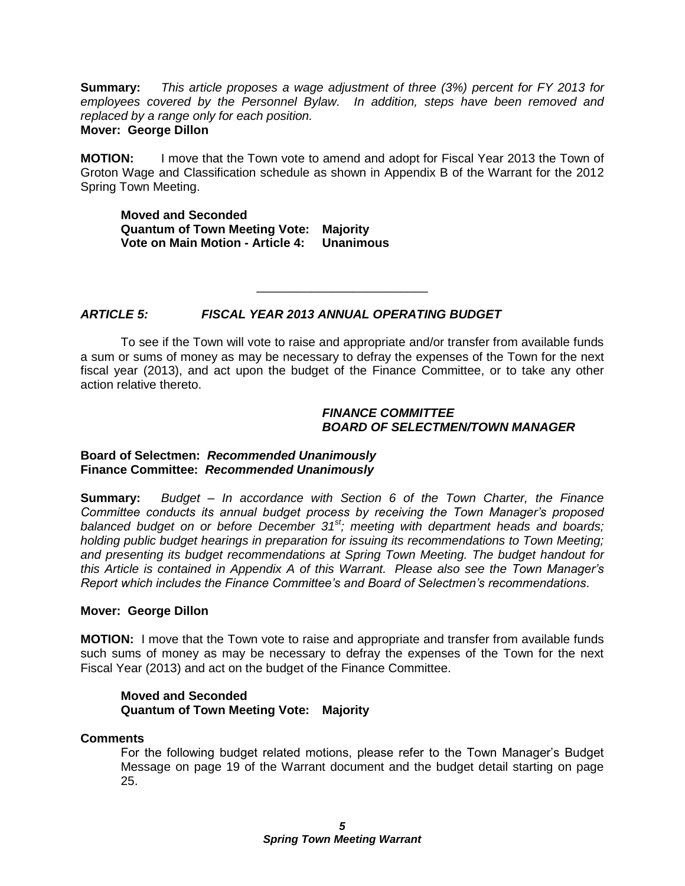**Summary:** *This article proposes a wage adjustment of three (3%) percent for FY 2013 for employees covered by the Personnel Bylaw. In addition, steps have been removed and replaced by a range only for each position.*
**Mover: George Dillon**

**MOTION:** I move that the Town vote to amend and adopt for Fiscal Year 2013 the Town of Groton Wage and Classification schedule as shown in Appendix B of the Warrant for the 2012 Spring Town Meeting.

**Moved and Seconded**
**Quantum of Town Meeting Vote: Majority**
**Vote on Main Motion - Article 4: Unanimous**

---

### *ARTICLE 5: FISCAL YEAR 2013 ANNUAL OPERATING BUDGET*

To see if the Town will vote to raise and appropriate and/or transfer from available funds a sum or sums of money as may be necessary to defray the expenses of the Town for the next fiscal year (2013), and act upon the budget of the Finance Committee, or to take any other action relative thereto.

***FINANCE COMMITTEE***
***BOARD OF SELECTMEN/TOWN MANAGER***

**Board of Selectmen: *Recommended Unanimously***
**Finance Committee: *Recommended Unanimously***

**Summary:** *Budget – In accordance with Section 6 of the Town Charter, the Finance Committee conducts its annual budget process by receiving the Town Manager's proposed balanced budget on or before December 31st; meeting with department heads and boards; holding public budget hearings in preparation for issuing its recommendations to Town Meeting; and presenting its budget recommendations at Spring Town Meeting. The budget handout for this Article is contained in Appendix A of this Warrant. Please also see the Town Manager's Report which includes the Finance Committee's and Board of Selectmen's recommendations.*

**Mover: George Dillon**

**MOTION:** I move that the Town vote to raise and appropriate and transfer from available funds such sums of money as may be necessary to defray the expenses of the Town for the next Fiscal Year (2013) and act on the budget of the Finance Committee.

**Moved and Seconded**
**Quantum of Town Meeting Vote: Majority**

**Comments**

For the following budget related motions, please refer to the Town Manager's Budget Message on page 19 of the Warrant document and the budget detail starting on page 25.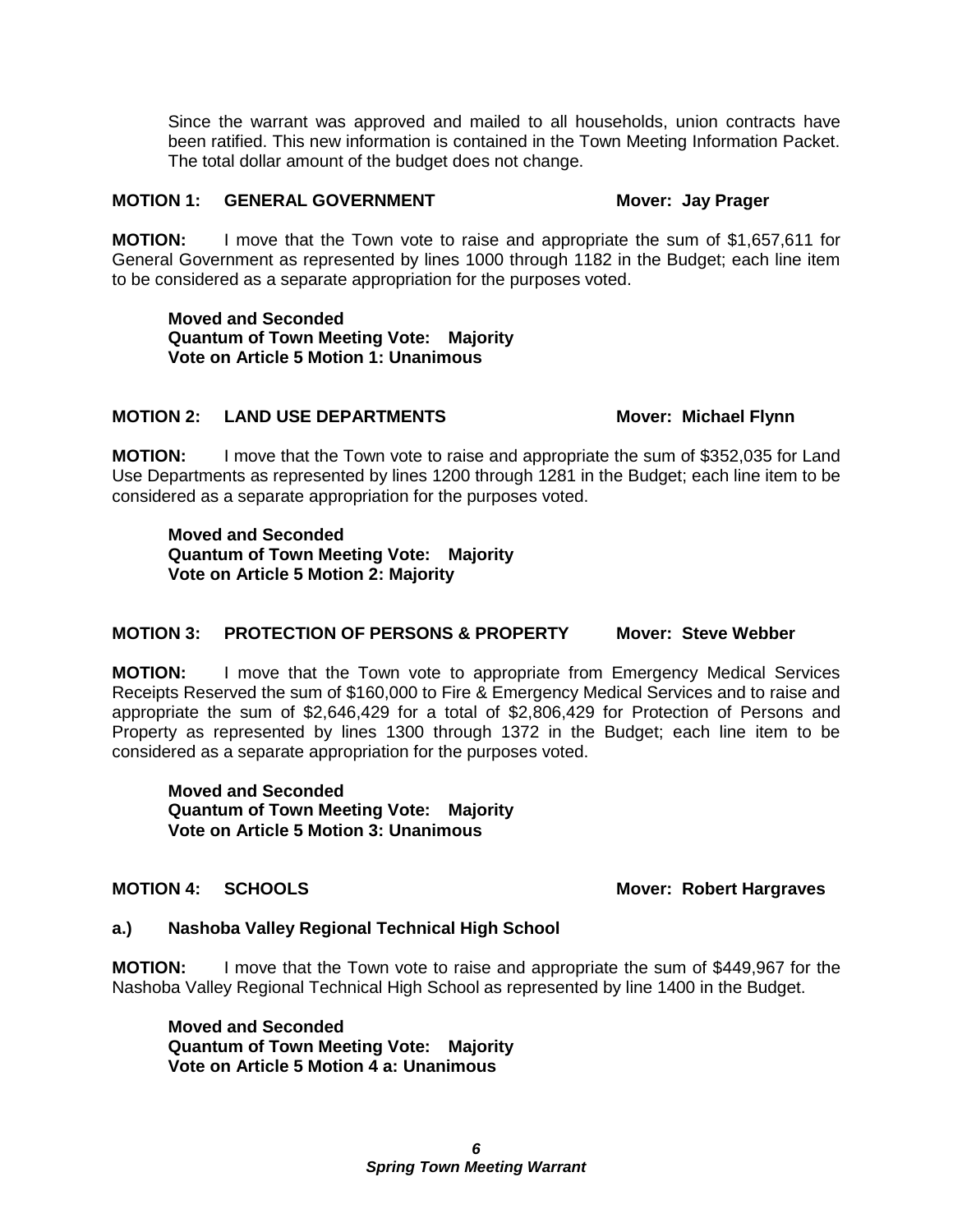Since the warrant was approved and mailed to all households, union contracts have been ratified. This new information is contained in the Town Meeting Information Packet. The total dollar amount of the budget does not change.

**MOTION 1: GENERAL GOVERNMENT** **Mover: Jay Prager**

**MOTION:** I move that the Town vote to raise and appropriate the sum of $1,657,611 for General Government as represented by lines 1000 through 1182 in the Budget; each line item to be considered as a separate appropriation for the purposes voted.

**Moved and Seconded**
**Quantum of Town Meeting Vote: Majority**
**Vote on Article 5 Motion 1: Unanimous**

**MOTION 2: LAND USE DEPARTMENTS** **Mover: Michael Flynn**

**MOTION:** I move that the Town vote to raise and appropriate the sum of $352,035 for Land Use Departments as represented by lines 1200 through 1281 in the Budget; each line item to be considered as a separate appropriation for the purposes voted.

**Moved and Seconded**
**Quantum of Town Meeting Vote: Majority**
**Vote on Article 5 Motion 2: Majority**

**MOTION 3: PROTECTION OF PERSONS & PROPERTY** **Mover: Steve Webber**

**MOTION:** I move that the Town vote to appropriate from Emergency Medical Services Receipts Reserved the sum of $160,000 to Fire & Emergency Medical Services and to raise and appropriate the sum of $2,646,429 for a total of $2,806,429 for Protection of Persons and Property as represented by lines 1300 through 1372 in the Budget; each line item to be considered as a separate appropriation for the purposes voted.

**Moved and Seconded**
**Quantum of Town Meeting Vote: Majority**
**Vote on Article 5 Motion 3: Unanimous**

**MOTION 4: SCHOOLS** **Mover: Robert Hargraves**

**a.) Nashoba Valley Regional Technical High School**

**MOTION:** I move that the Town vote to raise and appropriate the sum of $449,967 for the Nashoba Valley Regional Technical High School as represented by line 1400 in the Budget.

**Moved and Seconded**
**Quantum of Town Meeting Vote: Majority**
**Vote on Article 5 Motion 4 a: Unanimous**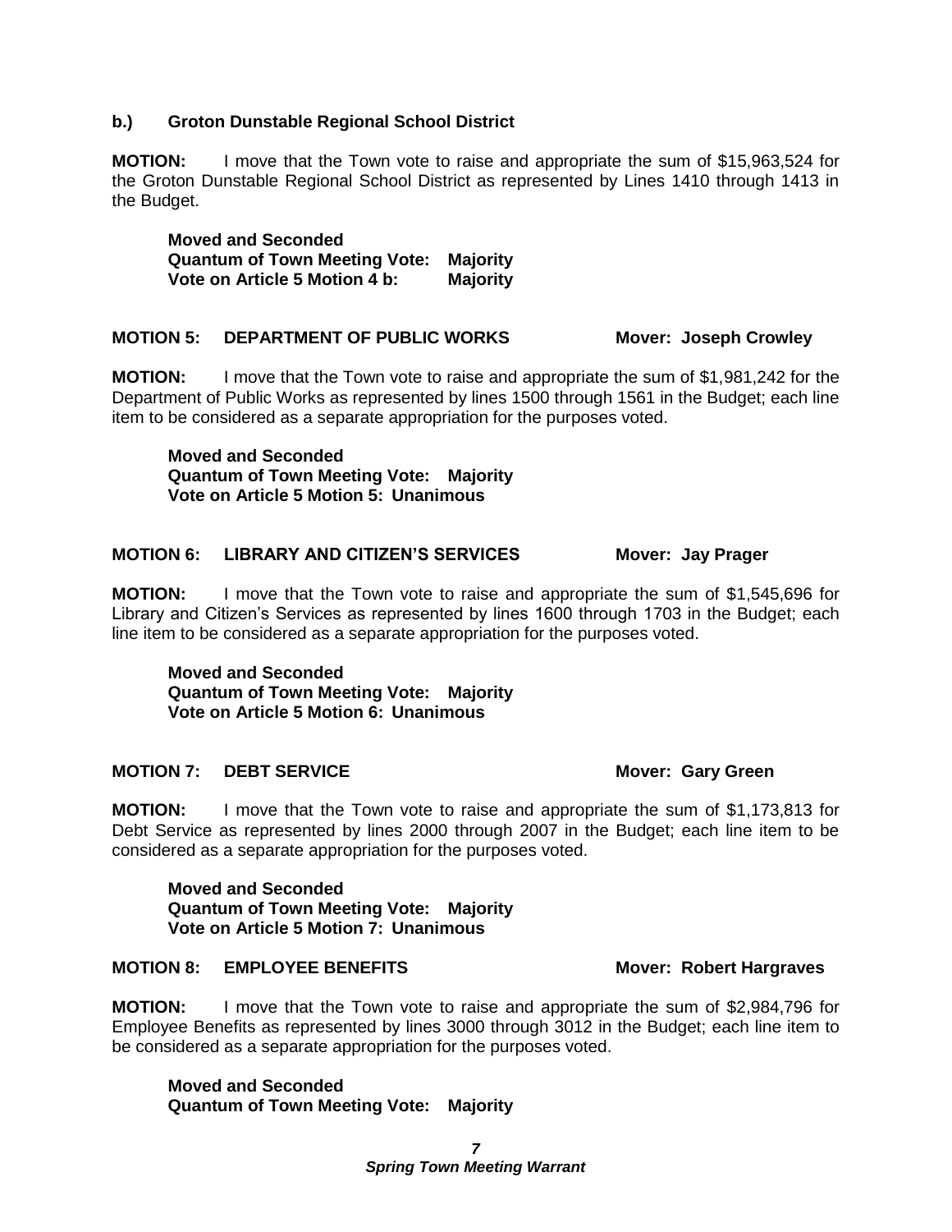**b.) Groton Dunstable Regional School District**

**MOTION:** I move that the Town vote to raise and appropriate the sum of $15,963,524 for the Groton Dunstable Regional School District as represented by Lines 1410 through 1413 in the Budget.

**Moved and Seconded**
**Quantum of Town Meeting Vote: Majority**
**Vote on Article 5 Motion 4 b: Majority**

**MOTION 5: DEPARTMENT OF PUBLIC WORKS Mover: Joseph Crowley**

**MOTION:** I move that the Town vote to raise and appropriate the sum of $1,981,242 for the Department of Public Works as represented by lines 1500 through 1561 in the Budget; each line item to be considered as a separate appropriation for the purposes voted.

**Moved and Seconded**
**Quantum of Town Meeting Vote: Majority**
**Vote on Article 5 Motion 5: Unanimous**

**MOTION 6: LIBRARY AND CITIZEN'S SERVICES Mover: Jay Prager**

**MOTION:** I move that the Town vote to raise and appropriate the sum of $1,545,696 for Library and Citizen's Services as represented by lines 1600 through 1703 in the Budget; each line item to be considered as a separate appropriation for the purposes voted.

**Moved and Seconded**
**Quantum of Town Meeting Vote: Majority**
**Vote on Article 5 Motion 6: Unanimous**

**MOTION 7: DEBT SERVICE Mover: Gary Green**

**MOTION:** I move that the Town vote to raise and appropriate the sum of $1,173,813 for Debt Service as represented by lines 2000 through 2007 in the Budget; each line item to be considered as a separate appropriation for the purposes voted.

**Moved and Seconded**
**Quantum of Town Meeting Vote: Majority**
**Vote on Article 5 Motion 7: Unanimous**

**MOTION 8: EMPLOYEE BENEFITS Mover: Robert Hargraves**

**MOTION:** I move that the Town vote to raise and appropriate the sum of $2,984,796 for Employee Benefits as represented by lines 3000 through 3012 in the Budget; each line item to be considered as a separate appropriation for the purposes voted.

**Moved and Seconded**
**Quantum of Town Meeting Vote: Majority**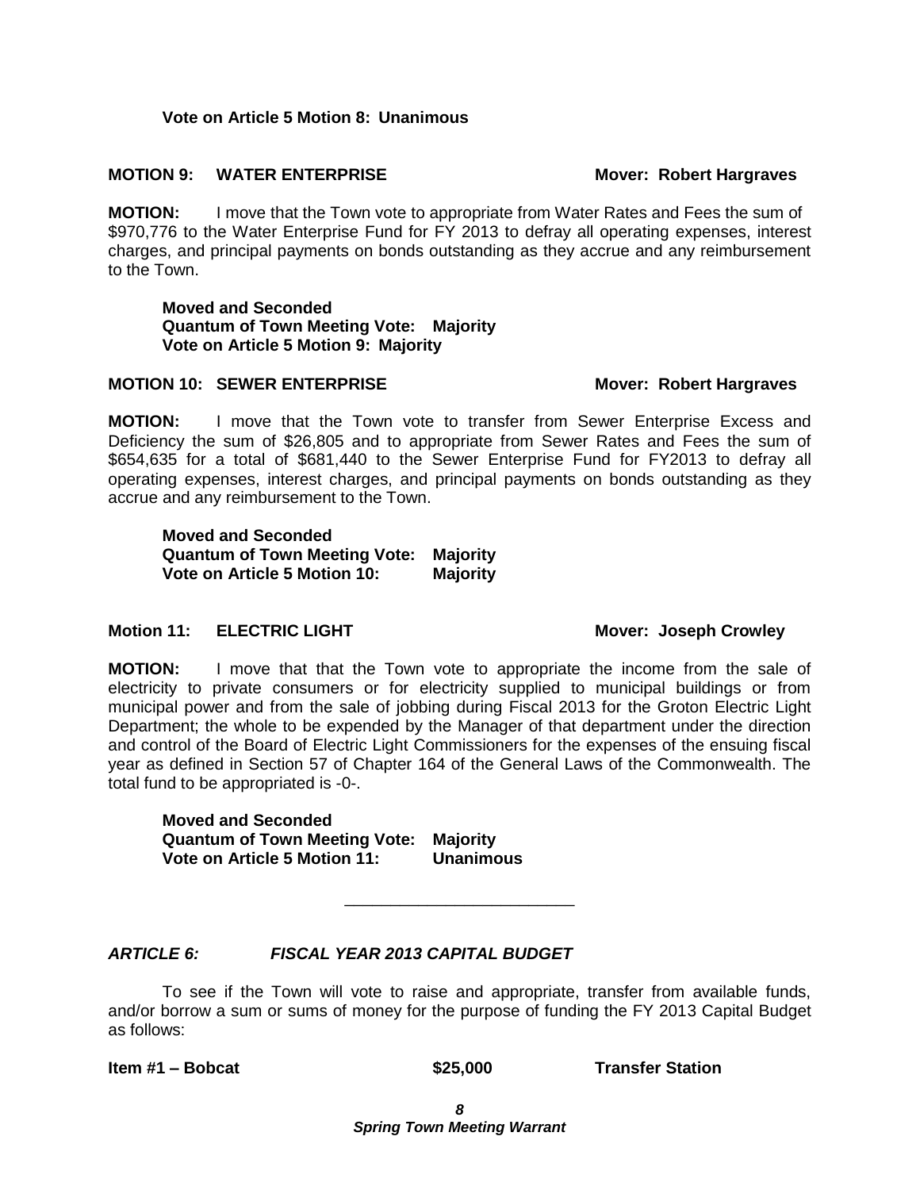**Vote on Article 5 Motion 8: Unanimous**

**MOTION 9: WATER ENTERPRISE** **Mover: Robert Hargraves**

**MOTION:** I move that the Town vote to appropriate from Water Rates and Fees the sum of $970,776 to the Water Enterprise Fund for FY 2013 to defray all operating expenses, interest charges, and principal payments on bonds outstanding as they accrue and any reimbursement to the Town.

**Moved and Seconded**
**Quantum of Town Meeting Vote: Majority**
**Vote on Article 5 Motion 9: Majority**

**MOTION 10: SEWER ENTERPRISE** **Mover: Robert Hargraves**

**MOTION:** I move that the Town vote to transfer from Sewer Enterprise Excess and Deficiency the sum of $26,805 and to appropriate from Sewer Rates and Fees the sum of $654,635 for a total of $681,440 to the Sewer Enterprise Fund for FY2013 to defray all operating expenses, interest charges, and principal payments on bonds outstanding as they accrue and any reimbursement to the Town.

**Moved and Seconded**
**Quantum of Town Meeting Vote: Majority**
**Vote on Article 5 Motion 10: Majority**

**Motion 11: ELECTRIC LIGHT** **Mover: Joseph Crowley**

**MOTION:** I move that that the Town vote to appropriate the income from the sale of electricity to private consumers or for electricity supplied to municipal buildings or from municipal power and from the sale of jobbing during Fiscal 2013 for the Groton Electric Light Department; the whole to be expended by the Manager of that department under the direction and control of the Board of Electric Light Commissioners for the expenses of the ensuing fiscal year as defined in Section 57 of Chapter 164 of the General Laws of the Commonwealth. The total fund to be appropriated is -0-.

**Moved and Seconded**
**Quantum of Town Meeting Vote: Majority**
**Vote on Article 5 Motion 11: Unanimous**

---

***ARTICLE 6: FISCAL YEAR 2013 CAPITAL BUDGET***

To see if the Town will vote to raise and appropriate, transfer from available funds, and/or borrow a sum or sums of money for the purpose of funding the FY 2013 Capital Budget as follows:

**Item #1 – Bobcat** **$25,000** **Transfer Station**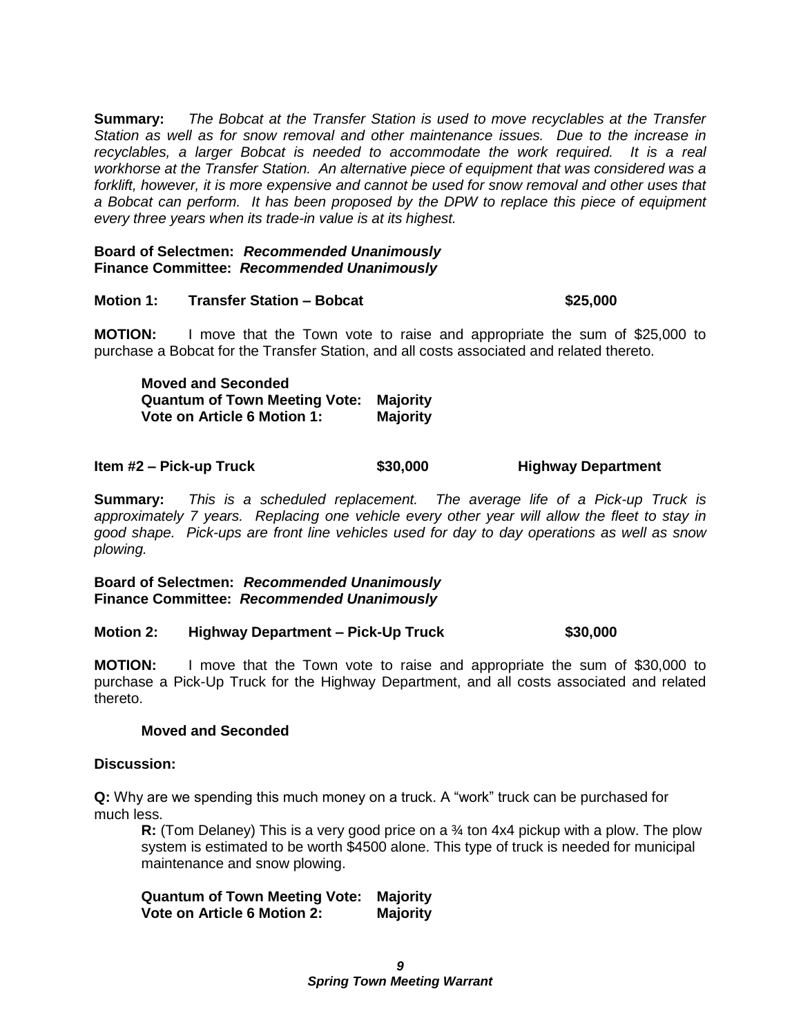**Summary:** *The Bobcat at the Transfer Station is used to move recyclables at the Transfer Station as well as for snow removal and other maintenance issues. Due to the increase in recyclables, a larger Bobcat is needed to accommodate the work required. It is a real workhorse at the Transfer Station. An alternative piece of equipment that was considered was a forklift, however, it is more expensive and cannot be used for snow removal and other uses that a Bobcat can perform. It has been proposed by the DPW to replace this piece of equipment every three years when its trade-in value is at its highest.*

**Board of Selectmen:** ***Recommended Unanimously***
**Finance Committee:** ***Recommended Unanimously***

**Motion 1: Transfer Station – Bobcat $25,000**

**MOTION:** I move that the Town vote to raise and appropriate the sum of $25,000 to purchase a Bobcat for the Transfer Station, and all costs associated and related thereto.

**Moved and Seconded**
**Quantum of Town Meeting Vote: Majority**
**Vote on Article 6 Motion 1: Majority**

**Item #2 – Pick-up Truck $30,000 Highway Department**

**Summary:** *This is a scheduled replacement. The average life of a Pick-up Truck is approximately 7 years. Replacing one vehicle every other year will allow the fleet to stay in good shape. Pick-ups are front line vehicles used for day to day operations as well as snow plowing.*

**Board of Selectmen:** ***Recommended Unanimously***
**Finance Committee:** ***Recommended Unanimously***

**Motion 2: Highway Department – Pick-Up Truck $30,000**

**MOTION:** I move that the Town vote to raise and appropriate the sum of $30,000 to purchase a Pick-Up Truck for the Highway Department, and all costs associated and related thereto.

**Moved and Seconded**

**Discussion:**

**Q:** Why are we spending this much money on a truck. A "work" truck can be purchased for much less.

**R:** (Tom Delaney) This is a very good price on a ¾ ton 4x4 pickup with a plow. The plow system is estimated to be worth $4500 alone. This type of truck is needed for municipal maintenance and snow plowing.

**Quantum of Town Meeting Vote: Majority**
**Vote on Article 6 Motion 2: Majority**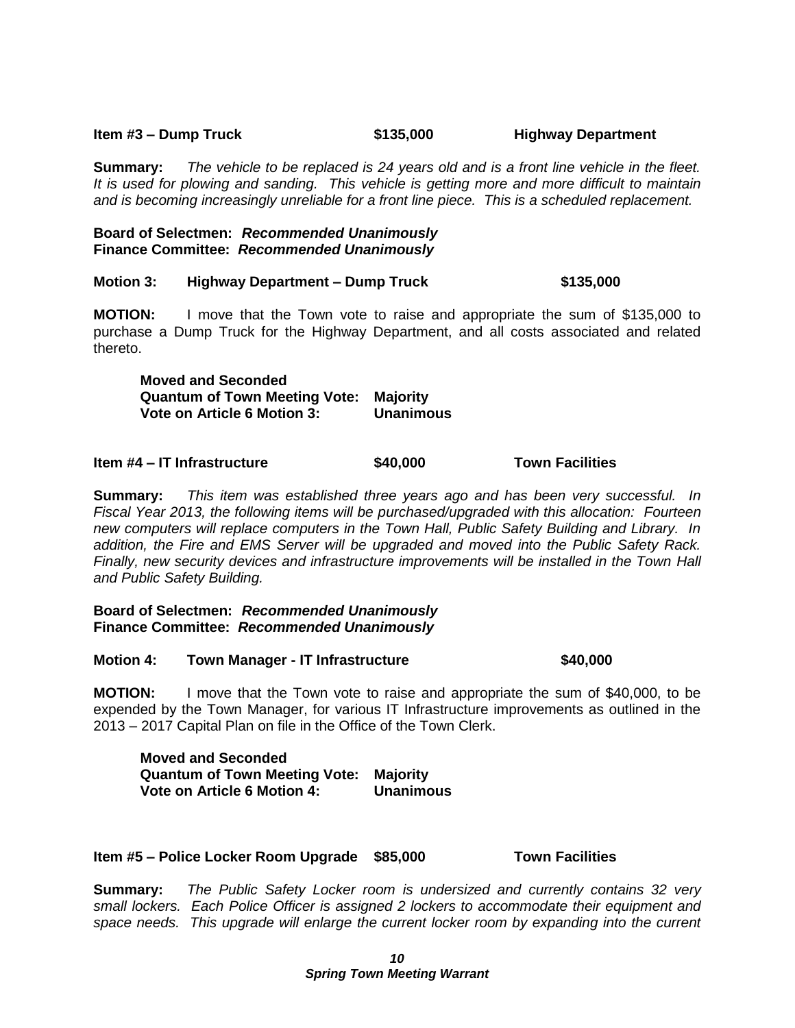**Item #3 – Dump Truck** **$135,000** **Highway Department**

**Summary:** *The vehicle to be replaced is 24 years old and is a front line vehicle in the fleet. It is used for plowing and sanding. This vehicle is getting more and more difficult to maintain and is becoming increasingly unreliable for a front line piece. This is a scheduled replacement.*

**Board of Selectmen:** ***Recommended Unanimously***
**Finance Committee:** ***Recommended Unanimously***

**Motion 3:** **Highway Department – Dump Truck** **$135,000**

**MOTION:** I move that the Town vote to raise and appropriate the sum of $135,000 to purchase a Dump Truck for the Highway Department, and all costs associated and related thereto.

**Moved and Seconded**
**Quantum of Town Meeting Vote: Majority**
**Vote on Article 6 Motion 3: Unanimous**

**Item #4 – IT Infrastructure** **$40,000** **Town Facilities**

**Summary:** *This item was established three years ago and has been very successful. In Fiscal Year 2013, the following items will be purchased/upgraded with this allocation: Fourteen new computers will replace computers in the Town Hall, Public Safety Building and Library. In addition, the Fire and EMS Server will be upgraded and moved into the Public Safety Rack. Finally, new security devices and infrastructure improvements will be installed in the Town Hall and Public Safety Building.*

**Board of Selectmen:** ***Recommended Unanimously***
**Finance Committee:** ***Recommended Unanimously***

**Motion 4:** **Town Manager - IT Infrastructure** **$40,000**

**MOTION:** I move that the Town vote to raise and appropriate the sum of $40,000, to be expended by the Town Manager, for various IT Infrastructure improvements as outlined in the 2013 – 2017 Capital Plan on file in the Office of the Town Clerk.

**Moved and Seconded**
**Quantum of Town Meeting Vote: Majority**
**Vote on Article 6 Motion 4: Unanimous**

**Item #5 – Police Locker Room Upgrade** **$85,000** **Town Facilities**

**Summary:** *The Public Safety Locker room is undersized and currently contains 32 very small lockers. Each Police Officer is assigned 2 lockers to accommodate their equipment and space needs. This upgrade will enlarge the current locker room by expanding into the current*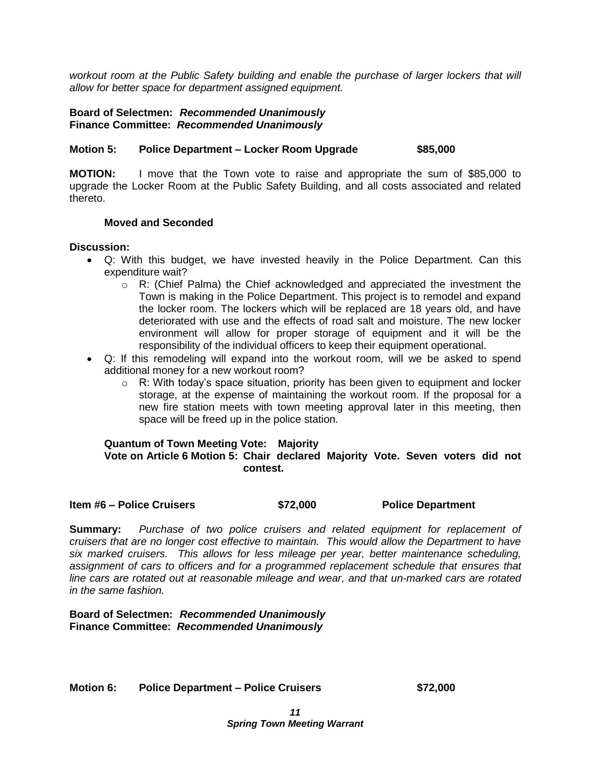*workout room at the Public Safety building and enable the purchase of larger lockers that will allow for better space for department assigned equipment.*

**Board of Selectmen:** ***Recommended Unanimously***
**Finance Committee:** ***Recommended Unanimously***

**Motion 5: Police Department – Locker Room Upgrade $85,000**

**MOTION:** I move that the Town vote to raise and appropriate the sum of $85,000 to upgrade the Locker Room at the Public Safety Building, and all costs associated and related thereto.

**Moved and Seconded**

**Discussion:**

- Q: With this budget, we have invested heavily in the Police Department. Can this expenditure wait?
  - R: (Chief Palma) the Chief acknowledged and appreciated the investment the Town is making in the Police Department. This project is to remodel and expand the locker room. The lockers which will be replaced are 18 years old, and have deteriorated with use and the effects of road salt and moisture. The new locker environment will allow for proper storage of equipment and it will be the responsibility of the individual officers to keep their equipment operational.
- Q: If this remodeling will expand into the workout room, will we be asked to spend additional money for a new workout room?
  - R: With today's space situation, priority has been given to equipment and locker storage, at the expense of maintaining the workout room. If the proposal for a new fire station meets with town meeting approval later in this meeting, then space will be freed up in the police station.

**Quantum of Town Meeting Vote: Majority**
**Vote on Article 6 Motion 5: Chair declared Majority Vote. Seven voters did not contest.**

**Item #6 – Police Cruisers $72,000 Police Department**

**Summary:** *Purchase of two police cruisers and related equipment for replacement of cruisers that are no longer cost effective to maintain. This would allow the Department to have six marked cruisers. This allows for less mileage per year, better maintenance scheduling, assignment of cars to officers and for a programmed replacement schedule that ensures that line cars are rotated out at reasonable mileage and wear, and that un-marked cars are rotated in the same fashion.*

**Board of Selectmen:** ***Recommended Unanimously***
**Finance Committee:** ***Recommended Unanimously***

**Motion 6: Police Department – Police Cruisers $72,000**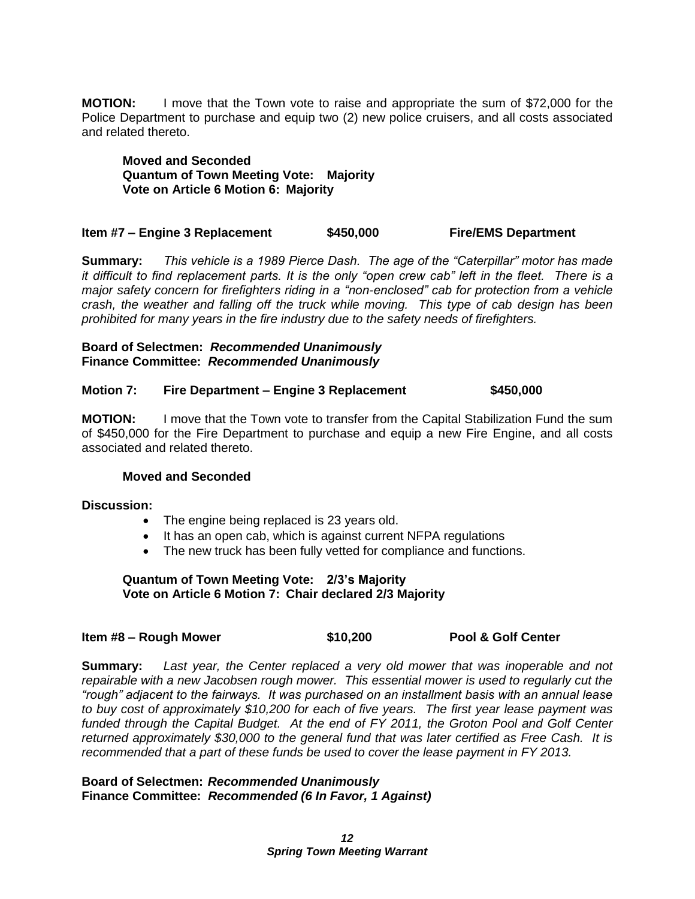**MOTION:** I move that the Town vote to raise and appropriate the sum of $72,000 for the Police Department to purchase and equip two (2) new police cruisers, and all costs associated and related thereto.

**Moved and Seconded**
**Quantum of Town Meeting Vote: Majority**
**Vote on Article 6 Motion 6: Majority**

**Item #7 – Engine 3 Replacement $450,000 Fire/EMS Department**

**Summary:** *This vehicle is a 1989 Pierce Dash. The age of the "Caterpillar" motor has made it difficult to find replacement parts. It is the only "open crew cab" left in the fleet. There is a major safety concern for firefighters riding in a "non-enclosed" cab for protection from a vehicle crash, the weather and falling off the truck while moving. This type of cab design has been prohibited for many years in the fire industry due to the safety needs of firefighters.*

**Board of Selectmen:** ***Recommended Unanimously***
**Finance Committee:** ***Recommended Unanimously***

**Motion 7: Fire Department – Engine 3 Replacement $450,000**

**MOTION:** I move that the Town vote to transfer from the Capital Stabilization Fund the sum of $450,000 for the Fire Department to purchase and equip a new Fire Engine, and all costs associated and related thereto.

**Moved and Seconded**

**Discussion:**

- The engine being replaced is 23 years old.
- It has an open cab, which is against current NFPA regulations
- The new truck has been fully vetted for compliance and functions.

**Quantum of Town Meeting Vote: 2/3's Majority**
**Vote on Article 6 Motion 7: Chair declared 2/3 Majority**

**Item #8 – Rough Mower $10,200 Pool & Golf Center**

**Summary:** *Last year, the Center replaced a very old mower that was inoperable and not repairable with a new Jacobsen rough mower. This essential mower is used to regularly cut the "rough" adjacent to the fairways. It was purchased on an installment basis with an annual lease to buy cost of approximately $10,200 for each of five years. The first year lease payment was funded through the Capital Budget. At the end of FY 2011, the Groton Pool and Golf Center returned approximately $30,000 to the general fund that was later certified as Free Cash. It is recommended that a part of these funds be used to cover the lease payment in FY 2013.*

**Board of Selectmen:** ***Recommended Unanimously***
**Finance Committee:** ***Recommended (6 In Favor, 1 Against)***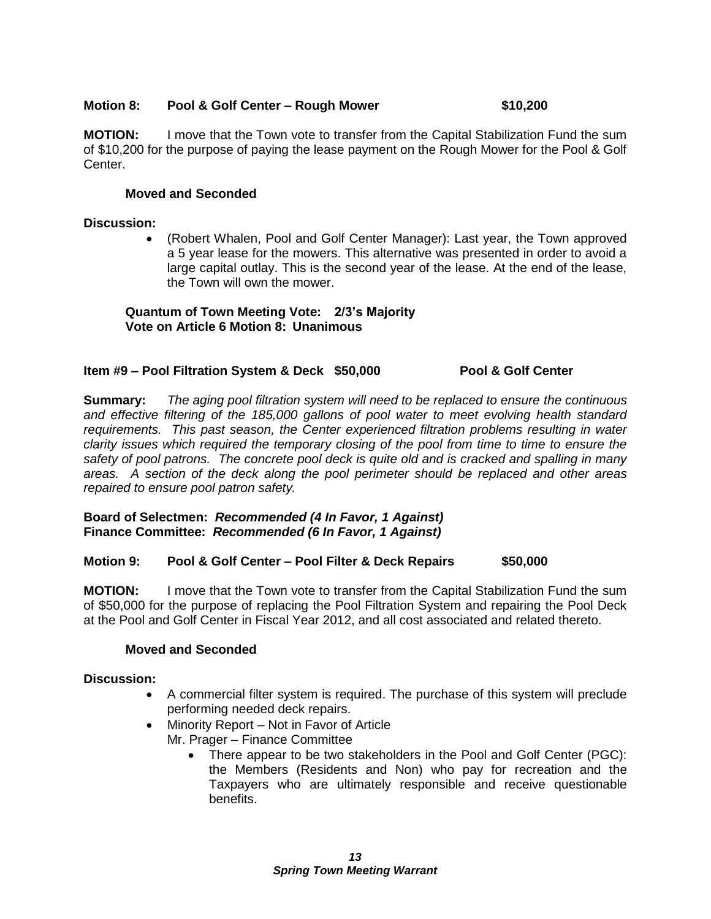**Motion 8: Pool & Golf Center – Rough Mower $10,200**

**MOTION:** I move that the Town vote to transfer from the Capital Stabilization Fund the sum of $10,200 for the purpose of paying the lease payment on the Rough Mower for the Pool & Golf Center.

**Moved and Seconded**

**Discussion:**

- (Robert Whalen, Pool and Golf Center Manager): Last year, the Town approved a 5 year lease for the mowers. This alternative was presented in order to avoid a large capital outlay. This is the second year of the lease. At the end of the lease, the Town will own the mower.

**Quantum of Town Meeting Vote: 2/3's Majority**
**Vote on Article 6 Motion 8: Unanimous**

**Item #9 – Pool Filtration System & Deck $50,000 Pool & Golf Center**

**Summary:** *The aging pool filtration system will need to be replaced to ensure the continuous and effective filtering of the 185,000 gallons of pool water to meet evolving health standard requirements. This past season, the Center experienced filtration problems resulting in water clarity issues which required the temporary closing of the pool from time to time to ensure the safety of pool patrons. The concrete pool deck is quite old and is cracked and spalling in many areas. A section of the deck along the pool perimeter should be replaced and other areas repaired to ensure pool patron safety.*

**Board of Selectmen:** ***Recommended (4 In Favor, 1 Against)***
**Finance Committee:** ***Recommended (6 In Favor, 1 Against)***

**Motion 9: Pool & Golf Center – Pool Filter & Deck Repairs $50,000**

**MOTION:** I move that the Town vote to transfer from the Capital Stabilization Fund the sum of $50,000 for the purpose of replacing the Pool Filtration System and repairing the Pool Deck at the Pool and Golf Center in Fiscal Year 2012, and all cost associated and related thereto.

**Moved and Seconded**

**Discussion:**

- A commercial filter system is required. The purchase of this system will preclude performing needed deck repairs.
- Minority Report – Not in Favor of Article
  Mr. Prager – Finance Committee
  - There appear to be two stakeholders in the Pool and Golf Center (PGC): the Members (Residents and Non) who pay for recreation and the Taxpayers who are ultimately responsible and receive questionable benefits.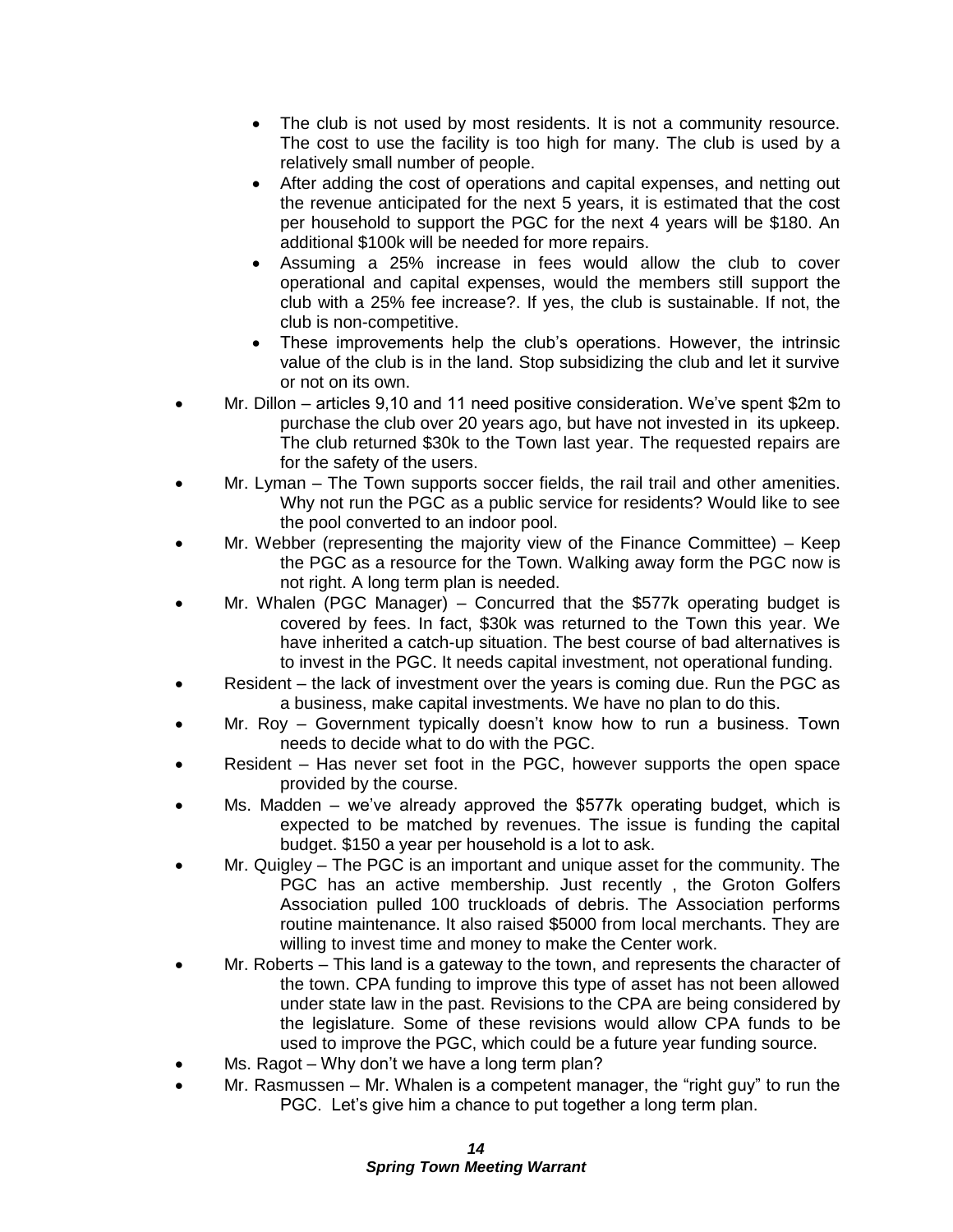- The club is not used by most residents. It is not a community resource. The cost to use the facility is too high for many. The club is used by a relatively small number of people.
  - After adding the cost of operations and capital expenses, and netting out the revenue anticipated for the next 5 years, it is estimated that the cost per household to support the PGC for the next 4 years will be $180. An additional $100k will be needed for more repairs.
  - Assuming a 25% increase in fees would allow the club to cover operational and capital expenses, would the members still support the club with a 25% fee increase?. If yes, the club is sustainable. If not, the club is non-competitive.
  - These improvements help the club's operations. However, the intrinsic value of the club is in the land. Stop subsidizing the club and let it survive or not on its own.
- Mr. Dillon – articles 9,10 and 11 need positive consideration. We've spent $2m to purchase the club over 20 years ago, but have not invested in its upkeep. The club returned $30k to the Town last year. The requested repairs are for the safety of the users.
- Mr. Lyman – The Town supports soccer fields, the rail trail and other amenities. Why not run the PGC as a public service for residents? Would like to see the pool converted to an indoor pool.
- Mr. Webber (representing the majority view of the Finance Committee) – Keep the PGC as a resource for the Town. Walking away form the PGC now is not right. A long term plan is needed.
- Mr. Whalen (PGC Manager) – Concurred that the $577k operating budget is covered by fees. In fact, $30k was returned to the Town this year. We have inherited a catch-up situation. The best course of bad alternatives is to invest in the PGC. It needs capital investment, not operational funding.
- Resident – the lack of investment over the years is coming due. Run the PGC as a business, make capital investments. We have no plan to do this.
- Mr. Roy – Government typically doesn't know how to run a business. Town needs to decide what to do with the PGC.
- Resident – Has never set foot in the PGC, however supports the open space provided by the course.
- Ms. Madden – we've already approved the $577k operating budget, which is expected to be matched by revenues. The issue is funding the capital budget. $150 a year per household is a lot to ask.
- Mr. Quigley – The PGC is an important and unique asset for the community. The PGC has an active membership. Just recently , the Groton Golfers Association pulled 100 truckloads of debris. The Association performs routine maintenance. It also raised $5000 from local merchants. They are willing to invest time and money to make the Center work.
- Mr. Roberts – This land is a gateway to the town, and represents the character of the town. CPA funding to improve this type of asset has not been allowed under state law in the past. Revisions to the CPA are being considered by the legislature. Some of these revisions would allow CPA funds to be used to improve the PGC, which could be a future year funding source.
- Ms. Ragot – Why don't we have a long term plan?
- Mr. Rasmussen – Mr. Whalen is a competent manager, the "right guy" to run the PGC. Let's give him a chance to put together a long term plan.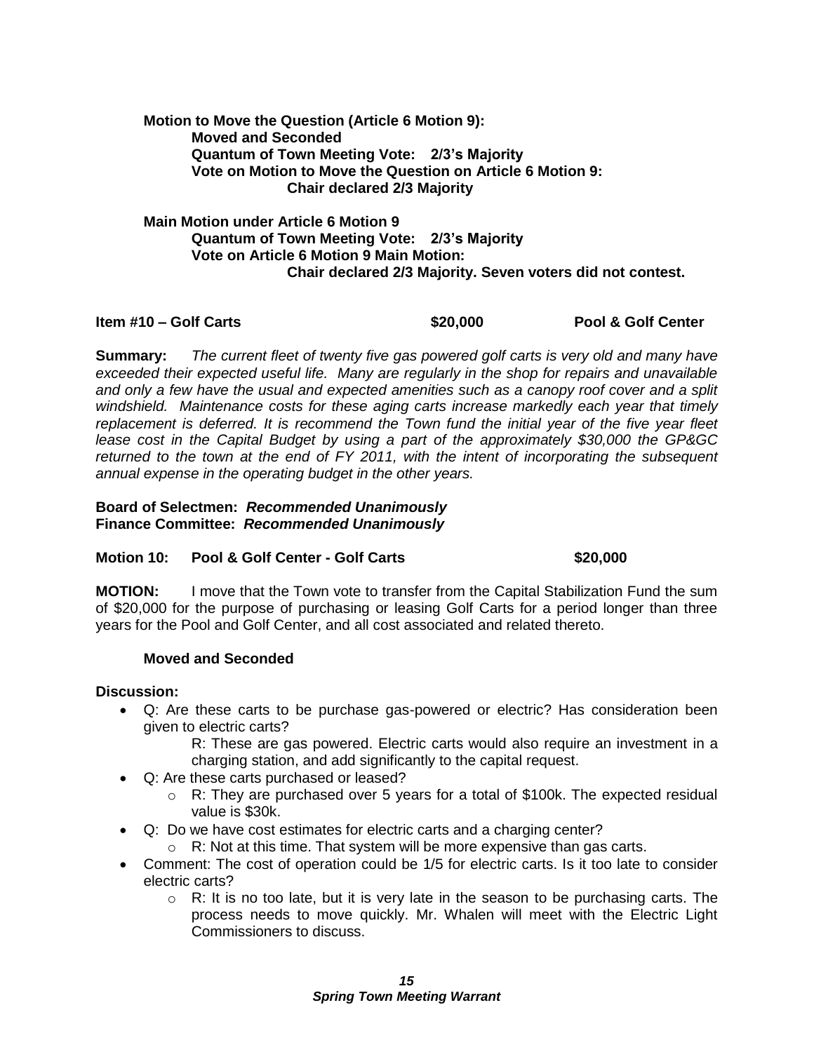**Motion to Move the Question (Article 6 Motion 9):**

**Moved and Seconded**

**Quantum of Town Meeting Vote: 2/3's Majority**

**Vote on Motion to Move the Question on Article 6 Motion 9:**

**Chair declared 2/3 Majority**

**Main Motion under Article 6 Motion 9**

**Quantum of Town Meeting Vote: 2/3's Majority**

**Vote on Article 6 Motion 9 Main Motion:**

**Chair declared 2/3 Majority. Seven voters did not contest.**

**Item #10 – Golf Carts $20,000 Pool & Golf Center**

**Summary:** *The current fleet of twenty five gas powered golf carts is very old and many have exceeded their expected useful life. Many are regularly in the shop for repairs and unavailable and only a few have the usual and expected amenities such as a canopy roof cover and a split windshield. Maintenance costs for these aging carts increase markedly each year that timely replacement is deferred. It is recommend the Town fund the initial year of the five year fleet lease cost in the Capital Budget by using a part of the approximately $30,000 the GP&GC returned to the town at the end of FY 2011, with the intent of incorporating the subsequent annual expense in the operating budget in the other years.*

**Board of Selectmen:** ***Recommended Unanimously***
**Finance Committee:** ***Recommended Unanimously***

**Motion 10: Pool & Golf Center - Golf Carts $20,000**

**MOTION:** I move that the Town vote to transfer from the Capital Stabilization Fund the sum of $20,000 for the purpose of purchasing or leasing Golf Carts for a period longer than three years for the Pool and Golf Center, and all cost associated and related thereto.

**Moved and Seconded**

**Discussion:**

- Q: Are these carts to be purchase gas-powered or electric? Has consideration been given to electric carts?

  R: These are gas powered. Electric carts would also require an investment in a charging station, and add significantly to the capital request.
- Q: Are these carts purchased or leased?
  - R: They are purchased over 5 years for a total of $100k. The expected residual value is $30k.
- Q: Do we have cost estimates for electric carts and a charging center?
  - R: Not at this time. That system will be more expensive than gas carts.
- Comment: The cost of operation could be 1/5 for electric carts. Is it too late to consider electric carts?
  - R: It is no too late, but it is very late in the season to be purchasing carts. The process needs to move quickly. Mr. Whalen will meet with the Electric Light Commissioners to discuss.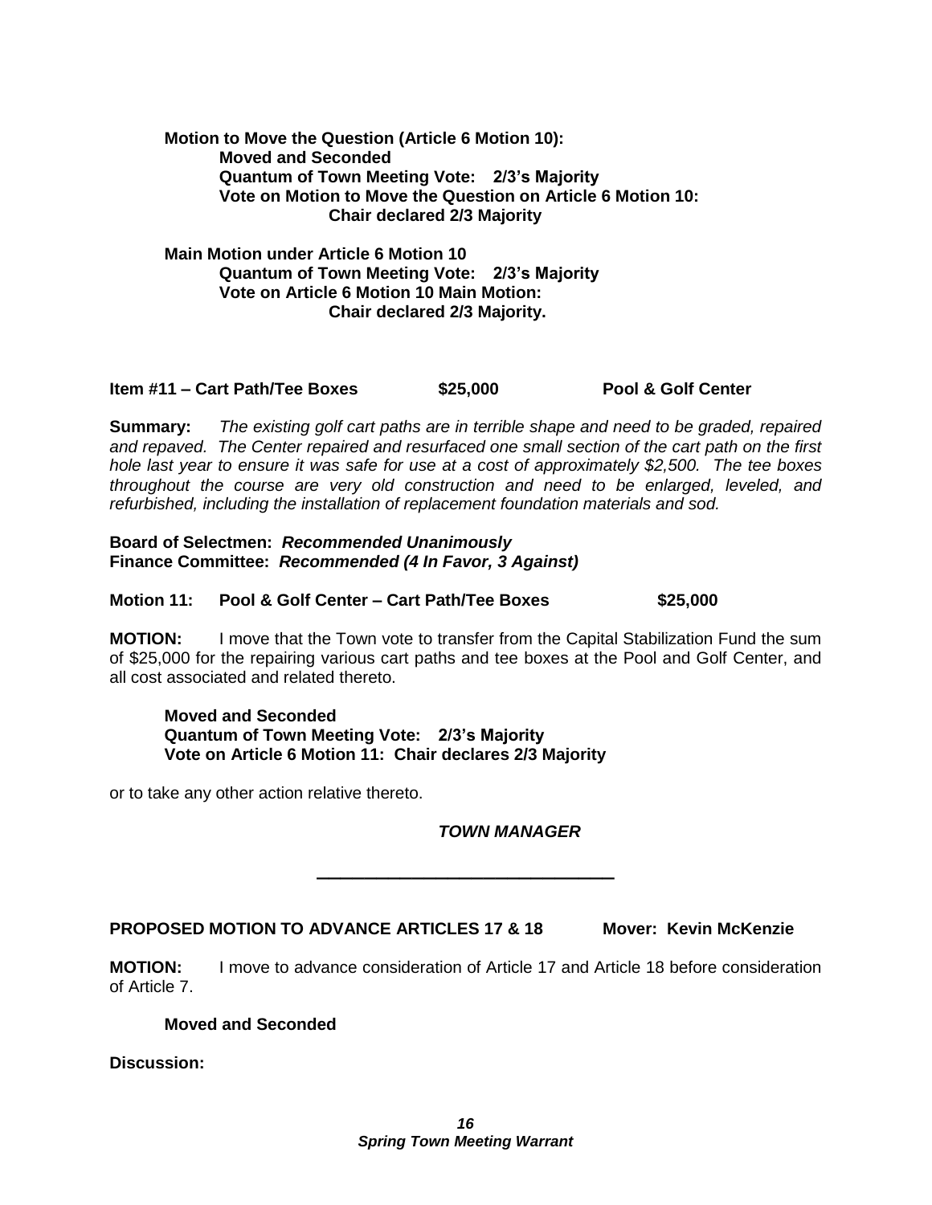**Motion to Move the Question (Article 6 Motion 10):**
**Moved and Seconded**
**Quantum of Town Meeting Vote: 2/3's Majority**
**Vote on Motion to Move the Question on Article 6 Motion 10:**
**Chair declared 2/3 Majority**

**Main Motion under Article 6 Motion 10**
**Quantum of Town Meeting Vote: 2/3's Majority**
**Vote on Article 6 Motion 10 Main Motion:**
**Chair declared 2/3 Majority.**

**Item #11 – Cart Path/Tee Boxes $25,000 Pool & Golf Center**

**Summary:** *The existing golf cart paths are in terrible shape and need to be graded, repaired and repaved. The Center repaired and resurfaced one small section of the cart path on the first hole last year to ensure it was safe for use at a cost of approximately $2,500. The tee boxes throughout the course are very old construction and need to be enlarged, leveled, and refurbished, including the installation of replacement foundation materials and sod.*

**Board of Selectmen:** ***Recommended Unanimously***
**Finance Committee:** ***Recommended (4 In Favor, 3 Against)***

**Motion 11: Pool & Golf Center – Cart Path/Tee Boxes $25,000**

**MOTION:** I move that the Town vote to transfer from the Capital Stabilization Fund the sum of $25,000 for the repairing various cart paths and tee boxes at the Pool and Golf Center, and all cost associated and related thereto.

**Moved and Seconded**
**Quantum of Town Meeting Vote: 2/3's Majority**
**Vote on Article 6 Motion 11: Chair declares 2/3 Majority**

or to take any other action relative thereto.

***TOWN MANAGER***

---

**PROPOSED MOTION TO ADVANCE ARTICLES 17 & 18 Mover: Kevin McKenzie**

**MOTION:** I move to advance consideration of Article 17 and Article 18 before consideration of Article 7.

**Moved and Seconded**

**Discussion:**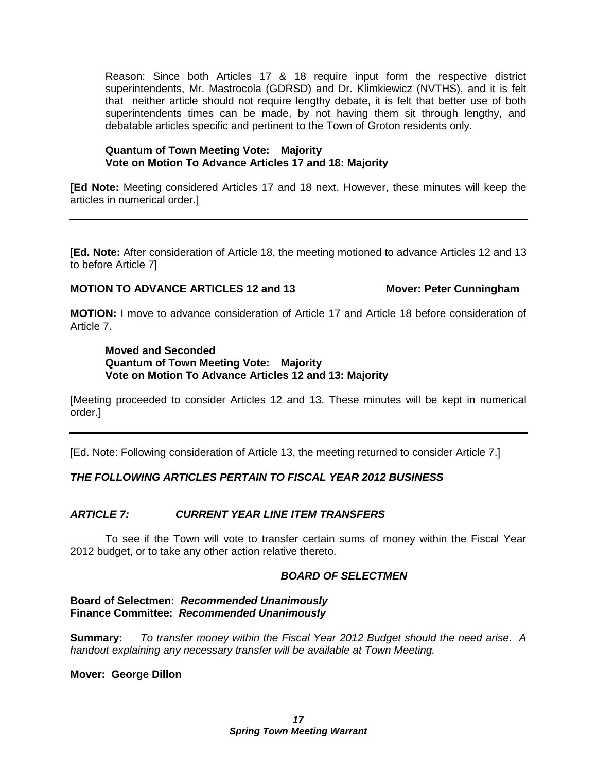Reason: Since both Articles 17 & 18 require input form the respective district superintendents, Mr. Mastrocola (GDRSD) and Dr. Klimkiewicz (NVTHS), and it is felt that neither article should not require lengthy debate, it is felt that better use of both superintendents times can be made, by not having them sit through lengthy, and debatable articles specific and pertinent to the Town of Groton residents only.

**Quantum of Town Meeting Vote: Majority**
**Vote on Motion To Advance Articles 17 and 18: Majority**

**[Ed Note:** Meeting considered Articles 17 and 18 next. However, these minutes will keep the articles in numerical order.]

---

[**Ed. Note:** After consideration of Article 18, the meeting motioned to advance Articles 12 and 13 to before Article 7]

**MOTION TO ADVANCE ARTICLES 12 and 13 Mover: Peter Cunningham**

**MOTION:** I move to advance consideration of Article 17 and Article 18 before consideration of Article 7.

**Moved and Seconded**
**Quantum of Town Meeting Vote: Majority**
**Vote on Motion To Advance Articles 12 and 13: Majority**

[Meeting proceeded to consider Articles 12 and 13. These minutes will be kept in numerical order.]

---

[Ed. Note: Following consideration of Article 13, the meeting returned to consider Article 7.]

***THE FOLLOWING ARTICLES PERTAIN TO FISCAL YEAR 2012 BUSINESS***

***ARTICLE 7: CURRENT YEAR LINE ITEM TRANSFERS***

To see if the Town will vote to transfer certain sums of money within the Fiscal Year 2012 budget, or to take any other action relative thereto.

***BOARD OF SELECTMEN***

**Board of Selectmen:** ***Recommended Unanimously***
**Finance Committee:** ***Recommended Unanimously***

**Summary:** *To transfer money within the Fiscal Year 2012 Budget should the need arise. A handout explaining any necessary transfer will be available at Town Meeting.*

**Mover: George Dillon**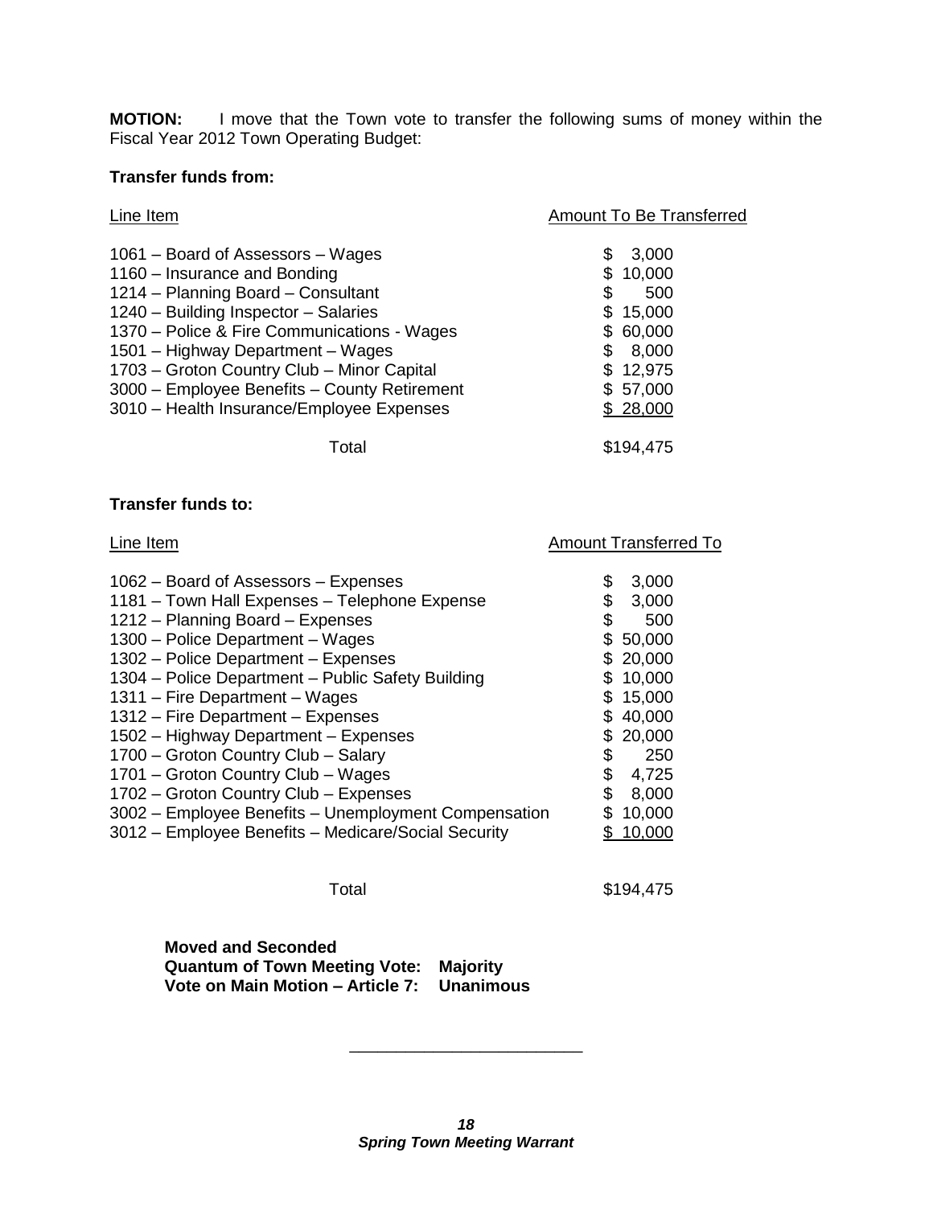**MOTION:** I move that the Town vote to transfer the following sums of money within the Fiscal Year 2012 Town Operating Budget:

**Transfer funds from:**

| Line Item | Amount To Be Transferred |
|---|---|
| 1061 – Board of Assessors – Wages | $ 3,000 |
| 1160 – Insurance and Bonding | $ 10,000 |
| 1214 – Planning Board – Consultant | $ 500 |
| 1240 – Building Inspector – Salaries | $ 15,000 |
| 1370 – Police & Fire Communications - Wages | $ 60,000 |
| 1501 – Highway Department – Wages | $ 8,000 |
| 1703 – Groton Country Club – Minor Capital | $ 12,975 |
| 3000 – Employee Benefits – County Retirement | $ 57,000 |
| 3010 – Health Insurance/Employee Expenses | $ 28,000 |
| Total | $194,475 |

**Transfer funds to:**

| Line Item | Amount Transferred To |
|---|---|
| 1062 – Board of Assessors – Expenses | $ 3,000 |
| 1181 – Town Hall Expenses – Telephone Expense | $ 3,000 |
| 1212 – Planning Board – Expenses | $ 500 |
| 1300 – Police Department – Wages | $ 50,000 |
| 1302 – Police Department – Expenses | $ 20,000 |
| 1304 – Police Department – Public Safety Building | $ 10,000 |
| 1311 – Fire Department – Wages | $ 15,000 |
| 1312 – Fire Department – Expenses | $ 40,000 |
| 1502 – Highway Department – Expenses | $ 20,000 |
| 1700 – Groton Country Club – Salary | $ 250 |
| 1701 – Groton Country Club – Wages | $ 4,725 |
| 1702 – Groton Country Club – Expenses | $ 8,000 |
| 3002 – Employee Benefits – Unemployment Compensation | $ 10,000 |
| 3012 – Employee Benefits – Medicare/Social Security | $ 10,000 |
| Total | $194,475 |

**Moved and Seconded**
**Quantum of Town Meeting Vote: Majority**
**Vote on Main Motion – Article 7: Unanimous**

---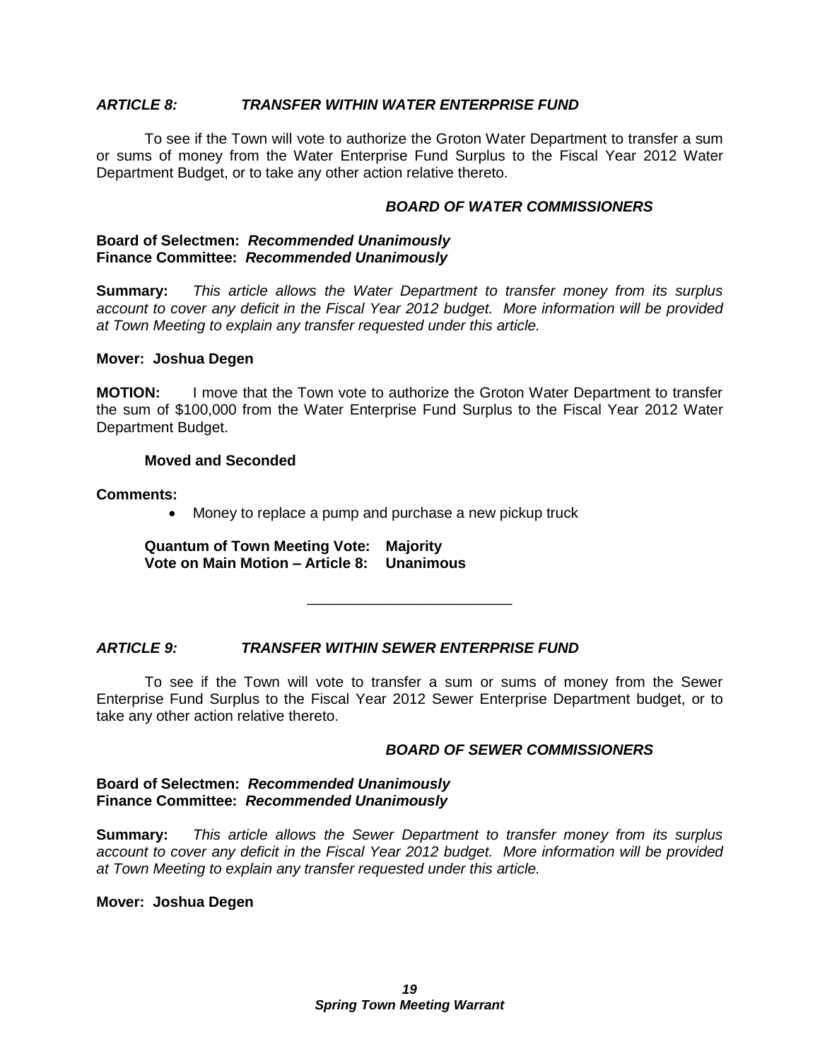## *ARTICLE 8: TRANSFER WITHIN WATER ENTERPRISE FUND*

To see if the Town will vote to authorize the Groton Water Department to transfer a sum or sums of money from the Water Enterprise Fund Surplus to the Fiscal Year 2012 Water Department Budget, or to take any other action relative thereto.

***BOARD OF WATER COMMISSIONERS***

**Board of Selectmen: *Recommended Unanimously***
**Finance Committee: *Recommended Unanimously***

**Summary:** *This article allows the Water Department to transfer money from its surplus account to cover any deficit in the Fiscal Year 2012 budget. More information will be provided at Town Meeting to explain any transfer requested under this article.*

**Mover: Joshua Degen**

**MOTION:** I move that the Town vote to authorize the Groton Water Department to transfer the sum of $100,000 from the Water Enterprise Fund Surplus to the Fiscal Year 2012 Water Department Budget.

**Moved and Seconded**

**Comments:**

- Money to replace a pump and purchase a new pickup truck

**Quantum of Town Meeting Vote: Majority**
**Vote on Main Motion – Article 8: Unanimous**

---

## *ARTICLE 9: TRANSFER WITHIN SEWER ENTERPRISE FUND*

To see if the Town will vote to transfer a sum or sums of money from the Sewer Enterprise Fund Surplus to the Fiscal Year 2012 Sewer Enterprise Department budget, or to take any other action relative thereto.

***BOARD OF SEWER COMMISSIONERS***

**Board of Selectmen: *Recommended Unanimously***
**Finance Committee: *Recommended Unanimously***

**Summary:** *This article allows the Sewer Department to transfer money from its surplus account to cover any deficit in the Fiscal Year 2012 budget. More information will be provided at Town Meeting to explain any transfer requested under this article.*

**Mover: Joshua Degen**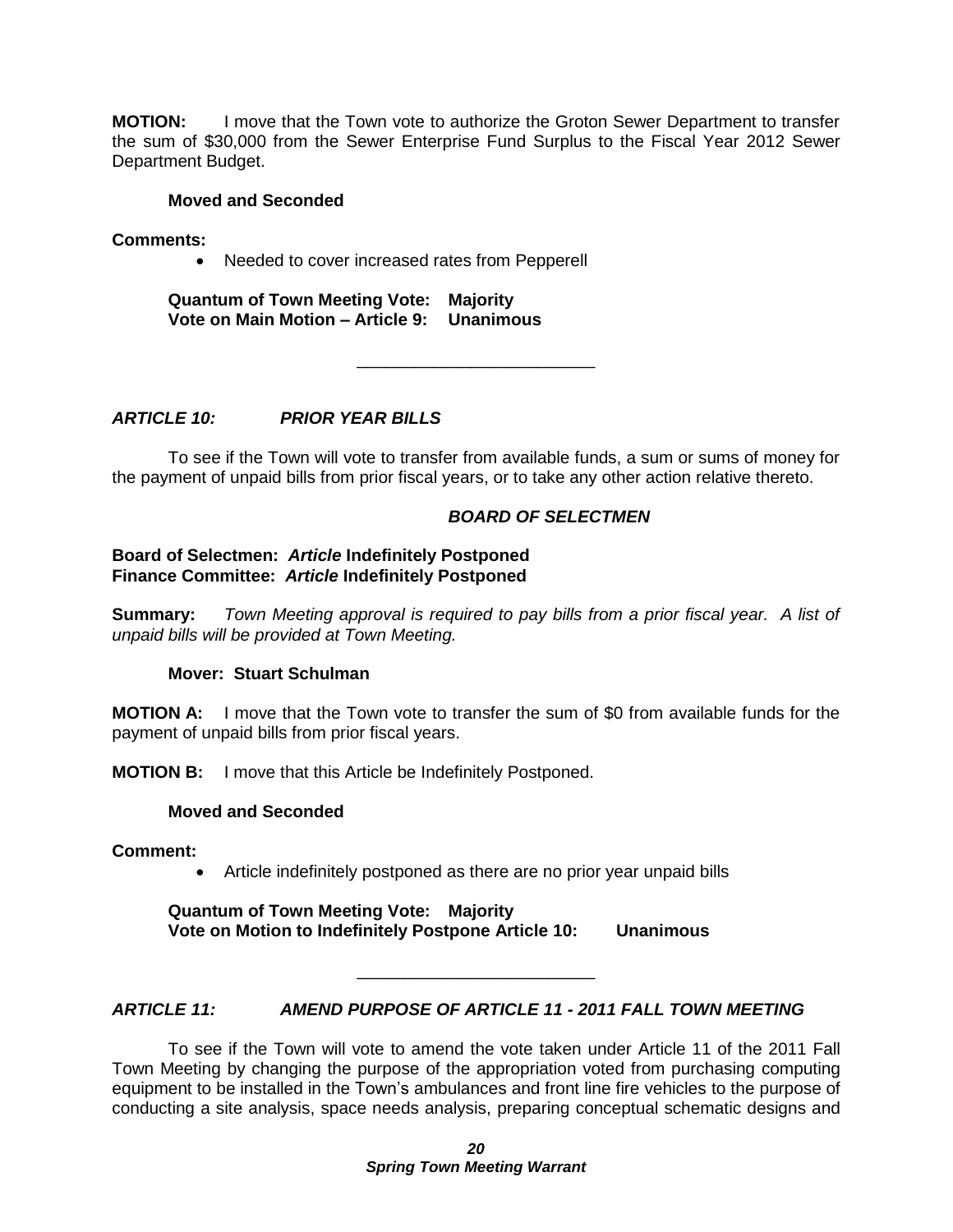**MOTION:** I move that the Town vote to authorize the Groton Sewer Department to transfer the sum of $30,000 from the Sewer Enterprise Fund Surplus to the Fiscal Year 2012 Sewer Department Budget.

**Moved and Seconded**

**Comments:**

- Needed to cover increased rates from Pepperell

**Quantum of Town Meeting Vote: Majority**
**Vote on Main Motion – Article 9: Unanimous**

---

## *ARTICLE 10: PRIOR YEAR BILLS*

To see if the Town will vote to transfer from available funds, a sum or sums of money for the payment of unpaid bills from prior fiscal years, or to take any other action relative thereto.

***BOARD OF SELECTMEN***

**Board of Selectmen: *Article* Indefinitely Postponed**
**Finance Committee: *Article* Indefinitely Postponed**

**Summary:** *Town Meeting approval is required to pay bills from a prior fiscal year. A list of unpaid bills will be provided at Town Meeting.*

**Mover: Stuart Schulman**

**MOTION A:** I move that the Town vote to transfer the sum of $0 from available funds for the payment of unpaid bills from prior fiscal years.

**MOTION B:** I move that this Article be Indefinitely Postponed.

**Moved and Seconded**

**Comment:**

- Article indefinitely postponed as there are no prior year unpaid bills

**Quantum of Town Meeting Vote: Majority**
**Vote on Motion to Indefinitely Postpone Article 10: Unanimous**

---

## *ARTICLE 11: AMEND PURPOSE OF ARTICLE 11 - 2011 FALL TOWN MEETING*

To see if the Town will vote to amend the vote taken under Article 11 of the 2011 Fall Town Meeting by changing the purpose of the appropriation voted from purchasing computing equipment to be installed in the Town's ambulances and front line fire vehicles to the purpose of conducting a site analysis, space needs analysis, preparing conceptual schematic designs and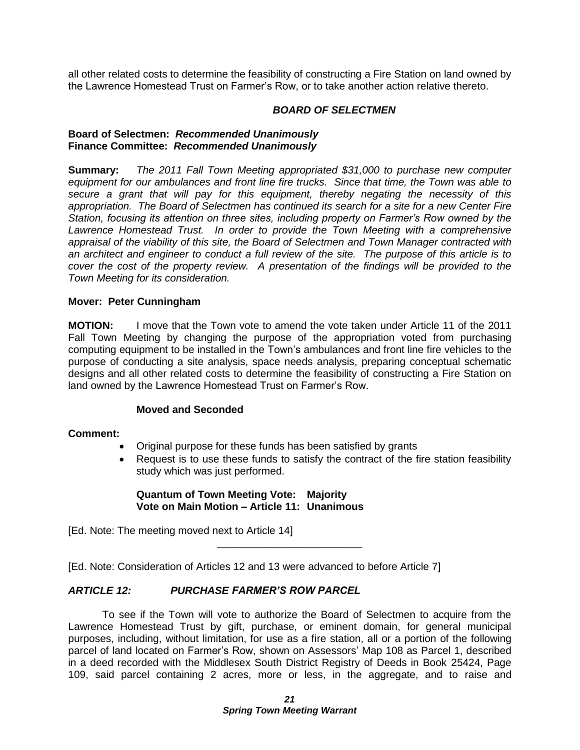all other related costs to determine the feasibility of constructing a Fire Station on land owned by the Lawrence Homestead Trust on Farmer's Row, or to take another action relative thereto.

***BOARD OF SELECTMEN***

**Board of Selectmen:** ***Recommended Unanimously***
**Finance Committee:** ***Recommended Unanimously***

**Summary:** *The 2011 Fall Town Meeting appropriated $31,000 to purchase new computer equipment for our ambulances and front line fire trucks. Since that time, the Town was able to secure a grant that will pay for this equipment, thereby negating the necessity of this appropriation. The Board of Selectmen has continued its search for a site for a new Center Fire Station, focusing its attention on three sites, including property on Farmer's Row owned by the Lawrence Homestead Trust. In order to provide the Town Meeting with a comprehensive appraisal of the viability of this site, the Board of Selectmen and Town Manager contracted with an architect and engineer to conduct a full review of the site. The purpose of this article is to cover the cost of the property review. A presentation of the findings will be provided to the Town Meeting for its consideration.*

**Mover: Peter Cunningham**

**MOTION:** I move that the Town vote to amend the vote taken under Article 11 of the 2011 Fall Town Meeting by changing the purpose of the appropriation voted from purchasing computing equipment to be installed in the Town's ambulances and front line fire vehicles to the purpose of conducting a site analysis, space needs analysis, preparing conceptual schematic designs and all other related costs to determine the feasibility of constructing a Fire Station on land owned by the Lawrence Homestead Trust on Farmer's Row.

**Moved and Seconded**

**Comment:**

- Original purpose for these funds has been satisfied by grants
- Request is to use these funds to satisfy the contract of the fire station feasibility study which was just performed.

**Quantum of Town Meeting Vote: Majority**
**Vote on Main Motion – Article 11: Unanimous**

[Ed. Note: The meeting moved next to Article 14]

---

[Ed. Note: Consideration of Articles 12 and 13 were advanced to before Article 7]

### *ARTICLE 12: PURCHASE FARMER'S ROW PARCEL*

To see if the Town will vote to authorize the Board of Selectmen to acquire from the Lawrence Homestead Trust by gift, purchase, or eminent domain, for general municipal purposes, including, without limitation, for use as a fire station, all or a portion of the following parcel of land located on Farmer's Row, shown on Assessors' Map 108 as Parcel 1, described in a deed recorded with the Middlesex South District Registry of Deeds in Book 25424, Page 109, said parcel containing 2 acres, more or less, in the aggregate, and to raise and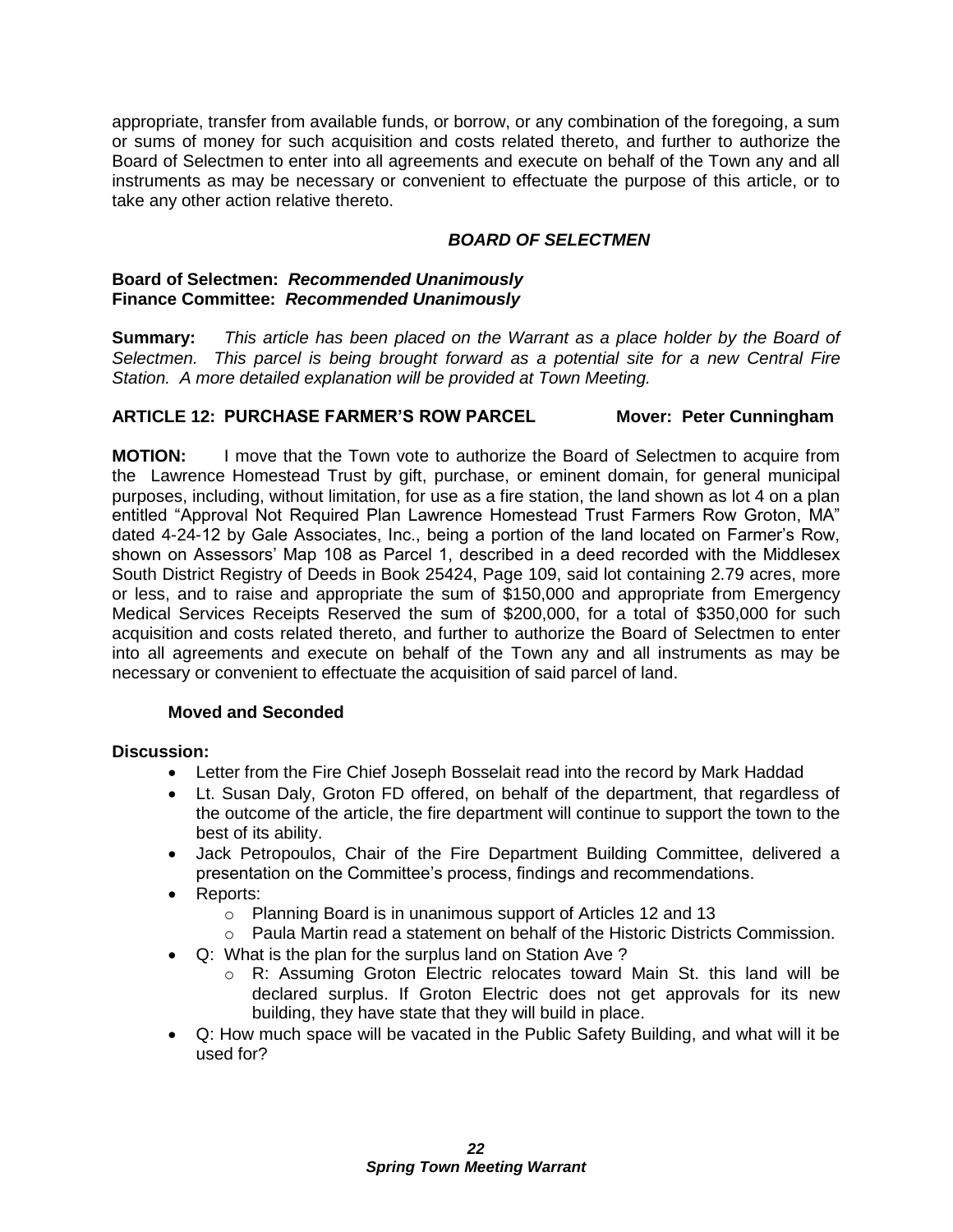appropriate, transfer from available funds, or borrow, or any combination of the foregoing, a sum or sums of money for such acquisition and costs related thereto, and further to authorize the Board of Selectmen to enter into all agreements and execute on behalf of the Town any and all instruments as may be necessary or convenient to effectuate the purpose of this article, or to take any other action relative thereto.

***BOARD OF SELECTMEN***

**Board of Selectmen:** ***Recommended Unanimously***
**Finance Committee:** ***Recommended Unanimously***

**Summary:** *This article has been placed on the Warrant as a place holder by the Board of Selectmen. This parcel is being brought forward as a potential site for a new Central Fire Station. A more detailed explanation will be provided at Town Meeting.*

**ARTICLE 12: PURCHASE FARMER'S ROW PARCEL Mover: Peter Cunningham**

**MOTION:** I move that the Town vote to authorize the Board of Selectmen to acquire from the Lawrence Homestead Trust by gift, purchase, or eminent domain, for general municipal purposes, including, without limitation, for use as a fire station, the land shown as lot 4 on a plan entitled "Approval Not Required Plan Lawrence Homestead Trust Farmers Row Groton, MA" dated 4-24-12 by Gale Associates, Inc., being a portion of the land located on Farmer's Row, shown on Assessors' Map 108 as Parcel 1, described in a deed recorded with the Middlesex South District Registry of Deeds in Book 25424, Page 109, said lot containing 2.79 acres, more or less, and to raise and appropriate the sum of $150,000 and appropriate from Emergency Medical Services Receipts Reserved the sum of $200,000, for a total of $350,000 for such acquisition and costs related thereto, and further to authorize the Board of Selectmen to enter into all agreements and execute on behalf of the Town any and all instruments as may be necessary or convenient to effectuate the acquisition of said parcel of land.

**Moved and Seconded**

**Discussion:**

- Letter from the Fire Chief Joseph Bosselait read into the record by Mark Haddad
- Lt. Susan Daly, Groton FD offered, on behalf of the department, that regardless of the outcome of the article, the fire department will continue to support the town to the best of its ability.
- Jack Petropoulos, Chair of the Fire Department Building Committee, delivered a presentation on the Committee's process, findings and recommendations.
- Reports:
  - Planning Board is in unanimous support of Articles 12 and 13
  - Paula Martin read a statement on behalf of the Historic Districts Commission.
- Q: What is the plan for the surplus land on Station Ave ?
  - R: Assuming Groton Electric relocates toward Main St. this land will be declared surplus. If Groton Electric does not get approvals for its new building, they have state that they will build in place.
- Q: How much space will be vacated in the Public Safety Building, and what will it be used for?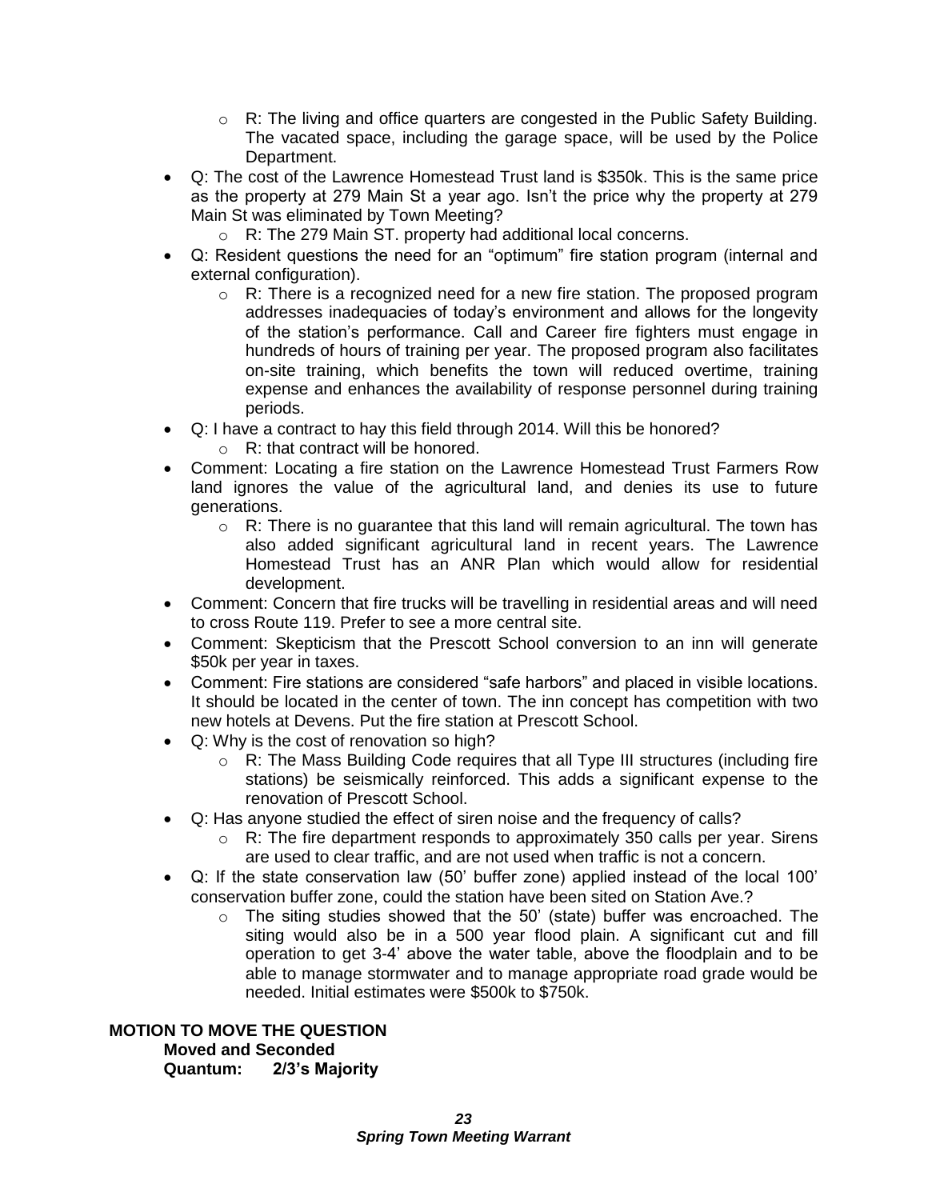- R: The living and office quarters are congested in the Public Safety Building. The vacated space, including the garage space, will be used by the Police Department.
- Q: The cost of the Lawrence Homestead Trust land is $350k. This is the same price as the property at 279 Main St a year ago. Isn't the price why the property at 279 Main St was eliminated by Town Meeting?
  - R: The 279 Main ST. property had additional local concerns.
- Q: Resident questions the need for an "optimum" fire station program (internal and external configuration).
  - R: There is a recognized need for a new fire station. The proposed program addresses inadequacies of today's environment and allows for the longevity of the station's performance. Call and Career fire fighters must engage in hundreds of hours of training per year. The proposed program also facilitates on-site training, which benefits the town will reduced overtime, training expense and enhances the availability of response personnel during training periods.
- Q: I have a contract to hay this field through 2014. Will this be honored?
  - R: that contract will be honored.
- Comment: Locating a fire station on the Lawrence Homestead Trust Farmers Row land ignores the value of the agricultural land, and denies its use to future generations.
  - R: There is no guarantee that this land will remain agricultural. The town has also added significant agricultural land in recent years. The Lawrence Homestead Trust has an ANR Plan which would allow for residential development.
- Comment: Concern that fire trucks will be travelling in residential areas and will need to cross Route 119. Prefer to see a more central site.
- Comment: Skepticism that the Prescott School conversion to an inn will generate $50k per year in taxes.
- Comment: Fire stations are considered "safe harbors" and placed in visible locations. It should be located in the center of town. The inn concept has competition with two new hotels at Devens. Put the fire station at Prescott School.
- Q: Why is the cost of renovation so high?
  - R: The Mass Building Code requires that all Type III structures (including fire stations) be seismically reinforced. This adds a significant expense to the renovation of Prescott School.
- Q: Has anyone studied the effect of siren noise and the frequency of calls?
  - R: The fire department responds to approximately 350 calls per year. Sirens are used to clear traffic, and are not used when traffic is not a concern.
- Q: If the state conservation law (50' buffer zone) applied instead of the local 100' conservation buffer zone, could the station have been sited on Station Ave.?
  - The siting studies showed that the 50' (state) buffer was encroached. The siting would also be in a 500 year flood plain. A significant cut and fill operation to get 3-4' above the water table, above the floodplain and to be able to manage stormwater and to manage appropriate road grade would be needed. Initial estimates were $500k to $750k.

**MOTION TO MOVE THE QUESTION**

**Moved and Seconded**

**Quantum: 2/3's Majority**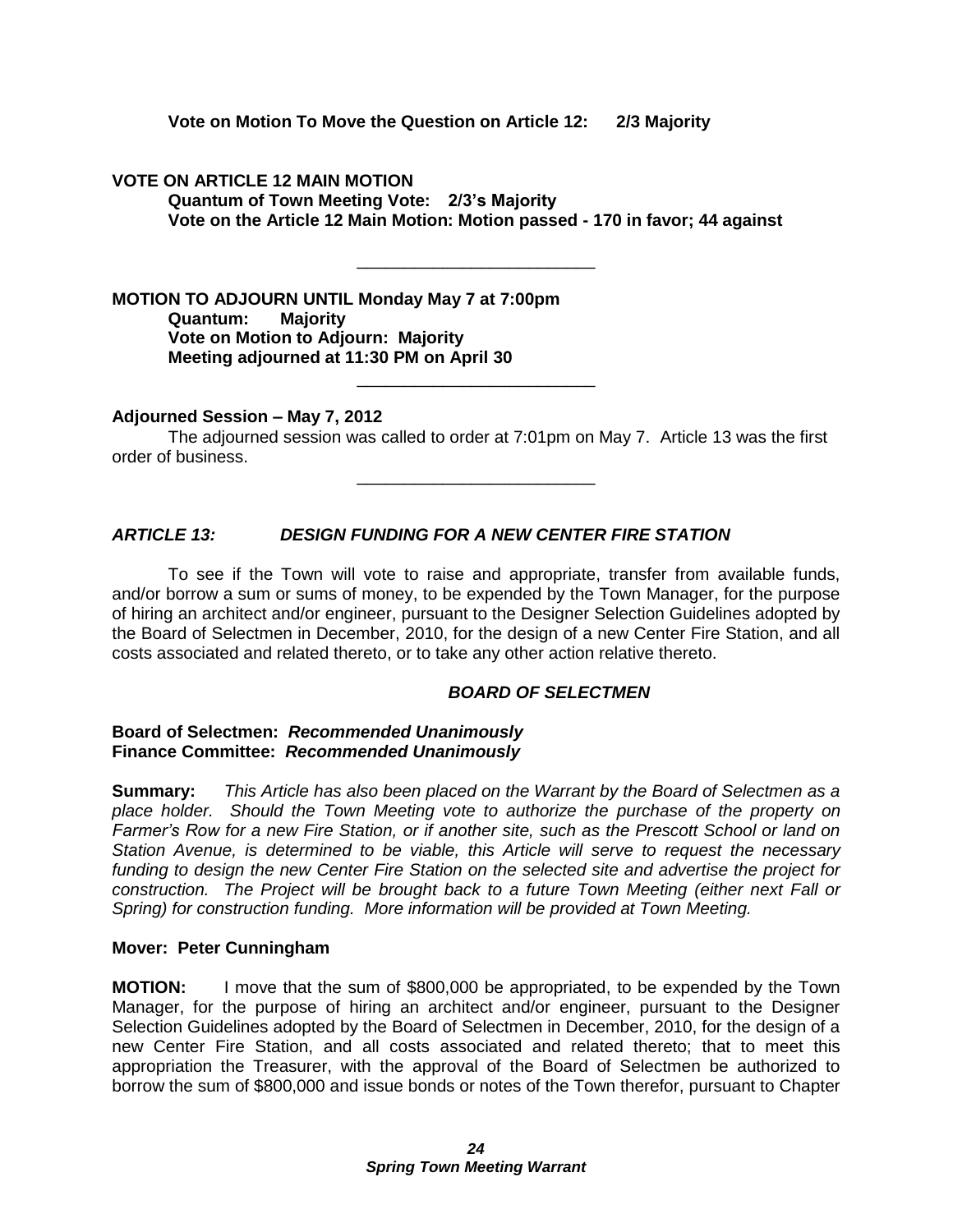**Vote on Motion To Move the Question on Article 12: 2/3 Majority**

**VOTE ON ARTICLE 12 MAIN MOTION**

**Quantum of Town Meeting Vote: 2/3's Majority**
**Vote on the Article 12 Main Motion: Motion passed - 170 in favor; 44 against**

---

**MOTION TO ADJOURN UNTIL Monday May 7 at 7:00pm**

**Quantum: Majority**
**Vote on Motion to Adjourn: Majority**
**Meeting adjourned at 11:30 PM on April 30**

---

**Adjourned Session – May 7, 2012**

The adjourned session was called to order at 7:01pm on May 7. Article 13 was the first order of business.

---

### *ARTICLE 13: DESIGN FUNDING FOR A NEW CENTER FIRE STATION*

To see if the Town will vote to raise and appropriate, transfer from available funds, and/or borrow a sum or sums of money, to be expended by the Town Manager, for the purpose of hiring an architect and/or engineer, pursuant to the Designer Selection Guidelines adopted by the Board of Selectmen in December, 2010, for the design of a new Center Fire Station, and all costs associated and related thereto, or to take any other action relative thereto.

***BOARD OF SELECTMEN***

**Board of Selectmen: *Recommended Unanimously***
**Finance Committee: *Recommended Unanimously***

**Summary:** *This Article has also been placed on the Warrant by the Board of Selectmen as a place holder. Should the Town Meeting vote to authorize the purchase of the property on Farmer's Row for a new Fire Station, or if another site, such as the Prescott School or land on Station Avenue, is determined to be viable, this Article will serve to request the necessary funding to design the new Center Fire Station on the selected site and advertise the project for construction. The Project will be brought back to a future Town Meeting (either next Fall or Spring) for construction funding. More information will be provided at Town Meeting.*

**Mover: Peter Cunningham**

**MOTION:** I move that the sum of $800,000 be appropriated, to be expended by the Town Manager, for the purpose of hiring an architect and/or engineer, pursuant to the Designer Selection Guidelines adopted by the Board of Selectmen in December, 2010, for the design of a new Center Fire Station, and all costs associated and related thereto; that to meet this appropriation the Treasurer, with the approval of the Board of Selectmen be authorized to borrow the sum of $800,000 and issue bonds or notes of the Town therefor, pursuant to Chapter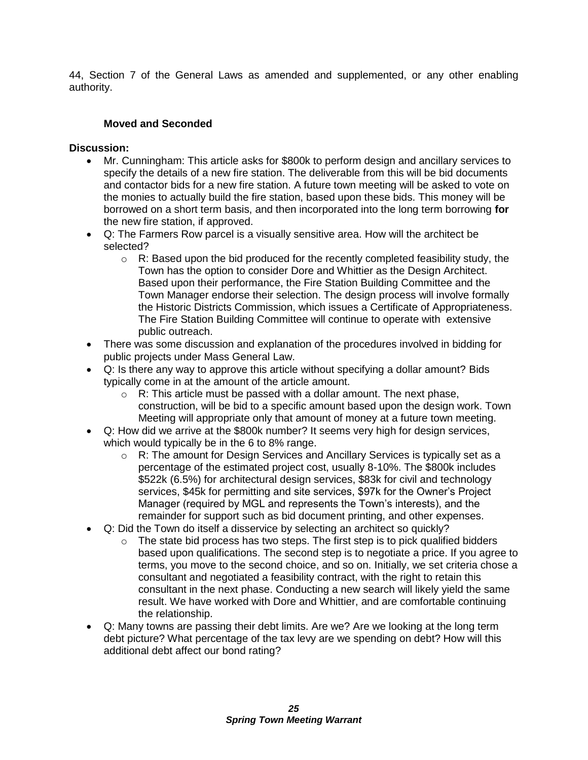44, Section 7 of the General Laws as amended and supplemented, or any other enabling authority.

**Moved and Seconded**

**Discussion:**

- Mr. Cunningham: This article asks for $800k to perform design and ancillary services to specify the details of a new fire station. The deliverable from this will be bid documents and contactor bids for a new fire station. A future town meeting will be asked to vote on the monies to actually build the fire station, based upon these bids. This money will be borrowed on a short term basis, and then incorporated into the long term borrowing **for** the new fire station, if approved.
- Q: The Farmers Row parcel is a visually sensitive area. How will the architect be selected?
    - R: Based upon the bid produced for the recently completed feasibility study, the Town has the option to consider Dore and Whittier as the Design Architect. Based upon their performance, the Fire Station Building Committee and the Town Manager endorse their selection. The design process will involve formally the Historic Districts Commission, which issues a Certificate of Appropriateness. The Fire Station Building Committee will continue to operate with extensive public outreach.
- There was some discussion and explanation of the procedures involved in bidding for public projects under Mass General Law.
- Q: Is there any way to approve this article without specifying a dollar amount? Bids typically come in at the amount of the article amount.
    - R: This article must be passed with a dollar amount. The next phase, construction, will be bid to a specific amount based upon the design work. Town Meeting will appropriate only that amount of money at a future town meeting.
- Q: How did we arrive at the $800k number? It seems very high for design services, which would typically be in the 6 to 8% range.
    - R: The amount for Design Services and Ancillary Services is typically set as a percentage of the estimated project cost, usually 8-10%. The $800k includes $522k (6.5%) for architectural design services, $83k for civil and technology services, $45k for permitting and site services, $97k for the Owner's Project Manager (required by MGL and represents the Town's interests), and the remainder for support such as bid document printing, and other expenses.
- Q: Did the Town do itself a disservice by selecting an architect so quickly?
    - The state bid process has two steps. The first step is to pick qualified bidders based upon qualifications. The second step is to negotiate a price. If you agree to terms, you move to the second choice, and so on. Initially, we set criteria chose a consultant and negotiated a feasibility contract, with the right to retain this consultant in the next phase. Conducting a new search will likely yield the same result. We have worked with Dore and Whittier, and are comfortable continuing the relationship.
- Q: Many towns are passing their debt limits. Are we? Are we looking at the long term debt picture? What percentage of the tax levy are we spending on debt? How will this additional debt affect our bond rating?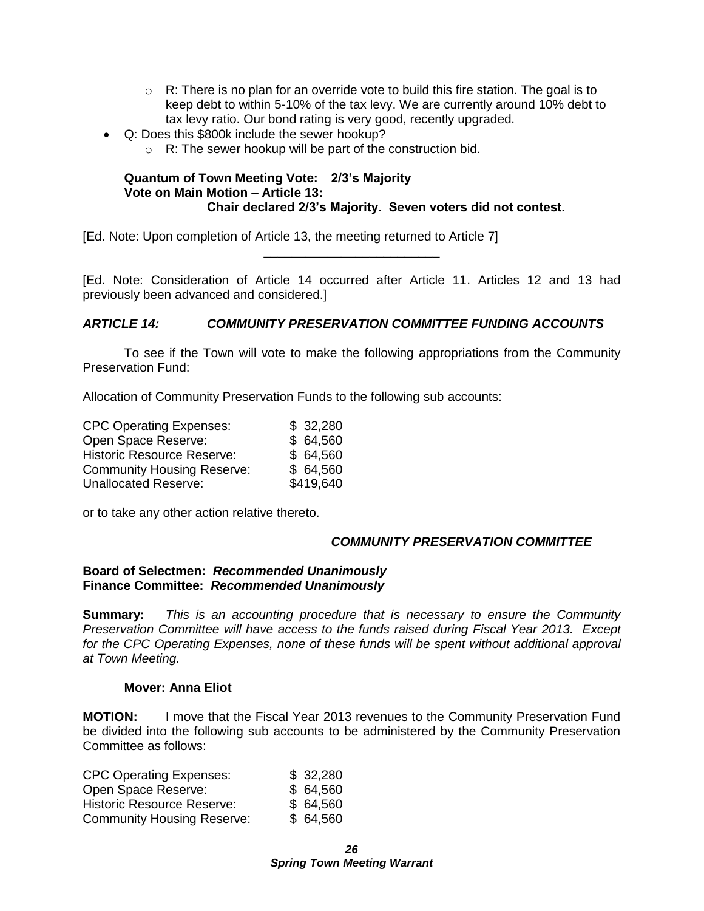- R: There is no plan for an override vote to build this fire station. The goal is to keep debt to within 5-10% of the tax levy. We are currently around 10% debt to tax levy ratio. Our bond rating is very good, recently upgraded.
- Q: Does this $800k include the sewer hookup?
  - R: The sewer hookup will be part of the construction bid.

**Quantum of Town Meeting Vote: 2/3's Majority**
**Vote on Main Motion – Article 13:**
**Chair declared 2/3's Majority. Seven voters did not contest.**

[Ed. Note: Upon completion of Article 13, the meeting returned to Article 7]

---

[Ed. Note: Consideration of Article 14 occurred after Article 11. Articles 12 and 13 had previously been advanced and considered.]

### *ARTICLE 14: COMMUNITY PRESERVATION COMMITTEE FUNDING ACCOUNTS*

To see if the Town will vote to make the following appropriations from the Community Preservation Fund:

Allocation of Community Preservation Funds to the following sub accounts:

| | |
|---|---|
| CPC Operating Expenses: | $ 32,280 |
| Open Space Reserve: | $ 64,560 |
| Historic Resource Reserve: | $ 64,560 |
| Community Housing Reserve: | $ 64,560 |
| Unallocated Reserve: | $419,640 |

or to take any other action relative thereto.

***COMMUNITY PRESERVATION COMMITTEE***

**Board of Selectmen:** ***Recommended Unanimously***
**Finance Committee:** ***Recommended Unanimously***

**Summary:** *This is an accounting procedure that is necessary to ensure the Community Preservation Committee will have access to the funds raised during Fiscal Year 2013. Except for the CPC Operating Expenses, none of these funds will be spent without additional approval at Town Meeting.*

**Mover: Anna Eliot**

**MOTION:** I move that the Fiscal Year 2013 revenues to the Community Preservation Fund be divided into the following sub accounts to be administered by the Community Preservation Committee as follows:

| | |
|---|---|
| CPC Operating Expenses: | $ 32,280 |
| Open Space Reserve: | $ 64,560 |
| Historic Resource Reserve: | $ 64,560 |
| Community Housing Reserve: | $ 64,560 |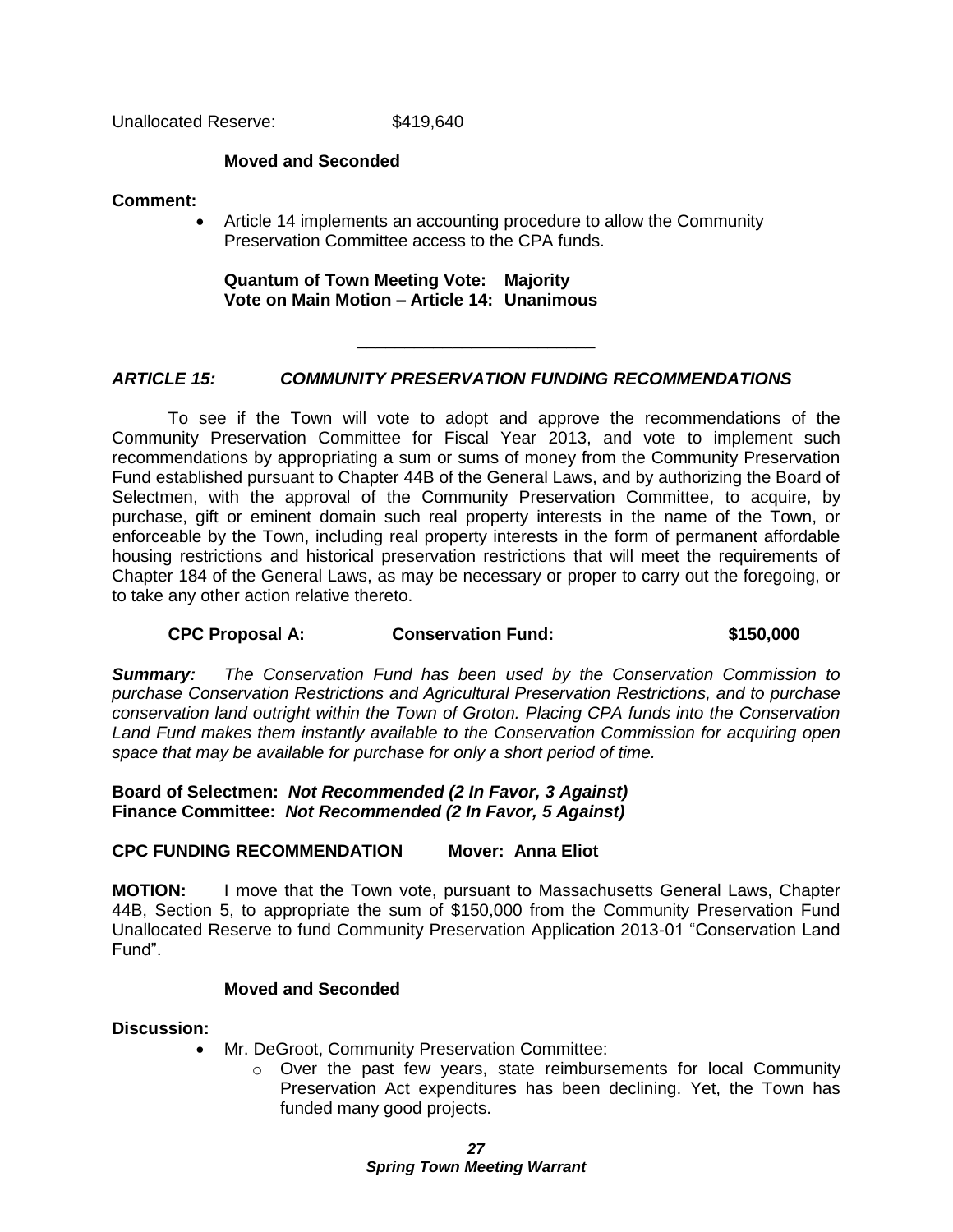Unallocated Reserve: $419,640

**Moved and Seconded**

**Comment:**

- Article 14 implements an accounting procedure to allow the Community Preservation Committee access to the CPA funds.

**Quantum of Town Meeting Vote: Majority**
**Vote on Main Motion – Article 14: Unanimous**

---

## *ARTICLE 15: COMMUNITY PRESERVATION FUNDING RECOMMENDATIONS*

To see if the Town will vote to adopt and approve the recommendations of the Community Preservation Committee for Fiscal Year 2013, and vote to implement such recommendations by appropriating a sum or sums of money from the Community Preservation Fund established pursuant to Chapter 44B of the General Laws, and by authorizing the Board of Selectmen, with the approval of the Community Preservation Committee, to acquire, by purchase, gift or eminent domain such real property interests in the name of the Town, or enforceable by the Town, including real property interests in the form of permanent affordable housing restrictions and historical preservation restrictions that will meet the requirements of Chapter 184 of the General Laws, as may be necessary or proper to carry out the foregoing, or to take any other action relative thereto.

**CPC Proposal A: Conservation Fund: $150,000**

***Summary:*** *The Conservation Fund has been used by the Conservation Commission to purchase Conservation Restrictions and Agricultural Preservation Restrictions, and to purchase conservation land outright within the Town of Groton. Placing CPA funds into the Conservation Land Fund makes them instantly available to the Conservation Commission for acquiring open space that may be available for purchase for only a short period of time.*

**Board of Selectmen:** ***Not Recommended (2 In Favor, 3 Against)***
**Finance Committee:** ***Not Recommended (2 In Favor, 5 Against)***

**CPC FUNDING RECOMMENDATION Mover: Anna Eliot**

**MOTION:** I move that the Town vote, pursuant to Massachusetts General Laws, Chapter 44B, Section 5, to appropriate the sum of $150,000 from the Community Preservation Fund Unallocated Reserve to fund Community Preservation Application 2013-01 "Conservation Land Fund".

**Moved and Seconded**

**Discussion:**

- Mr. DeGroot, Community Preservation Committee:
  - Over the past few years, state reimbursements for local Community Preservation Act expenditures has been declining. Yet, the Town has funded many good projects.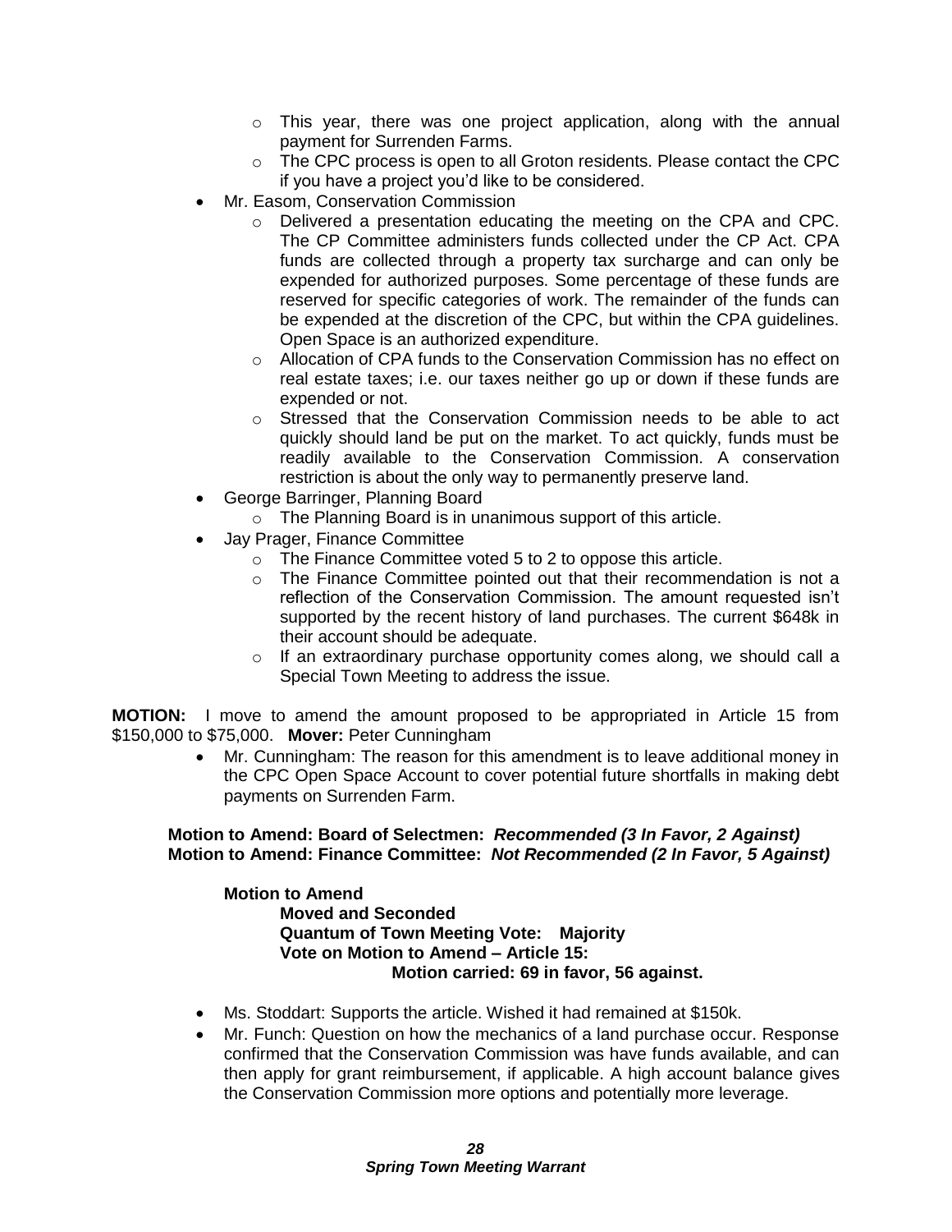- This year, there was one project application, along with the annual payment for Surrenden Farms.
   - The CPC process is open to all Groton residents. Please contact the CPC if you have a project you'd like to be considered.
- Mr. Easom, Conservation Commission
   - Delivered a presentation educating the meeting on the CPA and CPC. The CP Committee administers funds collected under the CP Act. CPA funds are collected through a property tax surcharge and can only be expended for authorized purposes. Some percentage of these funds are reserved for specific categories of work. The remainder of the funds can be expended at the discretion of the CPC, but within the CPA guidelines. Open Space is an authorized expenditure.
   - Allocation of CPA funds to the Conservation Commission has no effect on real estate taxes; i.e. our taxes neither go up or down if these funds are expended or not.
   - Stressed that the Conservation Commission needs to be able to act quickly should land be put on the market. To act quickly, funds must be readily available to the Conservation Commission. A conservation restriction is about the only way to permanently preserve land.
- George Barringer, Planning Board
   - The Planning Board is in unanimous support of this article.
- Jay Prager, Finance Committee
   - The Finance Committee voted 5 to 2 to oppose this article.
   - The Finance Committee pointed out that their recommendation is not a reflection of the Conservation Commission. The amount requested isn't supported by the recent history of land purchases. The current $648k in their account should be adequate.
   - If an extraordinary purchase opportunity comes along, we should call a Special Town Meeting to address the issue.

**MOTION:** I move to amend the amount proposed to be appropriated in Article 15 from $150,000 to $75,000. **Mover:** Peter Cunningham

- Mr. Cunningham: The reason for this amendment is to leave additional money in the CPC Open Space Account to cover potential future shortfalls in making debt payments on Surrenden Farm.

**Motion to Amend: Board of Selectmen:** ***Recommended (3 In Favor, 2 Against)***
**Motion to Amend: Finance Committee:** ***Not Recommended (2 In Favor, 5 Against)***

**Motion to Amend**
**Moved and Seconded**
**Quantum of Town Meeting Vote: Majority**
**Vote on Motion to Amend – Article 15:**
**Motion carried: 69 in favor, 56 against.**

- Ms. Stoddart: Supports the article. Wished it had remained at $150k.
- Mr. Funch: Question on how the mechanics of a land purchase occur. Response confirmed that the Conservation Commission was have funds available, and can then apply for grant reimbursement, if applicable. A high account balance gives the Conservation Commission more options and potentially more leverage.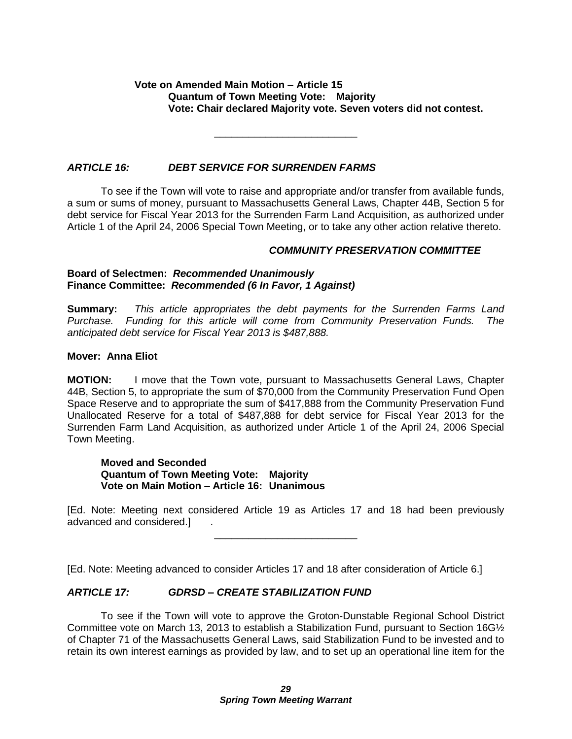**Vote on Amended Main Motion – Article 15**
**Quantum of Town Meeting Vote: Majority**
**Vote: Chair declared Majority vote. Seven voters did not contest.**

---

### *ARTICLE 16: DEBT SERVICE FOR SURRENDEN FARMS*

To see if the Town will vote to raise and appropriate and/or transfer from available funds, a sum or sums of money, pursuant to Massachusetts General Laws, Chapter 44B, Section 5 for debt service for Fiscal Year 2013 for the Surrenden Farm Land Acquisition, as authorized under Article 1 of the April 24, 2006 Special Town Meeting, or to take any other action relative thereto.

***COMMUNITY PRESERVATION COMMITTEE***

**Board of Selectmen: *Recommended Unanimously***
**Finance Committee: *Recommended (6 In Favor, 1 Against)***

**Summary:** *This article appropriates the debt payments for the Surrenden Farms Land Purchase. Funding for this article will come from Community Preservation Funds. The anticipated debt service for Fiscal Year 2013 is $487,888.*

**Mover: Anna Eliot**

**MOTION:** I move that the Town vote, pursuant to Massachusetts General Laws, Chapter 44B, Section 5, to appropriate the sum of $70,000 from the Community Preservation Fund Open Space Reserve and to appropriate the sum of $417,888 from the Community Preservation Fund Unallocated Reserve for a total of $487,888 for debt service for Fiscal Year 2013 for the Surrenden Farm Land Acquisition, as authorized under Article 1 of the April 24, 2006 Special Town Meeting.

**Moved and Seconded**
**Quantum of Town Meeting Vote: Majority**
**Vote on Main Motion – Article 16: Unanimous**

[Ed. Note: Meeting next considered Article 19 as Articles 17 and 18 had been previously advanced and considered.] *.*

---

[Ed. Note: Meeting advanced to consider Articles 17 and 18 after consideration of Article 6.]

### *ARTICLE 17: GDRSD – CREATE STABILIZATION FUND*

To see if the Town will vote to approve the Groton-Dunstable Regional School District Committee vote on March 13, 2013 to establish a Stabilization Fund, pursuant to Section 16G½ of Chapter 71 of the Massachusetts General Laws, said Stabilization Fund to be invested and to retain its own interest earnings as provided by law, and to set up an operational line item for the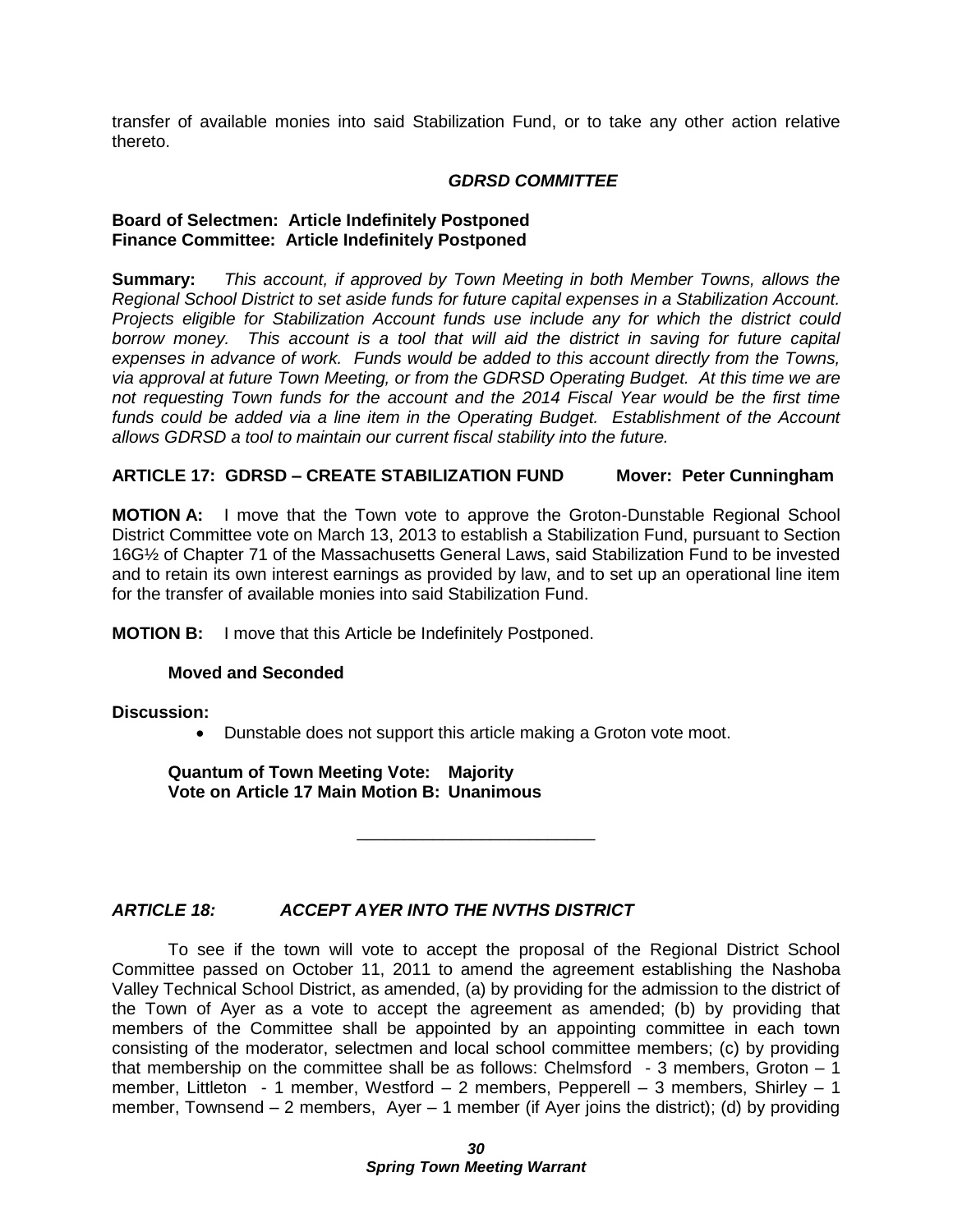transfer of available monies into said Stabilization Fund, or to take any other action relative thereto.

***GDRSD COMMITTEE***

**Board of Selectmen: Article Indefinitely Postponed**
**Finance Committee: Article Indefinitely Postponed**

**Summary:** *This account, if approved by Town Meeting in both Member Towns, allows the Regional School District to set aside funds for future capital expenses in a Stabilization Account. Projects eligible for Stabilization Account funds use include any for which the district could borrow money. This account is a tool that will aid the district in saving for future capital expenses in advance of work. Funds would be added to this account directly from the Towns, via approval at future Town Meeting, or from the GDRSD Operating Budget. At this time we are not requesting Town funds for the account and the 2014 Fiscal Year would be the first time funds could be added via a line item in the Operating Budget. Establishment of the Account allows GDRSD a tool to maintain our current fiscal stability into the future.*

**ARTICLE 17: GDRSD – CREATE STABILIZATION FUND Mover: Peter Cunningham**

**MOTION A:** I move that the Town vote to approve the Groton-Dunstable Regional School District Committee vote on March 13, 2013 to establish a Stabilization Fund, pursuant to Section 16G½ of Chapter 71 of the Massachusetts General Laws, said Stabilization Fund to be invested and to retain its own interest earnings as provided by law, and to set up an operational line item for the transfer of available monies into said Stabilization Fund.

**MOTION B:** I move that this Article be Indefinitely Postponed.

**Moved and Seconded**

**Discussion:**

- Dunstable does not support this article making a Groton vote moot.

**Quantum of Town Meeting Vote: Majority**
**Vote on Article 17 Main Motion B: Unanimous**

---

## *ARTICLE 18: ACCEPT AYER INTO THE NVTHS DISTRICT*

To see if the town will vote to accept the proposal of the Regional District School Committee passed on October 11, 2011 to amend the agreement establishing the Nashoba Valley Technical School District, as amended, (a) by providing for the admission to the district of the Town of Ayer as a vote to accept the agreement as amended; (b) by providing that members of the Committee shall be appointed by an appointing committee in each town consisting of the moderator, selectmen and local school committee members; (c) by providing that membership on the committee shall be as follows: Chelmsford - 3 members, Groton – 1 member, Littleton - 1 member, Westford – 2 members, Pepperell – 3 members, Shirley – 1 member, Townsend – 2 members, Ayer – 1 member (if Ayer joins the district); (d) by providing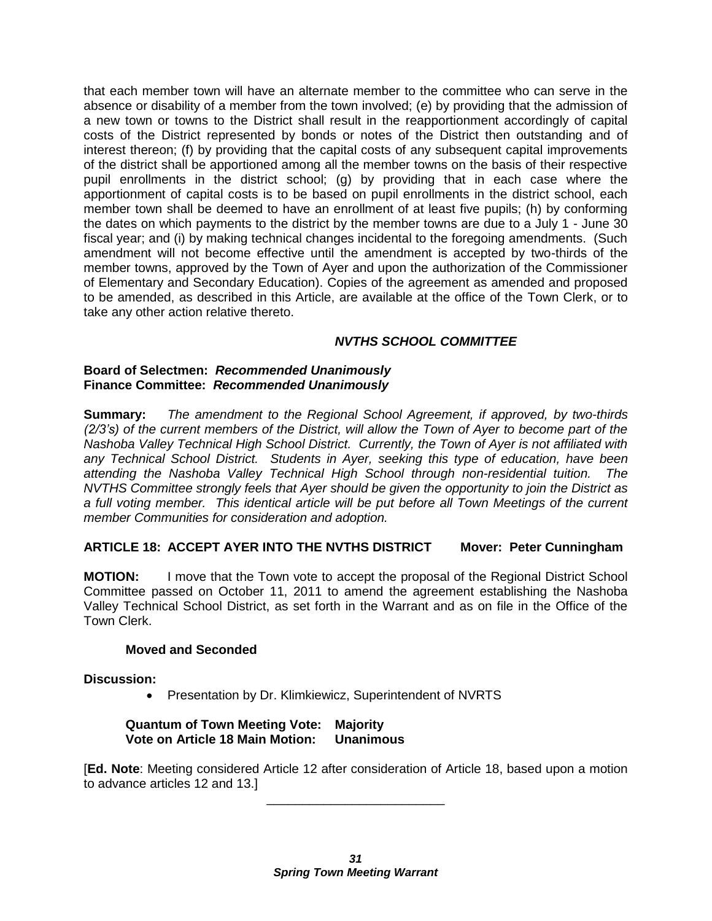that each member town will have an alternate member to the committee who can serve in the absence or disability of a member from the town involved; (e) by providing that the admission of a new town or towns to the District shall result in the reapportionment accordingly of capital costs of the District represented by bonds or notes of the District then outstanding and of interest thereon; (f) by providing that the capital costs of any subsequent capital improvements of the district shall be apportioned among all the member towns on the basis of their respective pupil enrollments in the district school; (g) by providing that in each case where the apportionment of capital costs is to be based on pupil enrollments in the district school, each member town shall be deemed to have an enrollment of at least five pupils; (h) by conforming the dates on which payments to the district by the member towns are due to a July 1 - June 30 fiscal year; and (i) by making technical changes incidental to the foregoing amendments. (Such amendment will not become effective until the amendment is accepted by two-thirds of the member towns, approved by the Town of Ayer and upon the authorization of the Commissioner of Elementary and Secondary Education). Copies of the agreement as amended and proposed to be amended, as described in this Article, are available at the office of the Town Clerk, or to take any other action relative thereto.

***NVTHS SCHOOL COMMITTEE***

**Board of Selectmen:** ***Recommended Unanimously***
**Finance Committee:** ***Recommended Unanimously***

**Summary:** *The amendment to the Regional School Agreement, if approved, by two-thirds (2/3's) of the current members of the District, will allow the Town of Ayer to become part of the Nashoba Valley Technical High School District. Currently, the Town of Ayer is not affiliated with any Technical School District. Students in Ayer, seeking this type of education, have been attending the Nashoba Valley Technical High School through non-residential tuition. The NVTHS Committee strongly feels that Ayer should be given the opportunity to join the District as a full voting member. This identical article will be put before all Town Meetings of the current member Communities for consideration and adoption.*

**ARTICLE 18: ACCEPT AYER INTO THE NVTHS DISTRICT Mover: Peter Cunningham**

**MOTION:** I move that the Town vote to accept the proposal of the Regional District School Committee passed on October 11, 2011 to amend the agreement establishing the Nashoba Valley Technical School District, as set forth in the Warrant and as on file in the Office of the Town Clerk.

**Moved and Seconded**

**Discussion:**

- Presentation by Dr. Klimkiewicz, Superintendent of NVRTS

**Quantum of Town Meeting Vote: Majority**
**Vote on Article 18 Main Motion: Unanimous**

[**Ed. Note**: Meeting considered Article 12 after consideration of Article 18, based upon a motion to advance articles 12 and 13.]

---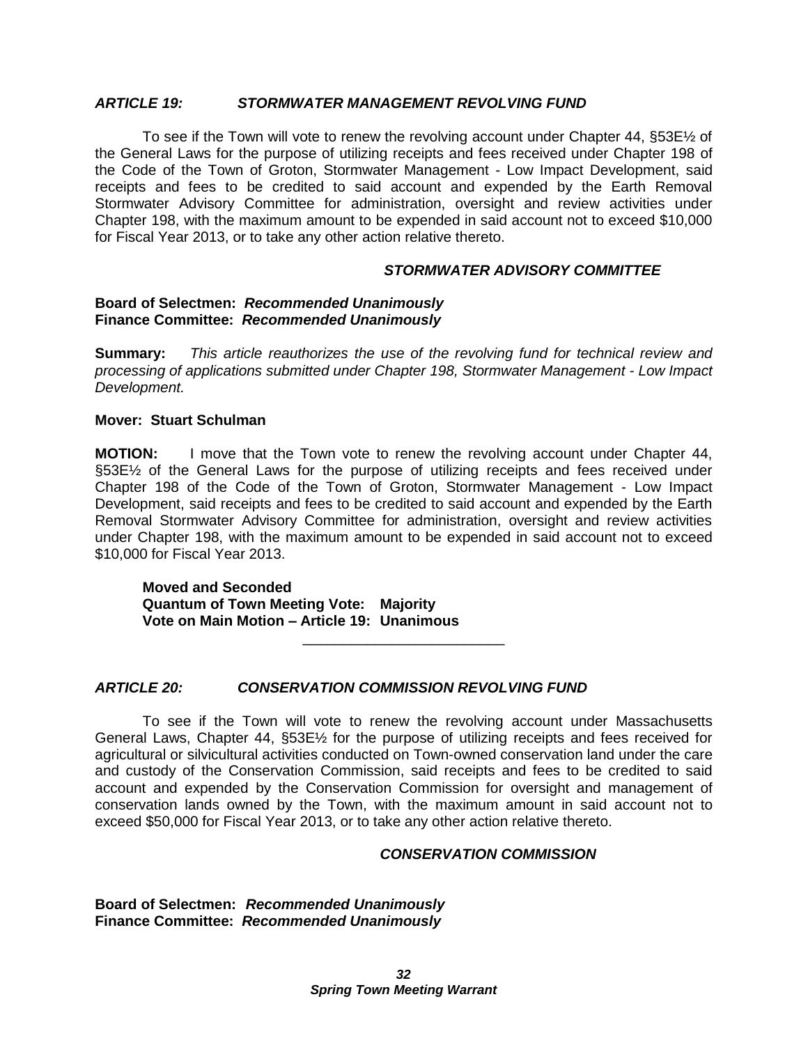### *ARTICLE 19: STORMWATER MANAGEMENT REVOLVING FUND*

To see if the Town will vote to renew the revolving account under Chapter 44, §53E½ of the General Laws for the purpose of utilizing receipts and fees received under Chapter 198 of the Code of the Town of Groton, Stormwater Management - Low Impact Development, said receipts and fees to be credited to said account and expended by the Earth Removal Stormwater Advisory Committee for administration, oversight and review activities under Chapter 198, with the maximum amount to be expended in said account not to exceed $10,000 for Fiscal Year 2013, or to take any other action relative thereto.

***STORMWATER ADVISORY COMMITTEE***

**Board of Selectmen: *Recommended Unanimously***
**Finance Committee: *Recommended Unanimously***

**Summary:** *This article reauthorizes the use of the revolving fund for technical review and processing of applications submitted under Chapter 198, Stormwater Management - Low Impact Development.*

**Mover: Stuart Schulman**

**MOTION:** I move that the Town vote to renew the revolving account under Chapter 44, §53E½ of the General Laws for the purpose of utilizing receipts and fees received under Chapter 198 of the Code of the Town of Groton, Stormwater Management - Low Impact Development, said receipts and fees to be credited to said account and expended by the Earth Removal Stormwater Advisory Committee for administration, oversight and review activities under Chapter 198, with the maximum amount to be expended in said account not to exceed $10,000 for Fiscal Year 2013.

**Moved and Seconded**
**Quantum of Town Meeting Vote: Majority**
**Vote on Main Motion – Article 19: Unanimous**

---

### *ARTICLE 20: CONSERVATION COMMISSION REVOLVING FUND*

To see if the Town will vote to renew the revolving account under Massachusetts General Laws, Chapter 44, §53E½ for the purpose of utilizing receipts and fees received for agricultural or silvicultural activities conducted on Town-owned conservation land under the care and custody of the Conservation Commission, said receipts and fees to be credited to said account and expended by the Conservation Commission for oversight and management of conservation lands owned by the Town, with the maximum amount in said account not to exceed $50,000 for Fiscal Year 2013, or to take any other action relative thereto.

***CONSERVATION COMMISSION***

**Board of Selectmen: *Recommended Unanimously***
**Finance Committee: *Recommended Unanimously***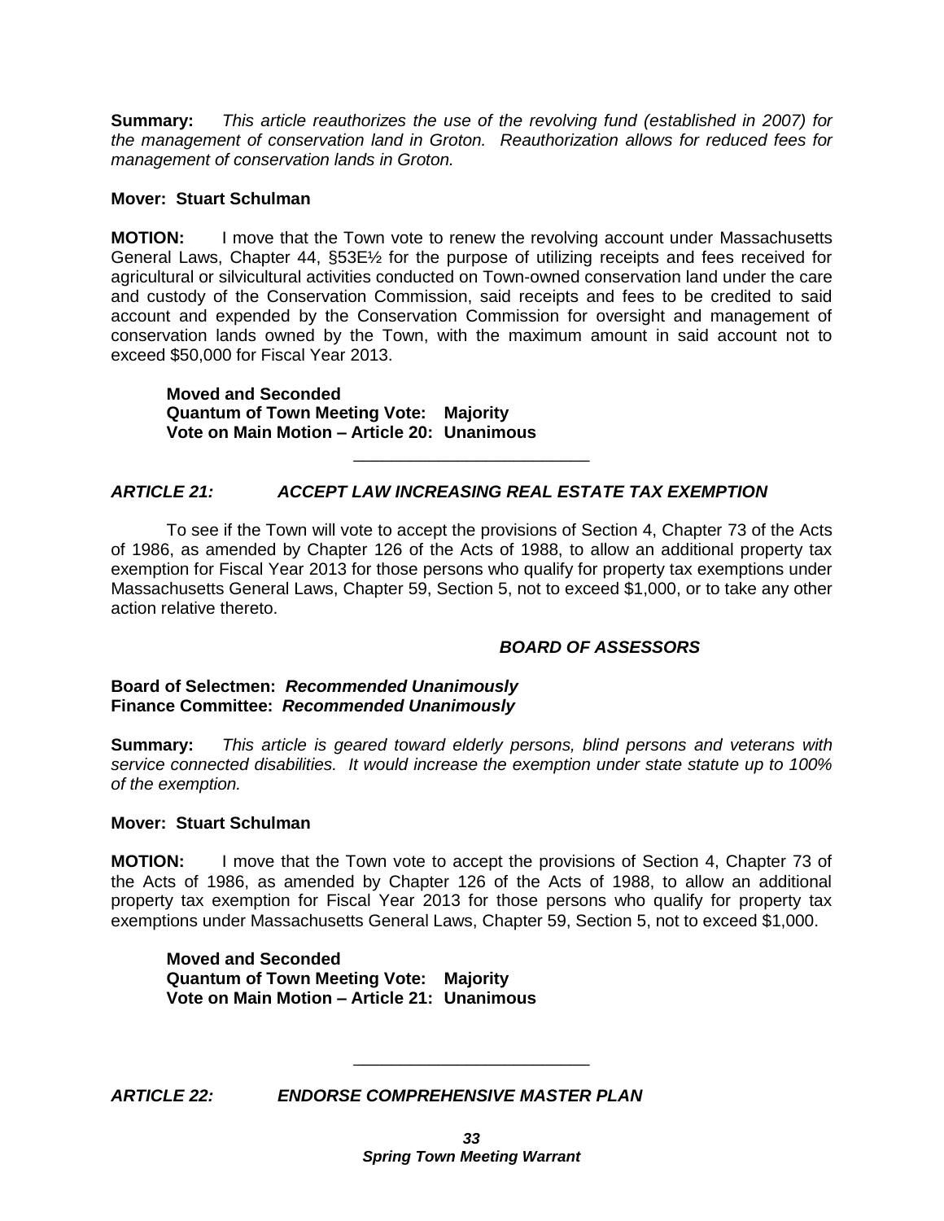**Summary:** *This article reauthorizes the use of the revolving fund (established in 2007) for the management of conservation land in Groton. Reauthorization allows for reduced fees for management of conservation lands in Groton.*

**Mover: Stuart Schulman**

**MOTION:** I move that the Town vote to renew the revolving account under Massachusetts General Laws, Chapter 44, §53E½ for the purpose of utilizing receipts and fees received for agricultural or silvicultural activities conducted on Town-owned conservation land under the care and custody of the Conservation Commission, said receipts and fees to be credited to said account and expended by the Conservation Commission for oversight and management of conservation lands owned by the Town, with the maximum amount in said account not to exceed $50,000 for Fiscal Year 2013.

> **Moved and Seconded**
> **Quantum of Town Meeting Vote: Majority**
> **Vote on Main Motion – Article 20: Unanimous**

---

## *ARTICLE 21: ACCEPT LAW INCREASING REAL ESTATE TAX EXEMPTION*

To see if the Town will vote to accept the provisions of Section 4, Chapter 73 of the Acts of 1986, as amended by Chapter 126 of the Acts of 1988, to allow an additional property tax exemption for Fiscal Year 2013 for those persons who qualify for property tax exemptions under Massachusetts General Laws, Chapter 59, Section 5, not to exceed $1,000, or to take any other action relative thereto.

***BOARD OF ASSESSORS***

**Board of Selectmen:** ***Recommended Unanimously***
**Finance Committee:** ***Recommended Unanimously***

**Summary:** *This article is geared toward elderly persons, blind persons and veterans with service connected disabilities. It would increase the exemption under state statute up to 100% of the exemption.*

**Mover: Stuart Schulman**

**MOTION:** I move that the Town vote to accept the provisions of Section 4, Chapter 73 of the Acts of 1986, as amended by Chapter 126 of the Acts of 1988, to allow an additional property tax exemption for Fiscal Year 2013 for those persons who qualify for property tax exemptions under Massachusetts General Laws, Chapter 59, Section 5, not to exceed $1,000.

> **Moved and Seconded**
> **Quantum of Town Meeting Vote: Majority**
> **Vote on Main Motion – Article 21: Unanimous**

---

## *ARTICLE 22: ENDORSE COMPREHENSIVE MASTER PLAN*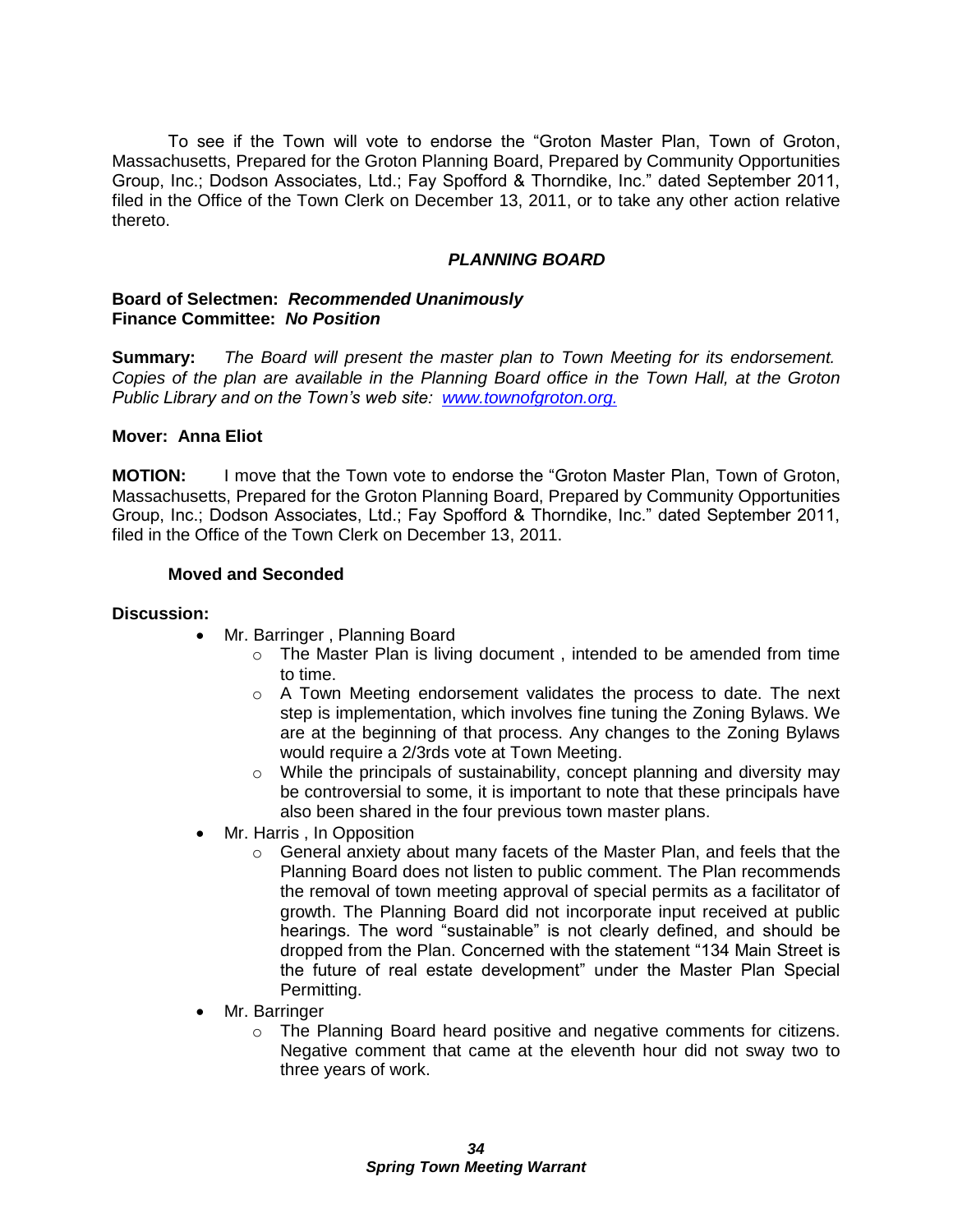To see if the Town will vote to endorse the "Groton Master Plan, Town of Groton, Massachusetts, Prepared for the Groton Planning Board, Prepared by Community Opportunities Group, Inc.; Dodson Associates, Ltd.; Fay Spofford & Thorndike, Inc." dated September 2011, filed in the Office of the Town Clerk on December 13, 2011, or to take any other action relative thereto.

***PLANNING BOARD***

**Board of Selectmen:** ***Recommended Unanimously***
**Finance Committee:** ***No Position***

**Summary:** *The Board will present the master plan to Town Meeting for its endorsement. Copies of the plan are available in the Planning Board office in the Town Hall, at the Groton Public Library and on the Town's web site: [www.townofgroton.org.](http://www.townofgroton.org)*

**Mover: Anna Eliot**

**MOTION:** I move that the Town vote to endorse the "Groton Master Plan, Town of Groton, Massachusetts, Prepared for the Groton Planning Board, Prepared by Community Opportunities Group, Inc.; Dodson Associates, Ltd.; Fay Spofford & Thorndike, Inc." dated September 2011, filed in the Office of the Town Clerk on December 13, 2011.

**Moved and Seconded**

**Discussion:**

- Mr. Barringer , Planning Board
  - The Master Plan is living document , intended to be amended from time to time.
  - A Town Meeting endorsement validates the process to date. The next step is implementation, which involves fine tuning the Zoning Bylaws. We are at the beginning of that process. Any changes to the Zoning Bylaws would require a 2/3rds vote at Town Meeting.
  - While the principals of sustainability, concept planning and diversity may be controversial to some, it is important to note that these principals have also been shared in the four previous town master plans.
- Mr. Harris , In Opposition
  - General anxiety about many facets of the Master Plan, and feels that the Planning Board does not listen to public comment. The Plan recommends the removal of town meeting approval of special permits as a facilitator of growth. The Planning Board did not incorporate input received at public hearings. The word "sustainable" is not clearly defined, and should be dropped from the Plan. Concerned with the statement "134 Main Street is the future of real estate development" under the Master Plan Special Permitting.
- Mr. Barringer
  - The Planning Board heard positive and negative comments for citizens. Negative comment that came at the eleventh hour did not sway two to three years of work.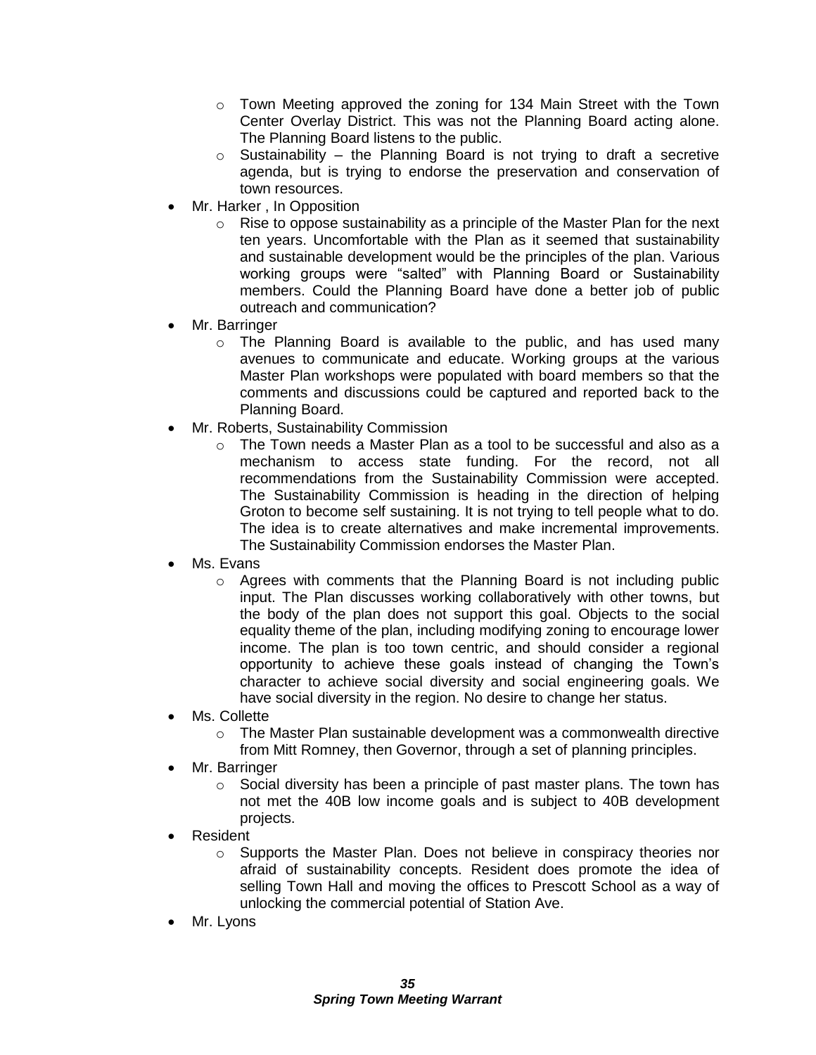- Town Meeting approved the zoning for 134 Main Street with the Town Center Overlay District. This was not the Planning Board acting alone. The Planning Board listens to the public.
  - Sustainability – the Planning Board is not trying to draft a secretive agenda, but is trying to endorse the preservation and conservation of town resources.
- Mr. Harker , In Opposition
  - Rise to oppose sustainability as a principle of the Master Plan for the next ten years. Uncomfortable with the Plan as it seemed that sustainability and sustainable development would be the principles of the plan. Various working groups were "salted" with Planning Board or Sustainability members. Could the Planning Board have done a better job of public outreach and communication?
- Mr. Barringer
  - The Planning Board is available to the public, and has used many avenues to communicate and educate. Working groups at the various Master Plan workshops were populated with board members so that the comments and discussions could be captured and reported back to the Planning Board.
- Mr. Roberts, Sustainability Commission
  - The Town needs a Master Plan as a tool to be successful and also as a mechanism to access state funding. For the record, not all recommendations from the Sustainability Commission were accepted. The Sustainability Commission is heading in the direction of helping Groton to become self sustaining. It is not trying to tell people what to do. The idea is to create alternatives and make incremental improvements. The Sustainability Commission endorses the Master Plan.
- Ms. Evans
  - Agrees with comments that the Planning Board is not including public input. The Plan discusses working collaboratively with other towns, but the body of the plan does not support this goal. Objects to the social equality theme of the plan, including modifying zoning to encourage lower income. The plan is too town centric, and should consider a regional opportunity to achieve these goals instead of changing the Town's character to achieve social diversity and social engineering goals. We have social diversity in the region. No desire to change her status.
- Ms. Collette
  - The Master Plan sustainable development was a commonwealth directive from Mitt Romney, then Governor, through a set of planning principles.
- Mr. Barringer
  - Social diversity has been a principle of past master plans. The town has not met the 40B low income goals and is subject to 40B development projects.
- Resident
  - Supports the Master Plan. Does not believe in conspiracy theories nor afraid of sustainability concepts. Resident does promote the idea of selling Town Hall and moving the offices to Prescott School as a way of unlocking the commercial potential of Station Ave.
- Mr. Lyons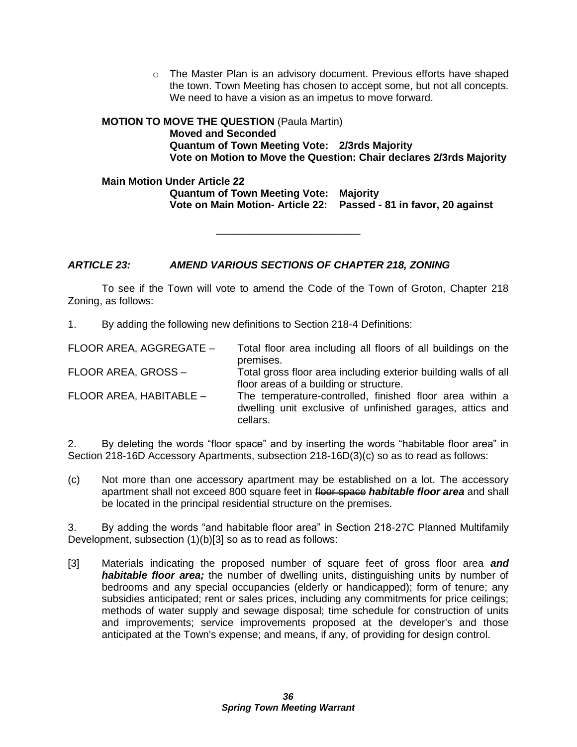- The Master Plan is an advisory document. Previous efforts have shaped the town. Town Meeting has chosen to accept some, but not all concepts. We need to have a vision as an impetus to move forward.

**MOTION TO MOVE THE QUESTION** (Paula Martin)
**Moved and Seconded**
**Quantum of Town Meeting Vote: 2/3rds Majority**
**Vote on Motion to Move the Question: Chair declares 2/3rds Majority**

**Main Motion Under Article 22**
**Quantum of Town Meeting Vote: Majority**
**Vote on Main Motion- Article 22: Passed - 81 in favor, 20 against**

---

### ***ARTICLE 23: AMEND VARIOUS SECTIONS OF CHAPTER 218, ZONING***

To see if the Town will vote to amend the Code of the Town of Groton, Chapter 218 Zoning, as follows:

1. By adding the following new definitions to Section 218-4 Definitions:

FLOOR AREA, AGGREGATE – Total floor area including all floors of all buildings on the premises.

FLOOR AREA, GROSS – Total gross floor area including exterior building walls of all floor areas of a building or structure.

FLOOR AREA, HABITABLE – The temperature-controlled, finished floor area within a dwelling unit exclusive of unfinished garages, attics and cellars.

2. By deleting the words "floor space" and by inserting the words "habitable floor area" in Section 218-16D Accessory Apartments, subsection 218-16D(3)(c) so as to read as follows:

(c) Not more than one accessory apartment may be established on a lot. The accessory apartment shall not exceed 800 square feet in ~~floor space~~ ***habitable floor area*** and shall be located in the principal residential structure on the premises.

3. By adding the words "and habitable floor area" in Section 218-27C Planned Multifamily Development, subsection (1)(b)[3] so as to read as follows:

[3] Materials indicating the proposed number of square feet of gross floor area ***and habitable floor area;*** the number of dwelling units, distinguishing units by number of bedrooms and any special occupancies (elderly or handicapped); form of tenure; any subsidies anticipated; rent or sales prices, including any commitments for price ceilings; methods of water supply and sewage disposal; time schedule for construction of units and improvements; service improvements proposed at the developer's and those anticipated at the Town's expense; and means, if any, of providing for design control.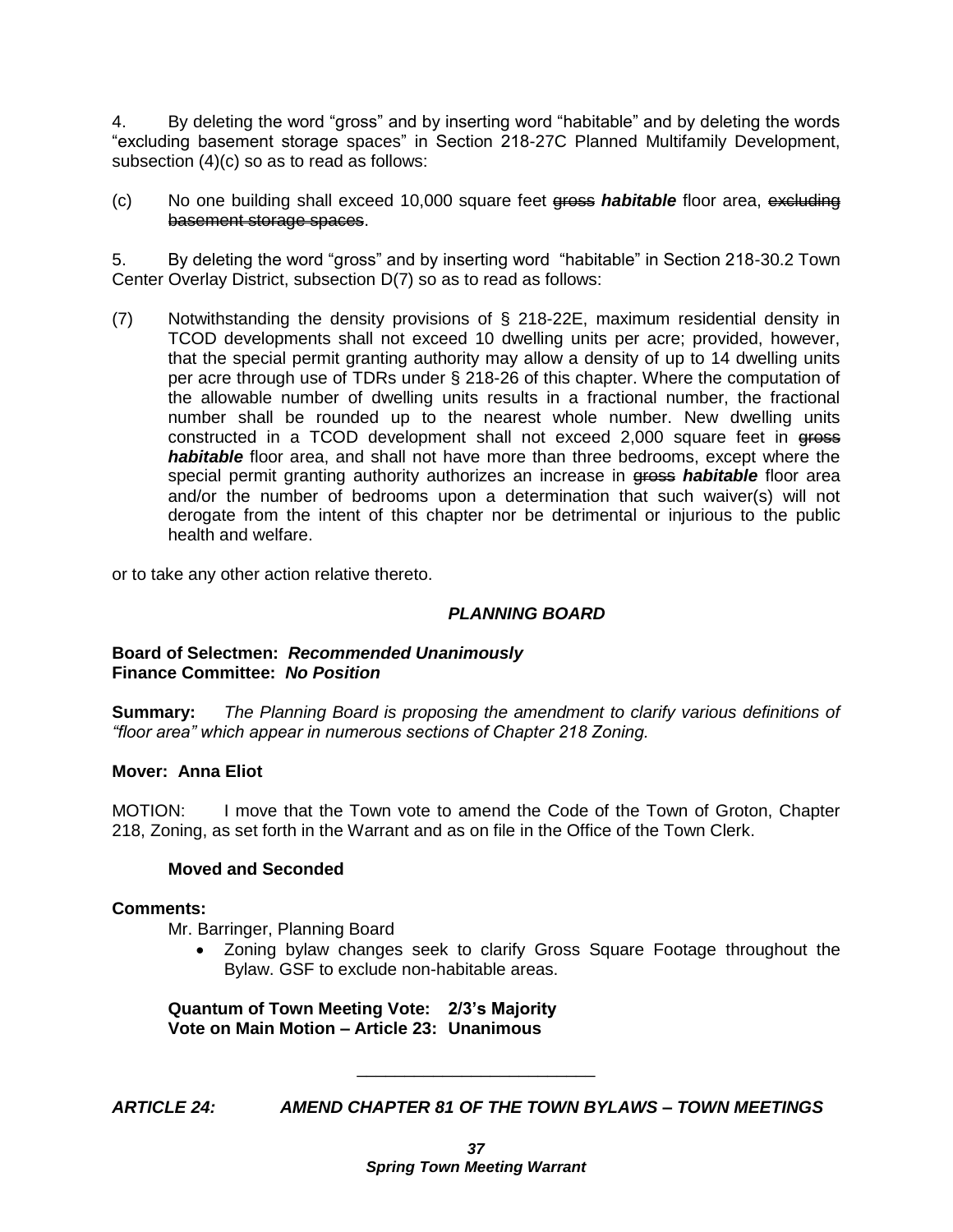4. By deleting the word “gross” and by inserting word “habitable” and by deleting the words “excluding basement storage spaces” in Section 218-27C Planned Multifamily Development, subsection (4)(c) so as to read as follows:

(c) No one building shall exceed 10,000 square feet ~~gross~~ ***habitable*** floor area, ~~excluding basement storage spaces~~.

5. By deleting the word “gross” and by inserting word “habitable” in Section 218-30.2 Town Center Overlay District, subsection D(7) so as to read as follows:

(7) Notwithstanding the density provisions of § 218-22E, maximum residential density in TCOD developments shall not exceed 10 dwelling units per acre; provided, however, that the special permit granting authority may allow a density of up to 14 dwelling units per acre through use of TDRs under § 218-26 of this chapter. Where the computation of the allowable number of dwelling units results in a fractional number, the fractional number shall be rounded up to the nearest whole number. New dwelling units constructed in a TCOD development shall not exceed 2,000 square feet in ~~gross~~ ***habitable*** floor area, and shall not have more than three bedrooms, except where the special permit granting authority authorizes an increase in ~~gross~~ ***habitable*** floor area and/or the number of bedrooms upon a determination that such waiver(s) will not derogate from the intent of this chapter nor be detrimental or injurious to the public health and welfare.

or to take any other action relative thereto.

***PLANNING BOARD***

**Board of Selectmen:** ***Recommended Unanimously***
**Finance Committee:** ***No Position***

**Summary:** *The Planning Board is proposing the amendment to clarify various definitions of “floor area” which appear in numerous sections of Chapter 218 Zoning.*

**Mover: Anna Eliot**

MOTION: I move that the Town vote to amend the Code of the Town of Groton, Chapter 218, Zoning, as set forth in the Warrant and as on file in the Office of the Town Clerk.

**Moved and Seconded**

**Comments:**

Mr. Barringer, Planning Board

- Zoning bylaw changes seek to clarify Gross Square Footage throughout the Bylaw. GSF to exclude non-habitable areas.

**Quantum of Town Meeting Vote: 2/3’s Majority**
**Vote on Main Motion – Article 23: Unanimous**

---

***ARTICLE 24: AMEND CHAPTER 81 OF THE TOWN BYLAWS – TOWN MEETINGS***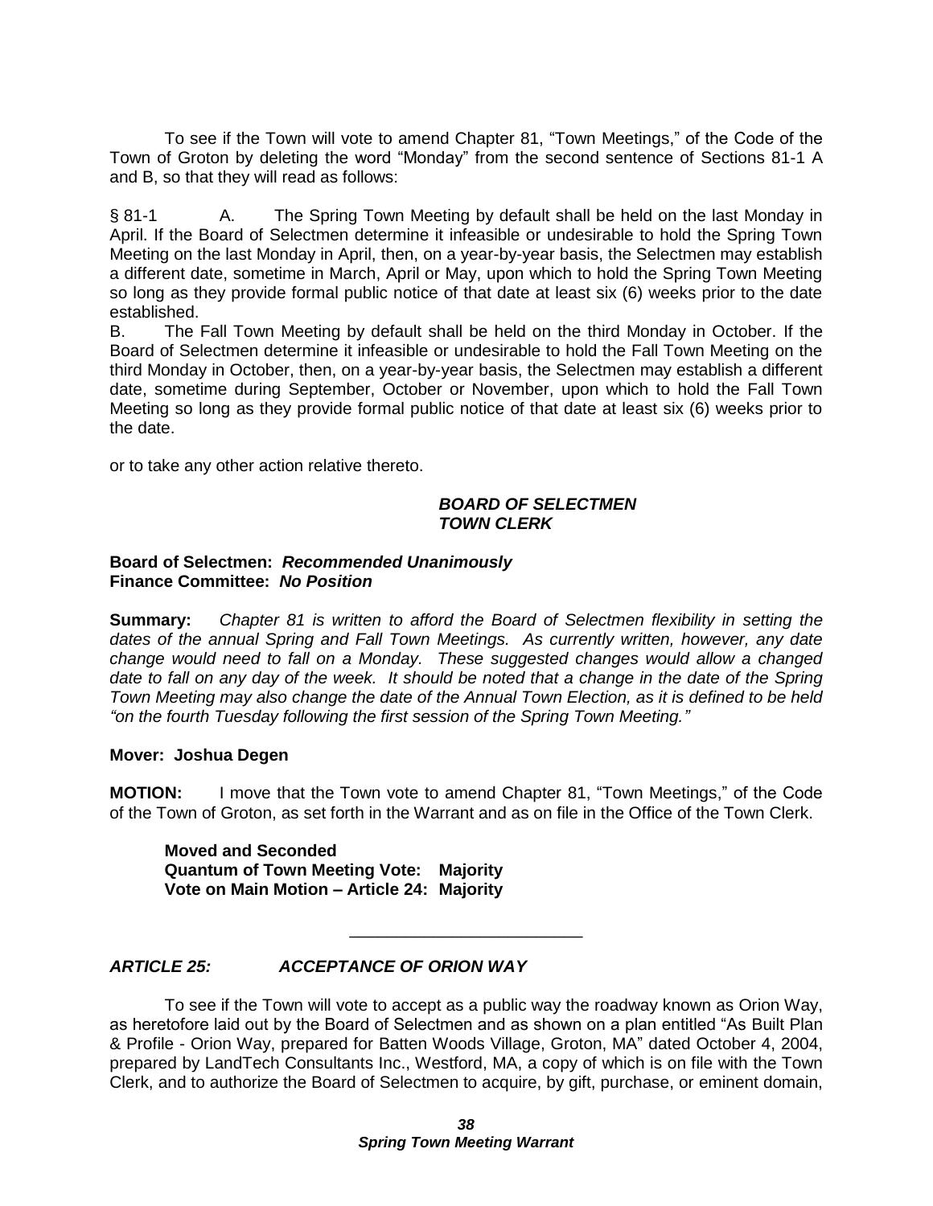To see if the Town will vote to amend Chapter 81, "Town Meetings," of the Code of the Town of Groton by deleting the word "Monday" from the second sentence of Sections 81-1 A and B, so that they will read as follows:

§ 81-1 A. The Spring Town Meeting by default shall be held on the last Monday in April. If the Board of Selectmen determine it infeasible or undesirable to hold the Spring Town Meeting on the last Monday in April, then, on a year-by-year basis, the Selectmen may establish a different date, sometime in March, April or May, upon which to hold the Spring Town Meeting so long as they provide formal public notice of that date at least six (6) weeks prior to the date established.

B. The Fall Town Meeting by default shall be held on the third Monday in October. If the Board of Selectmen determine it infeasible or undesirable to hold the Fall Town Meeting on the third Monday in October, then, on a year-by-year basis, the Selectmen may establish a different date, sometime during September, October or November, upon which to hold the Fall Town Meeting so long as they provide formal public notice of that date at least six (6) weeks prior to the date.

or to take any other action relative thereto.

***BOARD OF SELECTMEN***
***TOWN CLERK***

**Board of Selectmen:** ***Recommended Unanimously***
**Finance Committee:** ***No Position***

**Summary:** *Chapter 81 is written to afford the Board of Selectmen flexibility in setting the dates of the annual Spring and Fall Town Meetings. As currently written, however, any date change would need to fall on a Monday. These suggested changes would allow a changed date to fall on any day of the week. It should be noted that a change in the date of the Spring Town Meeting may also change the date of the Annual Town Election, as it is defined to be held "on the fourth Tuesday following the first session of the Spring Town Meeting."*

**Mover: Joshua Degen**

**MOTION:** I move that the Town vote to amend Chapter 81, "Town Meetings," of the Code of the Town of Groton, as set forth in the Warrant and as on file in the Office of the Town Clerk.

**Moved and Seconded**
**Quantum of Town Meeting Vote: Majority**
**Vote on Main Motion – Article 24: Majority**

---

### *ARTICLE 25: ACCEPTANCE OF ORION WAY*

To see if the Town will vote to accept as a public way the roadway known as Orion Way, as heretofore laid out by the Board of Selectmen and as shown on a plan entitled "As Built Plan & Profile - Orion Way, prepared for Batten Woods Village, Groton, MA" dated October 4, 2004, prepared by LandTech Consultants Inc., Westford, MA, a copy of which is on file with the Town Clerk, and to authorize the Board of Selectmen to acquire, by gift, purchase, or eminent domain,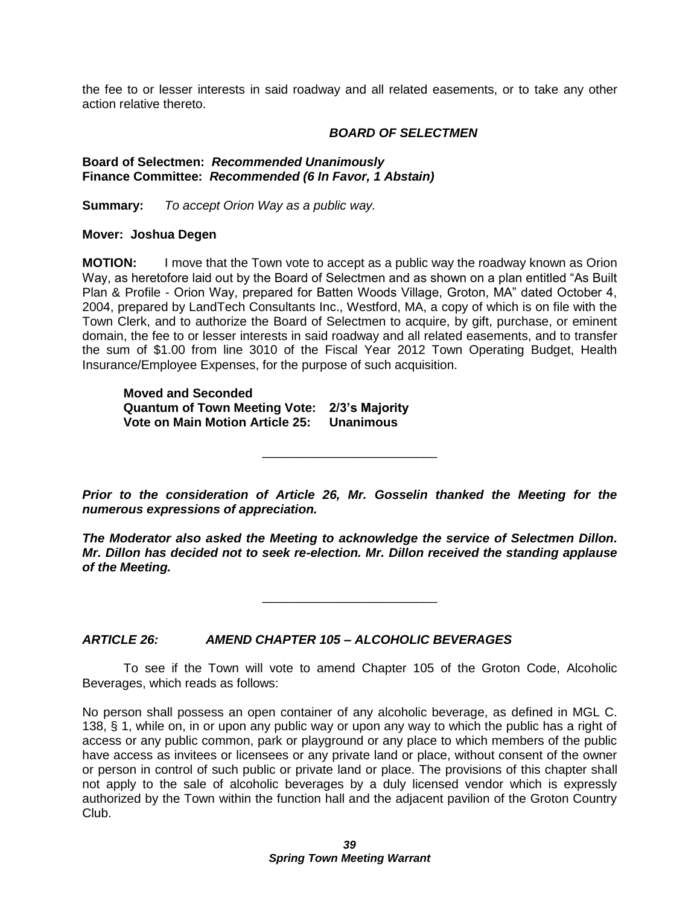the fee to or lesser interests in said roadway and all related easements, or to take any other action relative thereto.

***BOARD OF SELECTMEN***

**Board of Selectmen:** ***Recommended Unanimously***
**Finance Committee:** ***Recommended (6 In Favor, 1 Abstain)***

**Summary:** *To accept Orion Way as a public way.*

**Mover: Joshua Degen**

**MOTION:** I move that the Town vote to accept as a public way the roadway known as Orion Way, as heretofore laid out by the Board of Selectmen and as shown on a plan entitled "As Built Plan & Profile - Orion Way, prepared for Batten Woods Village, Groton, MA" dated October 4, 2004, prepared by LandTech Consultants Inc., Westford, MA, a copy of which is on file with the Town Clerk, and to authorize the Board of Selectmen to acquire, by gift, purchase, or eminent domain, the fee to or lesser interests in said roadway and all related easements, and to transfer the sum of $1.00 from line 3010 of the Fiscal Year 2012 Town Operating Budget, Health Insurance/Employee Expenses, for the purpose of such acquisition.

**Moved and Seconded**
**Quantum of Town Meeting Vote: 2/3's Majority**
**Vote on Main Motion Article 25: Unanimous**

---

***Prior to the consideration of Article 26, Mr. Gosselin thanked the Meeting for the numerous expressions of appreciation.***

***The Moderator also asked the Meeting to acknowledge the service of Selectmen Dillon. Mr. Dillon has decided not to seek re-election. Mr. Dillon received the standing applause of the Meeting.***

---

### *ARTICLE 26: AMEND CHAPTER 105 – ALCOHOLIC BEVERAGES*

To see if the Town will vote to amend Chapter 105 of the Groton Code, Alcoholic Beverages, which reads as follows:

No person shall possess an open container of any alcoholic beverage, as defined in MGL C. 138, § 1, while on, in or upon any public way or upon any way to which the public has a right of access or any public common, park or playground or any place to which members of the public have access as invitees or licensees or any private land or place, without consent of the owner or person in control of such public or private land or place. The provisions of this chapter shall not apply to the sale of alcoholic beverages by a duly licensed vendor which is expressly authorized by the Town within the function hall and the adjacent pavilion of the Groton Country Club.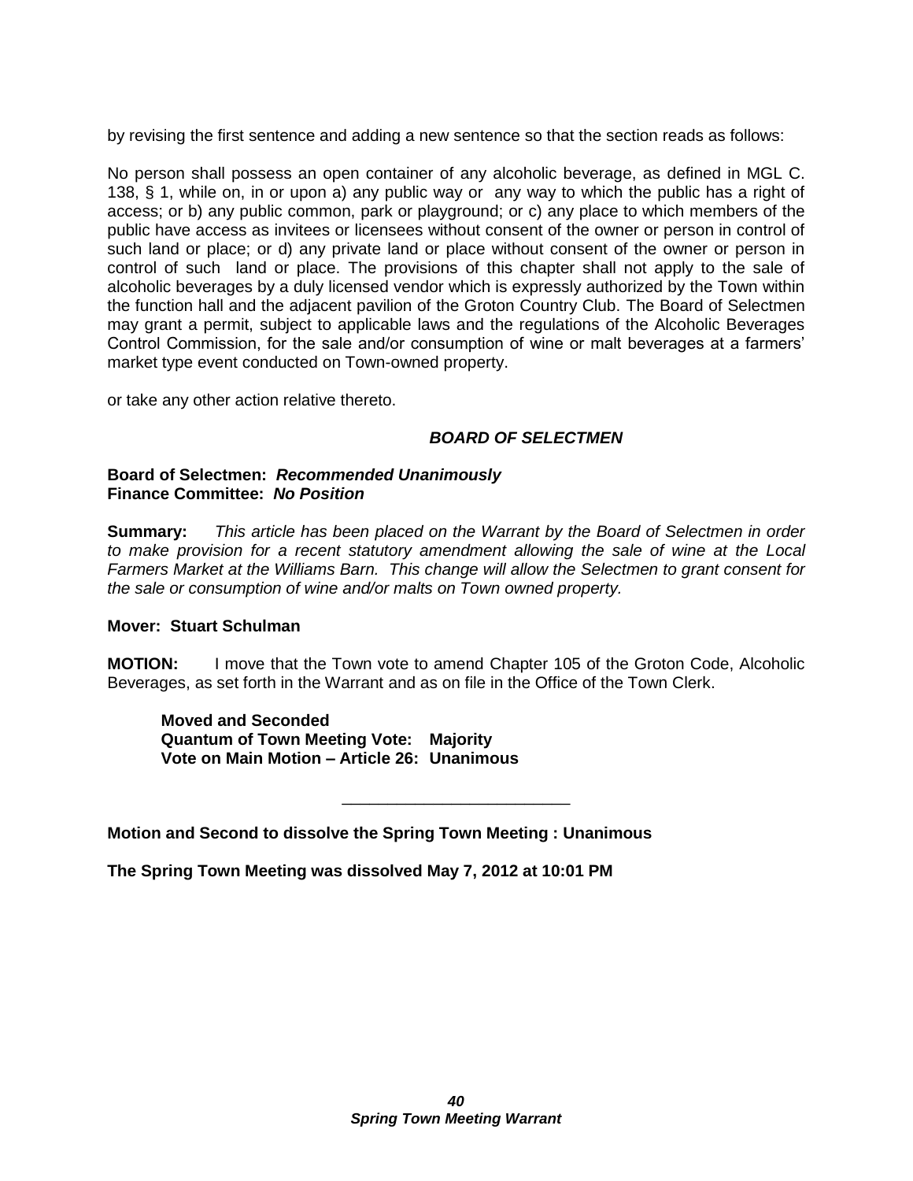by revising the first sentence and adding a new sentence so that the section reads as follows:

No person shall possess an open container of any alcoholic beverage, as defined in MGL C. 138, § 1, while on, in or upon a) any public way or any way to which the public has a right of access; or b) any public common, park or playground; or c) any place to which members of the public have access as invitees or licensees without consent of the owner or person in control of such land or place; or d) any private land or place without consent of the owner or person in control of such land or place. The provisions of this chapter shall not apply to the sale of alcoholic beverages by a duly licensed vendor which is expressly authorized by the Town within the function hall and the adjacent pavilion of the Groton Country Club. The Board of Selectmen may grant a permit, subject to applicable laws and the regulations of the Alcoholic Beverages Control Commission, for the sale and/or consumption of wine or malt beverages at a farmers' market type event conducted on Town-owned property.

or take any other action relative thereto.

***BOARD OF SELECTMEN***

**Board of Selectmen:** ***Recommended Unanimously***
**Finance Committee:** ***No Position***

**Summary:** *This article has been placed on the Warrant by the Board of Selectmen in order to make provision for a recent statutory amendment allowing the sale of wine at the Local Farmers Market at the Williams Barn. This change will allow the Selectmen to grant consent for the sale or consumption of wine and/or malts on Town owned property.*

**Mover: Stuart Schulman**

**MOTION:** I move that the Town vote to amend Chapter 105 of the Groton Code, Alcoholic Beverages, as set forth in the Warrant and as on file in the Office of the Town Clerk.

**Moved and Seconded**
**Quantum of Town Meeting Vote: Majority**
**Vote on Main Motion – Article 26: Unanimous**

---

**Motion and Second to dissolve the Spring Town Meeting : Unanimous**

**The Spring Town Meeting was dissolved May 7, 2012 at 10:01 PM**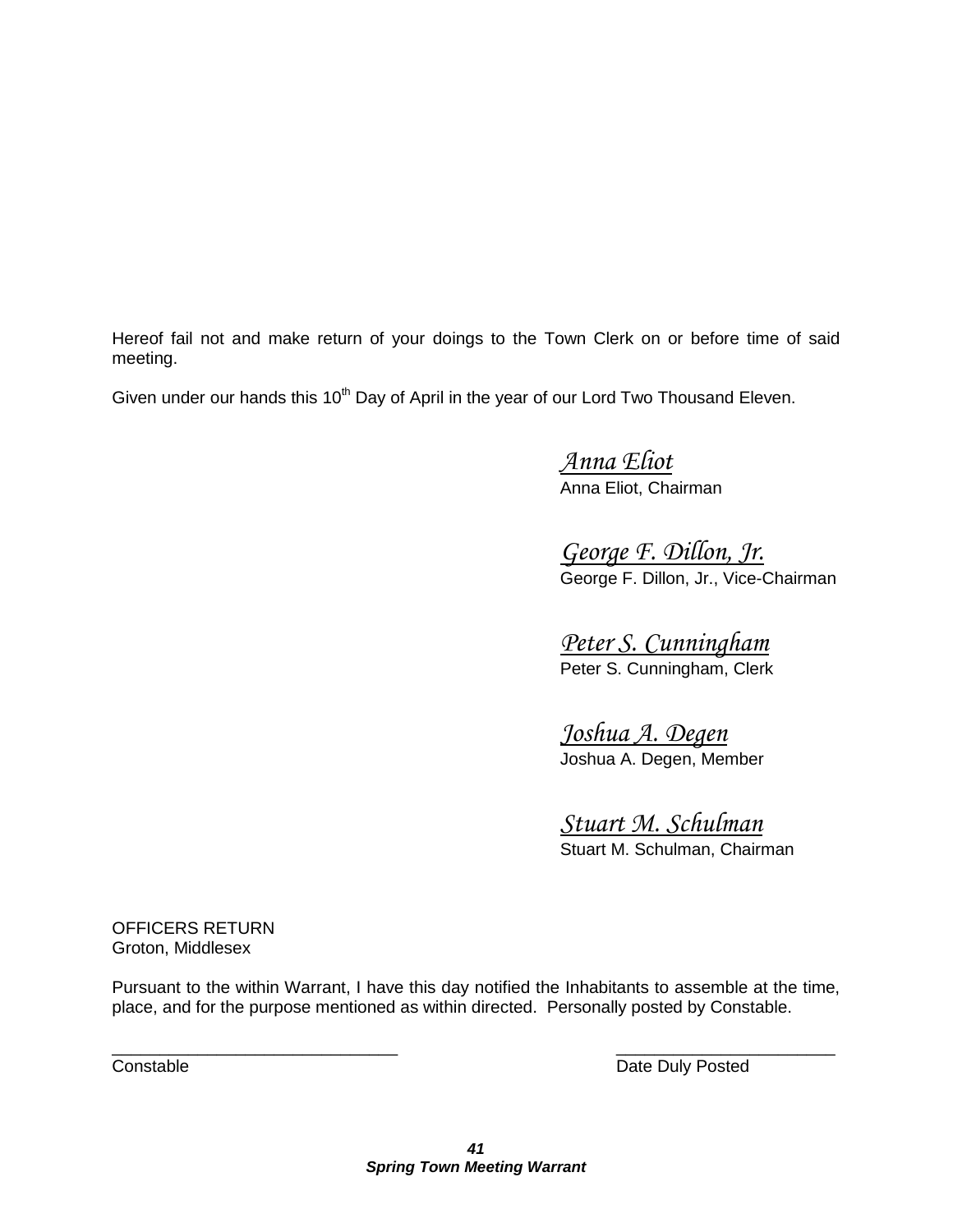Hereof fail not and make return of your doings to the Town Clerk on or before time of said meeting.

Given under our hands this 10th Day of April in the year of our Lord Two Thousand Eleven.

*Anna Eliot*
Anna Eliot, Chairman

*George F. Dillon, Jr.*
George F. Dillon, Jr., Vice-Chairman

*Peter S. Cunningham*
Peter S. Cunningham, Clerk

*Joshua A. Degen*
Joshua A. Degen, Member

*Stuart M. Schulman*
Stuart M. Schulman, Chairman

OFFICERS RETURN
Groton, Middlesex

Pursuant to the within Warrant, I have this day notified the Inhabitants to assemble at the time, place, and for the purpose mentioned as within directed. Personally posted by Constable.

_______________________________ _______________________
Constable Date Duly Posted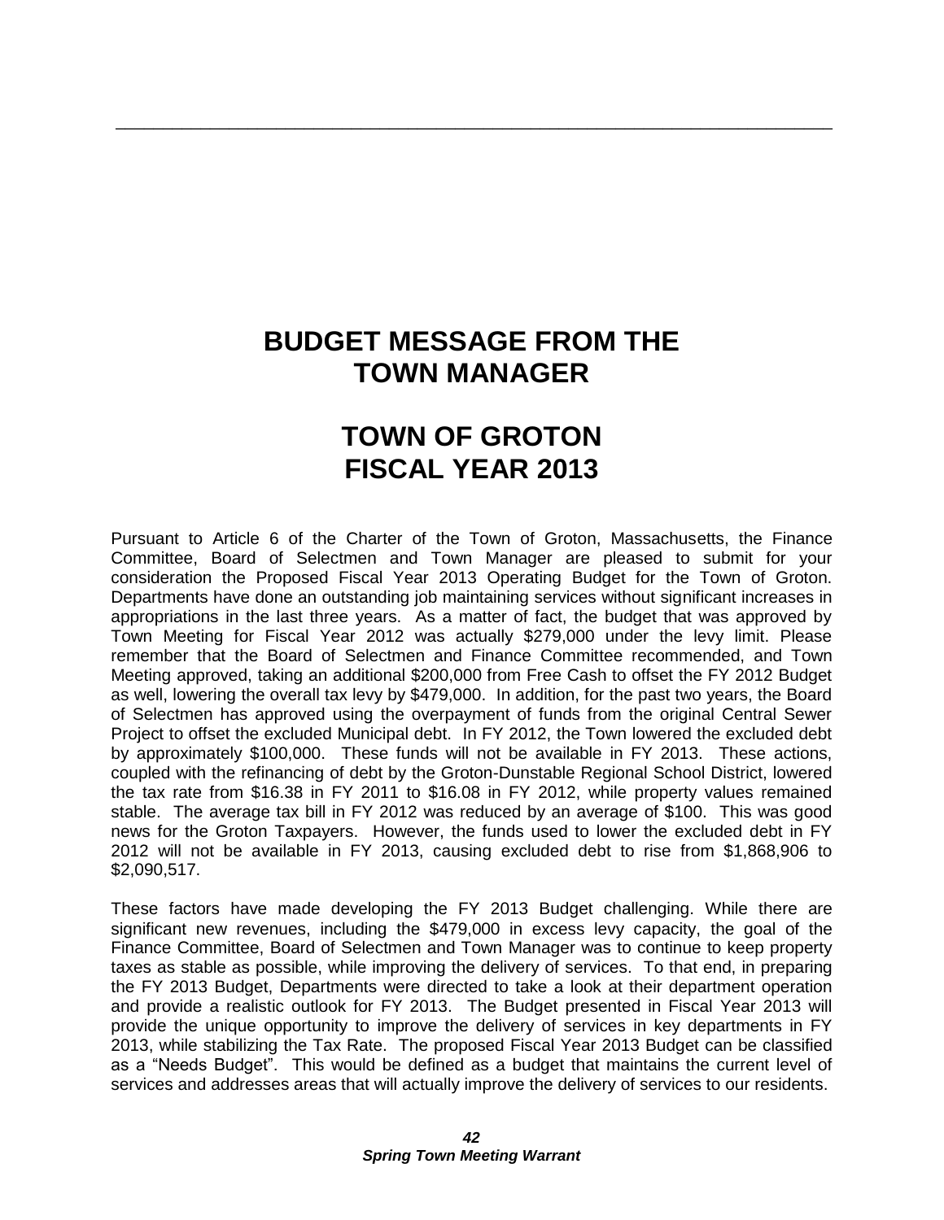# BUDGET MESSAGE FROM THE TOWN MANAGER

# TOWN OF GROTON FISCAL YEAR 2013

Pursuant to Article 6 of the Charter of the Town of Groton, Massachusetts, the Finance Committee, Board of Selectmen and Town Manager are pleased to submit for your consideration the Proposed Fiscal Year 2013 Operating Budget for the Town of Groton. Departments have done an outstanding job maintaining services without significant increases in appropriations in the last three years. As a matter of fact, the budget that was approved by Town Meeting for Fiscal Year 2012 was actually $279,000 under the levy limit. Please remember that the Board of Selectmen and Finance Committee recommended, and Town Meeting approved, taking an additional $200,000 from Free Cash to offset the FY 2012 Budget as well, lowering the overall tax levy by $479,000. In addition, for the past two years, the Board of Selectmen has approved using the overpayment of funds from the original Central Sewer Project to offset the excluded Municipal debt. In FY 2012, the Town lowered the excluded debt by approximately $100,000. These funds will not be available in FY 2013. These actions, coupled with the refinancing of debt by the Groton-Dunstable Regional School District, lowered the tax rate from $16.38 in FY 2011 to $16.08 in FY 2012, while property values remained stable. The average tax bill in FY 2012 was reduced by an average of $100. This was good news for the Groton Taxpayers. However, the funds used to lower the excluded debt in FY 2012 will not be available in FY 2013, causing excluded debt to rise from $1,868,906 to $2,090,517.

These factors have made developing the FY 2013 Budget challenging. While there are significant new revenues, including the $479,000 in excess levy capacity, the goal of the Finance Committee, Board of Selectmen and Town Manager was to continue to keep property taxes as stable as possible, while improving the delivery of services. To that end, in preparing the FY 2013 Budget, Departments were directed to take a look at their department operation and provide a realistic outlook for FY 2013. The Budget presented in Fiscal Year 2013 will provide the unique opportunity to improve the delivery of services in key departments in FY 2013, while stabilizing the Tax Rate. The proposed Fiscal Year 2013 Budget can be classified as a "Needs Budget". This would be defined as a budget that maintains the current level of services and addresses areas that will actually improve the delivery of services to our residents.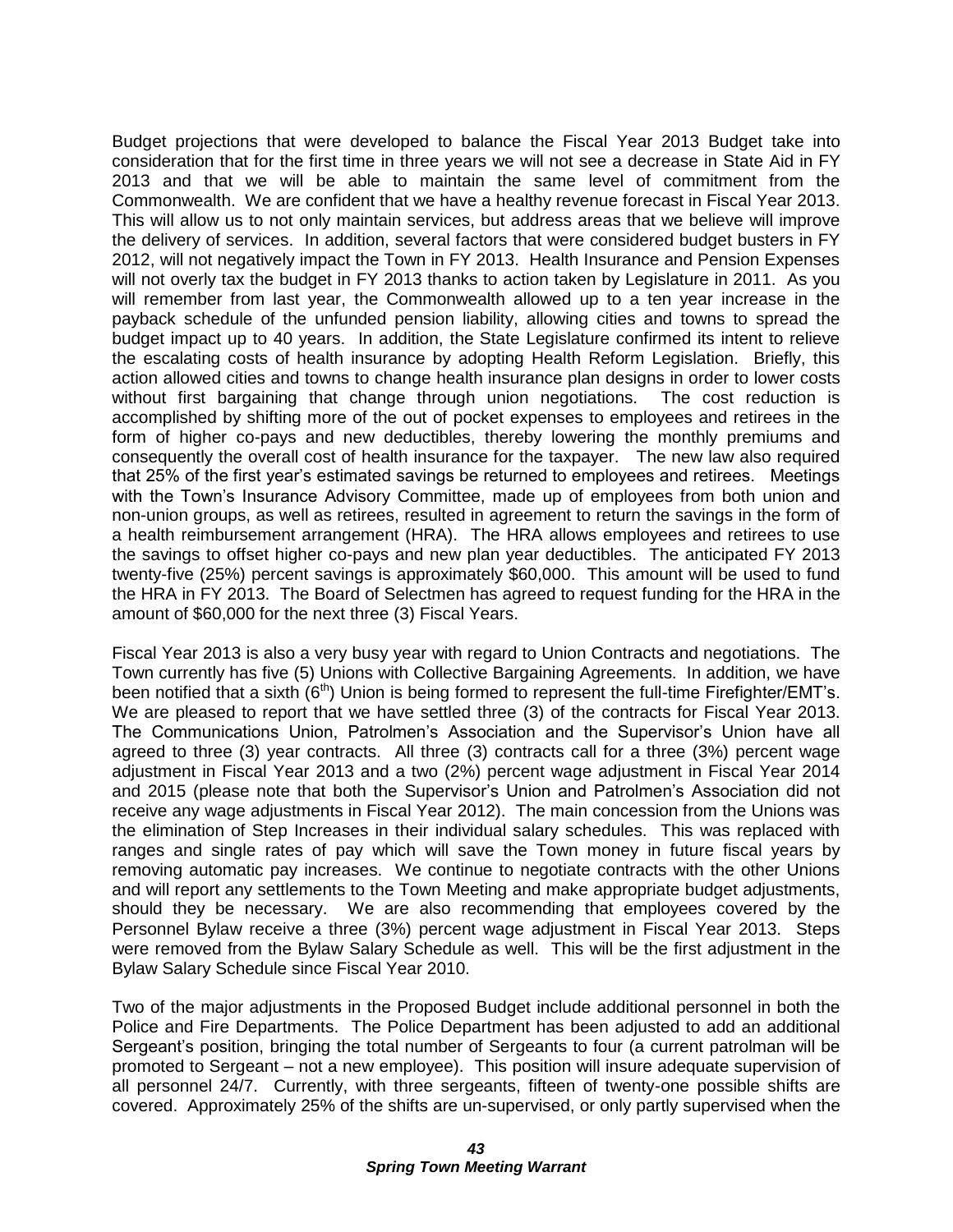Budget projections that were developed to balance the Fiscal Year 2013 Budget take into consideration that for the first time in three years we will not see a decrease in State Aid in FY 2013 and that we will be able to maintain the same level of commitment from the Commonwealth. We are confident that we have a healthy revenue forecast in Fiscal Year 2013. This will allow us to not only maintain services, but address areas that we believe will improve the delivery of services. In addition, several factors that were considered budget busters in FY 2012, will not negatively impact the Town in FY 2013. Health Insurance and Pension Expenses will not overly tax the budget in FY 2013 thanks to action taken by Legislature in 2011. As you will remember from last year, the Commonwealth allowed up to a ten year increase in the payback schedule of the unfunded pension liability, allowing cities and towns to spread the budget impact up to 40 years. In addition, the State Legislature confirmed its intent to relieve the escalating costs of health insurance by adopting Health Reform Legislation. Briefly, this action allowed cities and towns to change health insurance plan designs in order to lower costs without first bargaining that change through union negotiations. The cost reduction is accomplished by shifting more of the out of pocket expenses to employees and retirees in the form of higher co-pays and new deductibles, thereby lowering the monthly premiums and consequently the overall cost of health insurance for the taxpayer. The new law also required that 25% of the first year's estimated savings be returned to employees and retirees. Meetings with the Town's Insurance Advisory Committee, made up of employees from both union and non-union groups, as well as retirees, resulted in agreement to return the savings in the form of a health reimbursement arrangement (HRA). The HRA allows employees and retirees to use the savings to offset higher co-pays and new plan year deductibles. The anticipated FY 2013 twenty-five (25%) percent savings is approximately $60,000. This amount will be used to fund the HRA in FY 2013. The Board of Selectmen has agreed to request funding for the HRA in the amount of $60,000 for the next three (3) Fiscal Years.

Fiscal Year 2013 is also a very busy year with regard to Union Contracts and negotiations. The Town currently has five (5) Unions with Collective Bargaining Agreements. In addition, we have been notified that a sixth (6th) Union is being formed to represent the full-time Firefighter/EMT's. We are pleased to report that we have settled three (3) of the contracts for Fiscal Year 2013. The Communications Union, Patrolmen's Association and the Supervisor's Union have all agreed to three (3) year contracts. All three (3) contracts call for a three (3%) percent wage adjustment in Fiscal Year 2013 and a two (2%) percent wage adjustment in Fiscal Year 2014 and 2015 (please note that both the Supervisor's Union and Patrolmen's Association did not receive any wage adjustments in Fiscal Year 2012). The main concession from the Unions was the elimination of Step Increases in their individual salary schedules. This was replaced with ranges and single rates of pay which will save the Town money in future fiscal years by removing automatic pay increases. We continue to negotiate contracts with the other Unions and will report any settlements to the Town Meeting and make appropriate budget adjustments, should they be necessary. We are also recommending that employees covered by the Personnel Bylaw receive a three (3%) percent wage adjustment in Fiscal Year 2013. Steps were removed from the Bylaw Salary Schedule as well. This will be the first adjustment in the Bylaw Salary Schedule since Fiscal Year 2010.

Two of the major adjustments in the Proposed Budget include additional personnel in both the Police and Fire Departments. The Police Department has been adjusted to add an additional Sergeant's position, bringing the total number of Sergeants to four (a current patrolman will be promoted to Sergeant – not a new employee). This position will insure adequate supervision of all personnel 24/7. Currently, with three sergeants, fifteen of twenty-one possible shifts are covered. Approximately 25% of the shifts are un-supervised, or only partly supervised when the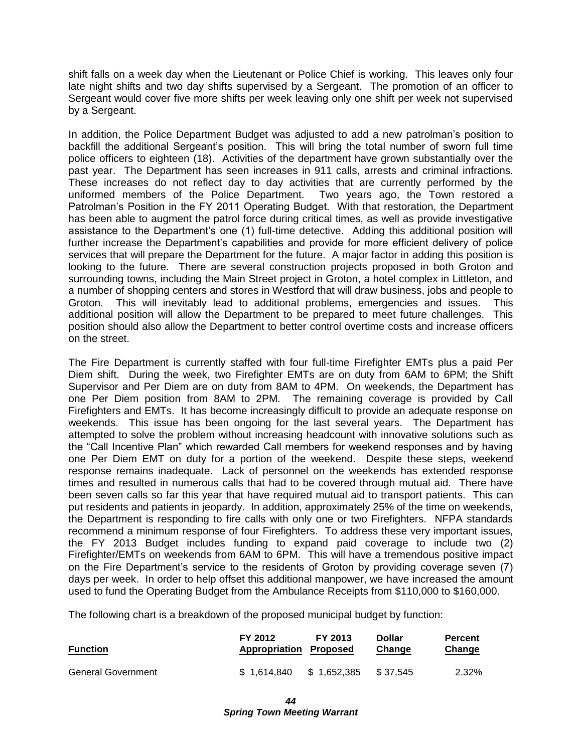shift falls on a week day when the Lieutenant or Police Chief is working. This leaves only four late night shifts and two day shifts supervised by a Sergeant. The promotion of an officer to Sergeant would cover five more shifts per week leaving only one shift per week not supervised by a Sergeant.

In addition, the Police Department Budget was adjusted to add a new patrolman's position to backfill the additional Sergeant's position. This will bring the total number of sworn full time police officers to eighteen (18). Activities of the department have grown substantially over the past year. The Department has seen increases in 911 calls, arrests and criminal infractions. These increases do not reflect day to day activities that are currently performed by the uniformed members of the Police Department. Two years ago, the Town restored a Patrolman's Position in the FY 2011 Operating Budget. With that restoration, the Department has been able to augment the patrol force during critical times, as well as provide investigative assistance to the Department's one (1) full-time detective. Adding this additional position will further increase the Department's capabilities and provide for more efficient delivery of police services that will prepare the Department for the future. A major factor in adding this position is looking to the future. There are several construction projects proposed in both Groton and surrounding towns, including the Main Street project in Groton, a hotel complex in Littleton, and a number of shopping centers and stores in Westford that will draw business, jobs and people to Groton. This will inevitably lead to additional problems, emergencies and issues. This additional position will allow the Department to be prepared to meet future challenges. This position should also allow the Department to better control overtime costs and increase officers on the street.

The Fire Department is currently staffed with four full-time Firefighter EMTs plus a paid Per Diem shift. During the week, two Firefighter EMTs are on duty from 6AM to 6PM; the Shift Supervisor and Per Diem are on duty from 8AM to 4PM. On weekends, the Department has one Per Diem position from 8AM to 2PM. The remaining coverage is provided by Call Firefighters and EMTs. It has become increasingly difficult to provide an adequate response on weekends. This issue has been ongoing for the last several years. The Department has attempted to solve the problem without increasing headcount with innovative solutions such as the "Call Incentive Plan" which rewarded Call members for weekend responses and by having one Per Diem EMT on duty for a portion of the weekend. Despite these steps, weekend response remains inadequate. Lack of personnel on the weekends has extended response times and resulted in numerous calls that had to be covered through mutual aid. There have been seven calls so far this year that have required mutual aid to transport patients. This can put residents and patients in jeopardy. In addition, approximately 25% of the time on weekends, the Department is responding to fire calls with only one or two Firefighters. NFPA standards recommend a minimum response of four Firefighters. To address these very important issues, the FY 2013 Budget includes funding to expand paid coverage to include two (2) Firefighter/EMTs on weekends from 6AM to 6PM. This will have a tremendous positive impact on the Fire Department's service to the residents of Groton by providing coverage seven (7) days per week. In order to help offset this additional manpower, we have increased the amount used to fund the Operating Budget from the Ambulance Receipts from $110,000 to $160,000.

The following chart is a breakdown of the proposed municipal budget by function:

| Function | FY 2012 Appropriation | FY 2013 Proposed | Dollar Change | Percent Change |
|---|---|---|---|---|
| General Government | $ 1,614,840 | $ 1,652,385 | $ 37,545 | 2.32% |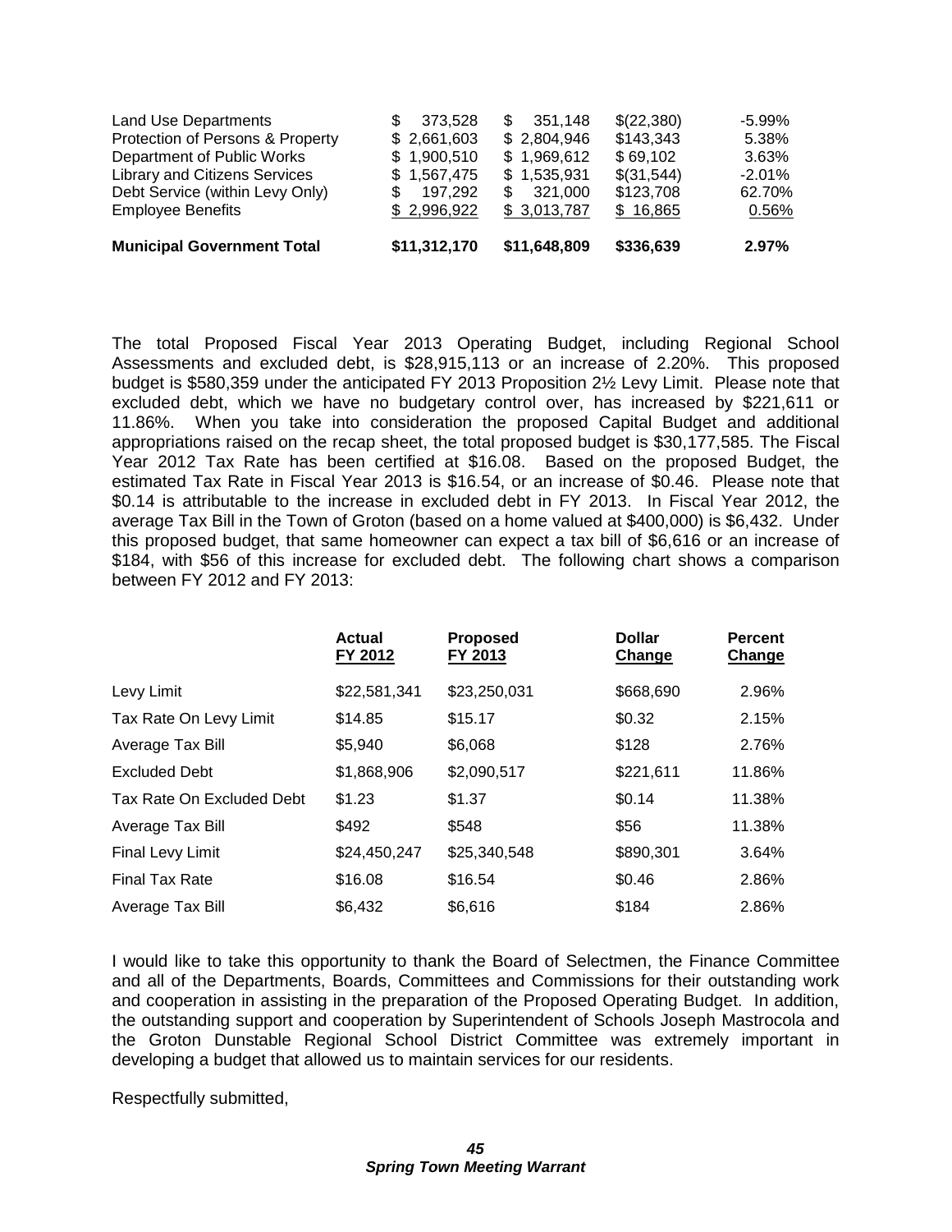| | | | | |
|---|---|---|---|---|
| Land Use Departments | $ 373,528 | $ 351,148 | $(22,380) | -5.99% |
| Protection of Persons & Property | $ 2,661,603 | $ 2,804,946 | $143,343 | 5.38% |
| Department of Public Works | $ 1,900,510 | $ 1,969,612 | $ 69,102 | 3.63% |
| Library and Citizens Services | $ 1,567,475 | $ 1,535,931 | $(31,544) | -2.01% |
| Debt Service (within Levy Only) | $ 197,292 | $ 321,000 | $123,708 | 62.70% |
| Employee Benefits | $ 2,996,922 | $ 3,013,787 | $ 16,865 | 0.56% |
| **Municipal Government Total** | **$11,312,170** | **$11,648,809** | **$336,639** | **2.97%** |

The total Proposed Fiscal Year 2013 Operating Budget, including Regional School Assessments and excluded debt, is $28,915,113 or an increase of 2.20%. This proposed budget is $580,359 under the anticipated FY 2013 Proposition 2½ Levy Limit. Please note that excluded debt, which we have no budgetary control over, has increased by $221,611 or 11.86%. When you take into consideration the proposed Capital Budget and additional appropriations raised on the recap sheet, the total proposed budget is $30,177,585. The Fiscal Year 2012 Tax Rate has been certified at $16.08. Based on the proposed Budget, the estimated Tax Rate in Fiscal Year 2013 is $16.54, or an increase of $0.46. Please note that $0.14 is attributable to the increase in excluded debt in FY 2013. In Fiscal Year 2012, the average Tax Bill in the Town of Groton (based on a home valued at $400,000) is $6,432. Under this proposed budget, that same homeowner can expect a tax bill of $6,616 or an increase of $184, with $56 of this increase for excluded debt. The following chart shows a comparison between FY 2012 and FY 2013:

| | Actual FY 2012 | Proposed FY 2013 | Dollar Change | Percent Change |
|---|---|---|---|---|
| Levy Limit | $22,581,341 | $23,250,031 | $668,690 | 2.96% |
| Tax Rate On Levy Limit | $14.85 | $15.17 | $0.32 | 2.15% |
| Average Tax Bill | $5,940 | $6,068 | $128 | 2.76% |
| Excluded Debt | $1,868,906 | $2,090,517 | $221,611 | 11.86% |
| Tax Rate On Excluded Debt | $1.23 | $1.37 | $0.14 | 11.38% |
| Average Tax Bill | $492 | $548 | $56 | 11.38% |
| Final Levy Limit | $24,450,247 | $25,340,548 | $890,301 | 3.64% |
| Final Tax Rate | $16.08 | $16.54 | $0.46 | 2.86% |
| Average Tax Bill | $6,432 | $6,616 | $184 | 2.86% |

I would like to take this opportunity to thank the Board of Selectmen, the Finance Committee and all of the Departments, Boards, Committees and Commissions for their outstanding work and cooperation in assisting in the preparation of the Proposed Operating Budget. In addition, the outstanding support and cooperation by Superintendent of Schools Joseph Mastrocola and the Groton Dunstable Regional School District Committee was extremely important in developing a budget that allowed us to maintain services for our residents.

Respectfully submitted,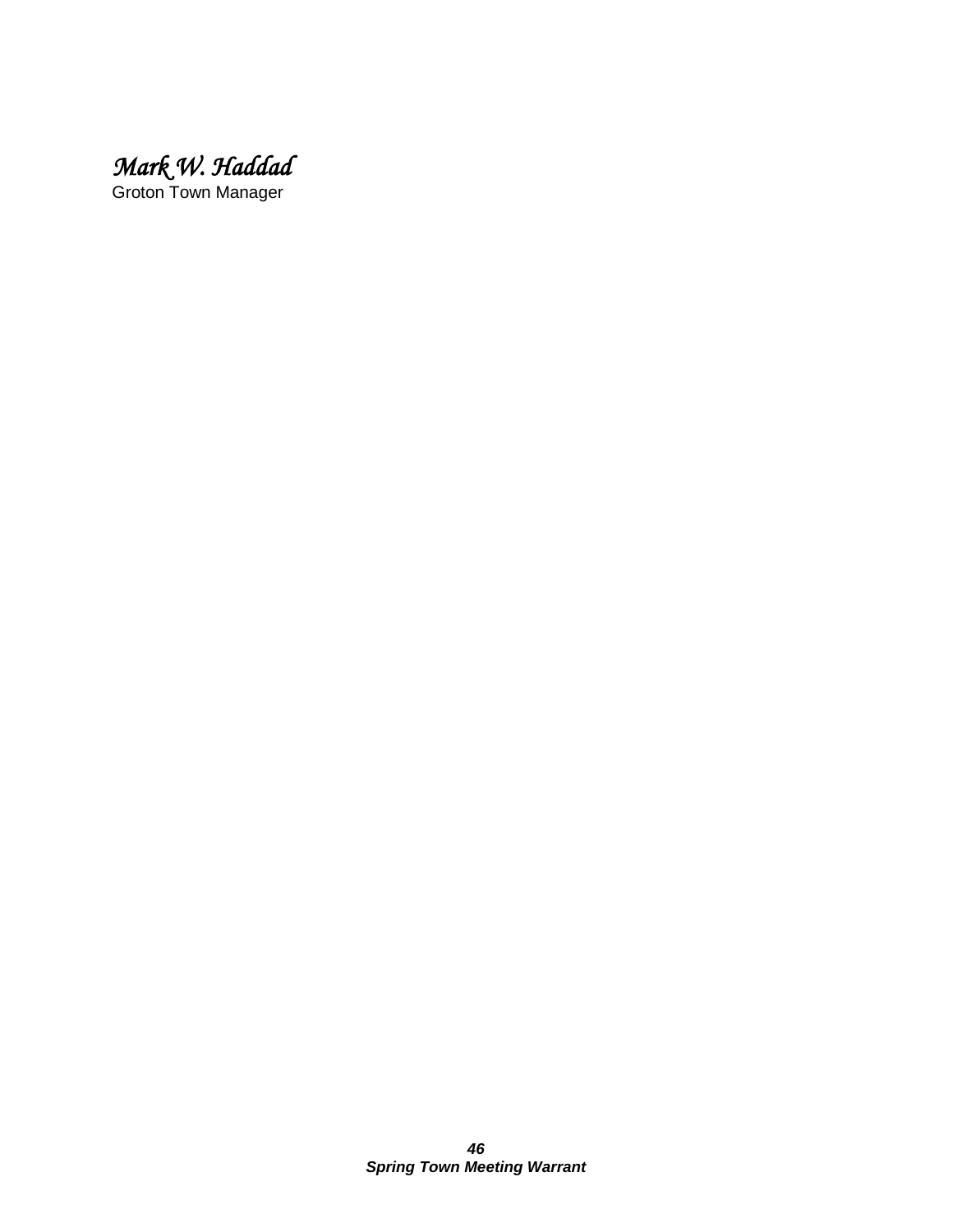*Mark W. Haddad*
Groton Town Manager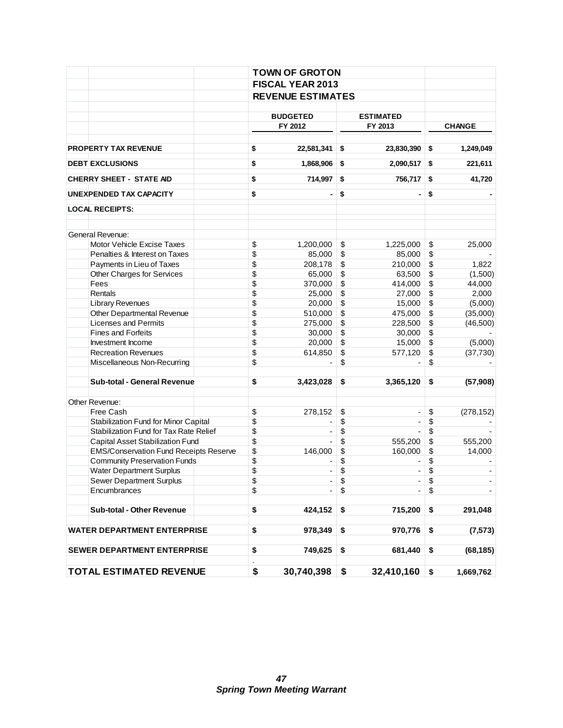## TOWN OF GROTON
## FISCAL YEAR 2013
## REVENUE ESTIMATES

| | BUDGETED FY 2012 | ESTIMATED FY 2013 | CHANGE |
|---|---|---|---|
| **PROPERTY TAX REVENUE** | **$ 22,581,341** | **$ 23,830,390** | **$ 1,249,049** |
| **DEBT EXCLUSIONS** | **$ 1,868,906** | **$ 2,090,517** | **$ 221,611** |
| **CHERRY SHEET - STATE AID** | **$ 714,997** | **$ 756,717** | **$ 41,720** |
| **UNEXPENDED TAX CAPACITY** | **$ -** | **$ -** | **$ -** |
| **LOCAL RECEIPTS:** | | | |
| General Revenue: | | | |
| Motor Vehicle Excise Taxes | $ 1,200,000 | $ 1,225,000 | $ 25,000 |
| Penalties & Interest on Taxes | $ 85,000 | $ 85,000 | $ - |
| Payments in Lieu of Taxes | $ 208,178 | $ 210,000 | $ 1,822 |
| Other Charges for Services | $ 65,000 | $ 63,500 | $ (1,500) |
| Fees | $ 370,000 | $ 414,000 | $ 44,000 |
| Rentals | $ 25,000 | $ 27,000 | $ 2,000 |
| Library Revenues | $ 20,000 | $ 15,000 | $ (5,000) |
| Other Departmental Revenue | $ 510,000 | $ 475,000 | $ (35,000) |
| Licenses and Permits | $ 275,000 | $ 228,500 | $ (46,500) |
| Fines and Forfeits | $ 30,000 | $ 30,000 | $ - |
| Investment Income | $ 20,000 | $ 15,000 | $ (5,000) |
| Recreation Revenues | $ 614,850 | $ 577,120 | $ (37,730) |
| Miscellaneous Non-Recurring | $ - | $ - | $ - |
| **Sub-total - General Revenue** | **$ 3,423,028** | **$ 3,365,120** | **$ (57,908)** |
| Other Revenue: | | | |
| Free Cash | $ 278,152 | $ - | $ (278,152) |
| Stabilization Fund for Minor Capital | $ - | $ - | $ - |
| Stabilization Fund for Tax Rate Relief | $ - | $ - | $ - |
| Capital Asset Stabilization Fund | $ - | $ 555,200 | $ 555,200 |
| EMS/Conservation Fund Receipts Reserve | $ 146,000 | $ 160,000 | $ 14,000 |
| Community Preservation Funds | $ - | $ - | $ - |
| Water Department Surplus | $ - | $ - | $ - |
| Sewer Department Surplus | $ - | $ - | $ - |
| Encumbrances | $ - | $ - | $ - |
| **Sub-total - Other Revenue** | **$ 424,152** | **$ 715,200** | **$ 291,048** |
| **WATER DEPARTMENT ENTERPRISE** | **$ 978,349** | **$ 970,776** | **$ (7,573)** |
| **SEWER DEPARTMENT ENTERPRISE** | **$ 749,625** | **$ 681,440** | **$ (68,185)** |
| **TOTAL ESTIMATED REVENUE** | **$ 30,740,398** | **$ 32,410,160** | **$ 1,669,762** |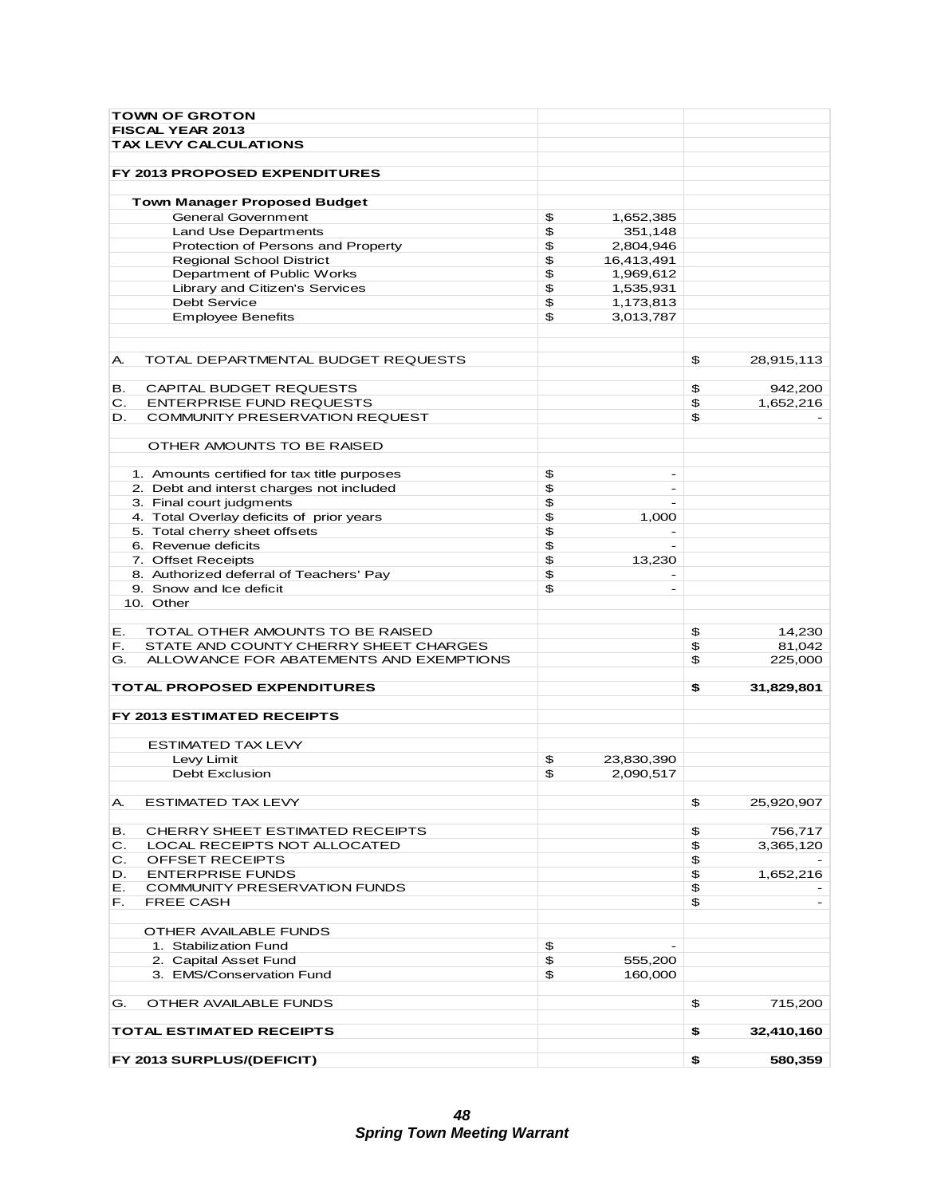| TOWN OF GROTON | | |
|---|---|---|
| **FISCAL YEAR 2013** | | |
| **TAX LEVY CALCULATIONS** | | |
| | | |
| **FY 2013 PROPOSED EXPENDITURES** | | |
| | | |
| **Town Manager Proposed Budget** | | |
| General Government | $ 1,652,385 | |
| Land Use Departments | $ 351,148 | |
| Protection of Persons and Property | $ 2,804,946 | |
| Regional School District | $ 16,413,491 | |
| Department of Public Works | $ 1,969,612 | |
| Library and Citizen's Services | $ 1,535,931 | |
| Debt Service | $ 1,173,813 | |
| Employee Benefits | $ 3,013,787 | |
| | | |
| A. TOTAL DEPARTMENTAL BUDGET REQUESTS | | $ 28,915,113 |
| | | |
| B. CAPITAL BUDGET REQUESTS | | $ 942,200 |
| C. ENTERPRISE FUND REQUESTS | | $ 1,652,216 |
| D. COMMUNITY PRESERVATION REQUEST | | $ - |
| | | |
| OTHER AMOUNTS TO BE RAISED | | |
| | | |
| 1. Amounts certified for tax title purposes | $ - | |
| 2. Debt and interst charges not included | $ - | |
| 3. Final court judgments | $ - | |
| 4. Total Overlay deficits of prior years | $ 1,000 | |
| 5. Total cherry sheet offsets | $ - | |
| 6. Revenue deficits | $ - | |
| 7. Offset Receipts | $ 13,230 | |
| 8. Authorized deferral of Teachers' Pay | $ - | |
| 9. Snow and Ice deficit | $ - | |
| 10. Other | | |
| | | |
| E. TOTAL OTHER AMOUNTS TO BE RAISED | | $ 14,230 |
| F. STATE AND COUNTY CHERRY SHEET CHARGES | | $ 81,042 |
| G. ALLOWANCE FOR ABATEMENTS AND EXEMPTIONS | | $ 225,000 |
| | | |
| **TOTAL PROPOSED EXPENDITURES** | | **$ 31,829,801** |
| | | |
| **FY 2013 ESTIMATED RECEIPTS** | | |
| | | |
| ESTIMATED TAX LEVY | | |
| Levy Limit | $ 23,830,390 | |
| Debt Exclusion | $ 2,090,517 | |
| | | |
| A. ESTIMATED TAX LEVY | | $ 25,920,907 |
| | | |
| B. CHERRY SHEET ESTIMATED RECEIPTS | | $ 756,717 |
| C. LOCAL RECEIPTS NOT ALLOCATED | | $ 3,365,120 |
| C. OFFSET RECEIPTS | | $ - |
| D. ENTERPRISE FUNDS | | $ 1,652,216 |
| E. COMMUNITY PRESERVATION FUNDS | | $ - |
| F. FREE CASH | | $ - |
| | | |
| OTHER AVAILABLE FUNDS | | |
| 1. Stabilization Fund | $ - | |
| 2. Capital Asset Fund | $ 555,200 | |
| 3. EMS/Conservation Fund | $ 160,000 | |
| | | |
| G. OTHER AVAILABLE FUNDS | | $ 715,200 |
| | | |
| **TOTAL ESTIMATED RECEIPTS** | | **$ 32,410,160** |
| | | |
| **FY 2013 SURPLUS/(DEFICIT)** | | **$ 580,359** |

***Spring Town Meeting Warrant***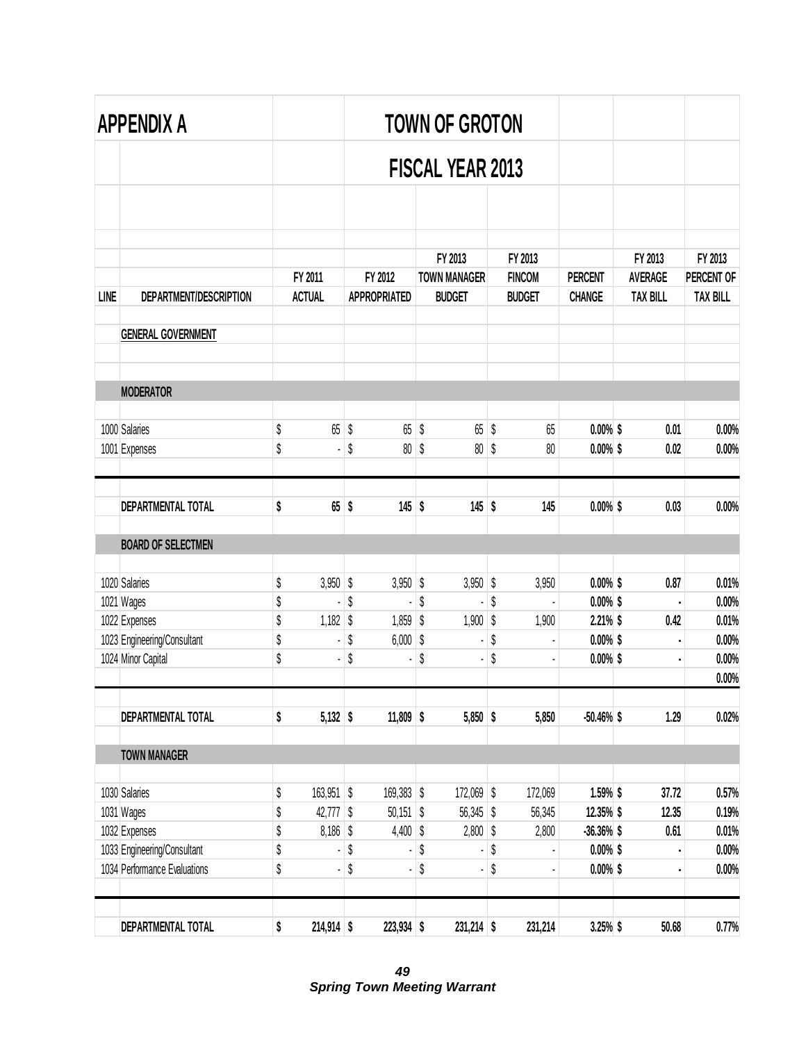# APPENDIX A

## TOWN OF GROTON

## FISCAL YEAR 2013

| LINE | DEPARTMENT/DESCRIPTION | FY 2011 ACTUAL | FY 2012 APPROPRIATED | FY 2013 TOWN MANAGER BUDGET | FY 2013 FINCOM BUDGET | PERCENT CHANGE | FY 2013 AVERAGE TAX BILL | FY 2013 PERCENT OF TAX BILL |
|---|---|---|---|---|---|---|---|---|
| | **GENERAL GOVERNMENT** | | | | | | | |
| | **MODERATOR** | | | | | | | |
| 1000 | Salaries | $ 65 | $ 65 | $ 65 | $ 65 | 0.00% | $ 0.01 | 0.00% |
| 1001 | Expenses | $ - | $ 80 | $ 80 | $ 80 | 0.00% | $ 0.02 | 0.00% |
| | **DEPARTMENTAL TOTAL** | **$ 65** | **$ 145** | **$ 145** | **$ 145** | **0.00%** | **$ 0.03** | **0.00%** |
| | **BOARD OF SELECTMEN** | | | | | | | |
| 1020 | Salaries | $ 3,950 | $ 3,950 | $ 3,950 | $ 3,950 | 0.00% | $ 0.87 | 0.01% |
| 1021 | Wages | $ - | $ - | $ - | $ - | 0.00% | $ - | 0.00% |
| 1022 | Expenses | $ 1,182 | $ 1,859 | $ 1,900 | $ 1,900 | 2.21% | $ 0.42 | 0.01% |
| 1023 | Engineering/Consultant | $ - | $ 6,000 | $ - | $ - | 0.00% | $ - | 0.00% |
| 1024 | Minor Capital | $ - | $ - | $ - | $ - | 0.00% | $ - | 0.00% |
| | | | | | | | | 0.00% |
| | **DEPARTMENTAL TOTAL** | **$ 5,132** | **$ 11,809** | **$ 5,850** | **$ 5,850** | **-50.46%** | **$ 1.29** | **0.02%** |
| | **TOWN MANAGER** | | | | | | | |
| 1030 | Salaries | $ 163,951 | $ 169,383 | $ 172,069 | $ 172,069 | 1.59% | $ 37.72 | 0.57% |
| 1031 | Wages | $ 42,777 | $ 50,151 | $ 56,345 | $ 56,345 | 12.35% | $ 12.35 | 0.19% |
| 1032 | Expenses | $ 8,186 | $ 4,400 | $ 2,800 | $ 2,800 | -36.36% | $ 0.61 | 0.01% |
| 1033 | Engineering/Consultant | $ - | $ - | $ - | $ - | 0.00% | $ - | 0.00% |
| 1034 | Performance Evaluations | $ - | $ - | $ - | $ - | 0.00% | $ - | 0.00% |
| | **DEPARTMENTAL TOTAL** | **$ 214,914** | **$ 223,934** | **$ 231,214** | **$ 231,214** | **3.25%** | **$ 50.68** | **0.77%** |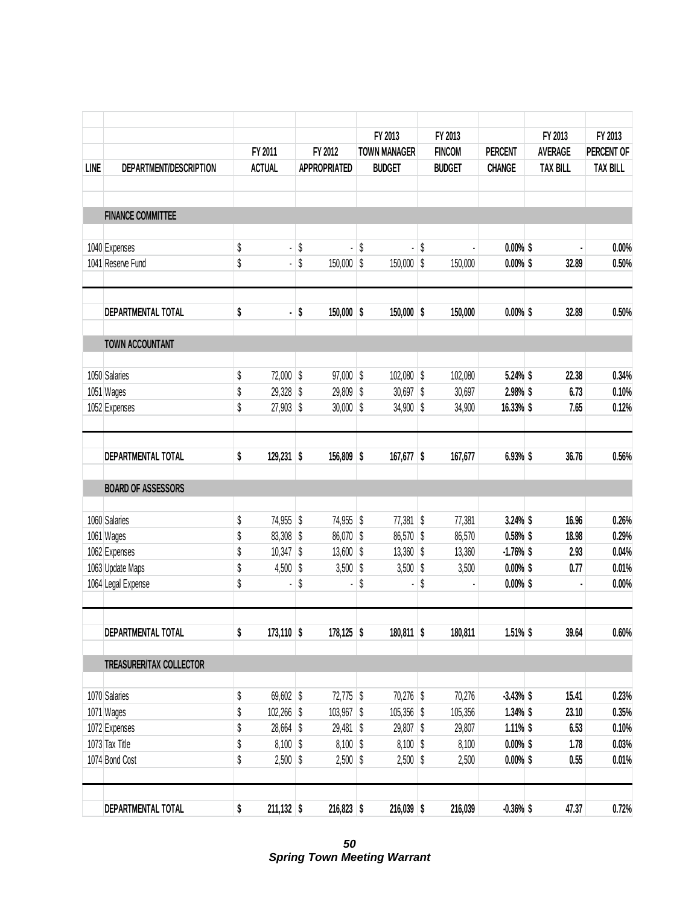| LINE | DEPARTMENT/DESCRIPTION | FY 2011 ACTUAL | FY 2012 APPROPRIATED | FY 2013 TOWN MANAGER BUDGET | FY 2013 FINCOM BUDGET | PERCENT CHANGE | FY 2013 AVERAGE TAX BILL | FY 2013 PERCENT OF TAX BILL |
|---|---|---|---|---|---|---|---|---|
| | **FINANCE COMMITTEE** | | | | | | | |
| 1040 | Expenses | $ - | $ - | $ - | $ - | **0.00%** | **$ -** | **0.00%** |
| 1041 | Reserve Fund | $ - | $ 150,000 | $ 150,000 | $ 150,000 | **0.00%** | **$ 32.89** | **0.50%** |
| | **DEPARTMENTAL TOTAL** | **$ -** | **$ 150,000** | **$ 150,000** | **$ 150,000** | **0.00%** | **$ 32.89** | **0.50%** |
| | **TOWN ACCOUNTANT** | | | | | | | |
| 1050 | Salaries | $ 72,000 | $ 97,000 | $ 102,080 | $ 102,080 | **5.24%** | **$ 22.38** | **0.34%** |
| 1051 | Wages | $ 29,328 | $ 29,809 | $ 30,697 | $ 30,697 | **2.98%** | **$ 6.73** | **0.10%** |
| 1052 | Expenses | $ 27,903 | $ 30,000 | $ 34,900 | $ 34,900 | **16.33%** | **$ 7.65** | **0.12%** |
| | **DEPARTMENTAL TOTAL** | **$ 129,231** | **$ 156,809** | **$ 167,677** | **$ 167,677** | **6.93%** | **$ 36.76** | **0.56%** |
| | **BOARD OF ASSESSORS** | | | | | | | |
| 1060 | Salaries | $ 74,955 | $ 74,955 | $ 77,381 | $ 77,381 | **3.24%** | **$ 16.96** | **0.26%** |
| 1061 | Wages | $ 83,308 | $ 86,070 | $ 86,570 | $ 86,570 | **0.58%** | **$ 18.98** | **0.29%** |
| 1062 | Expenses | $ 10,347 | $ 13,600 | $ 13,360 | $ 13,360 | **-1.76%** | **$ 2.93** | **0.04%** |
| 1063 | Update Maps | $ 4,500 | $ 3,500 | $ 3,500 | $ 3,500 | **0.00%** | **$ 0.77** | **0.01%** |
| 1064 | Legal Expense | $ - | $ - | $ - | $ - | **0.00%** | **$ -** | **0.00%** |
| | **DEPARTMENTAL TOTAL** | **$ 173,110** | **$ 178,125** | **$ 180,811** | **$ 180,811** | **1.51%** | **$ 39.64** | **0.60%** |
| | **TREASURER/TAX COLLECTOR** | | | | | | | |
| 1070 | Salaries | $ 69,602 | $ 72,775 | $ 70,276 | $ 70,276 | **-3.43%** | **$ 15.41** | **0.23%** |
| 1071 | Wages | $ 102,266 | $ 103,967 | $ 105,356 | $ 105,356 | **1.34%** | **$ 23.10** | **0.35%** |
| 1072 | Expenses | $ 28,664 | $ 29,481 | $ 29,807 | $ 29,807 | **1.11%** | **$ 6.53** | **0.10%** |
| 1073 | Tax Title | $ 8,100 | $ 8,100 | $ 8,100 | $ 8,100 | **0.00%** | **$ 1.78** | **0.03%** |
| 1074 | Bond Cost | $ 2,500 | $ 2,500 | $ 2,500 | $ 2,500 | **0.00%** | **$ 0.55** | **0.01%** |
| | **DEPARTMENTAL TOTAL** | **$ 211,132** | **$ 216,823** | **$ 216,039** | **$ 216,039** | **-0.36%** | **$ 47.37** | **0.72%** |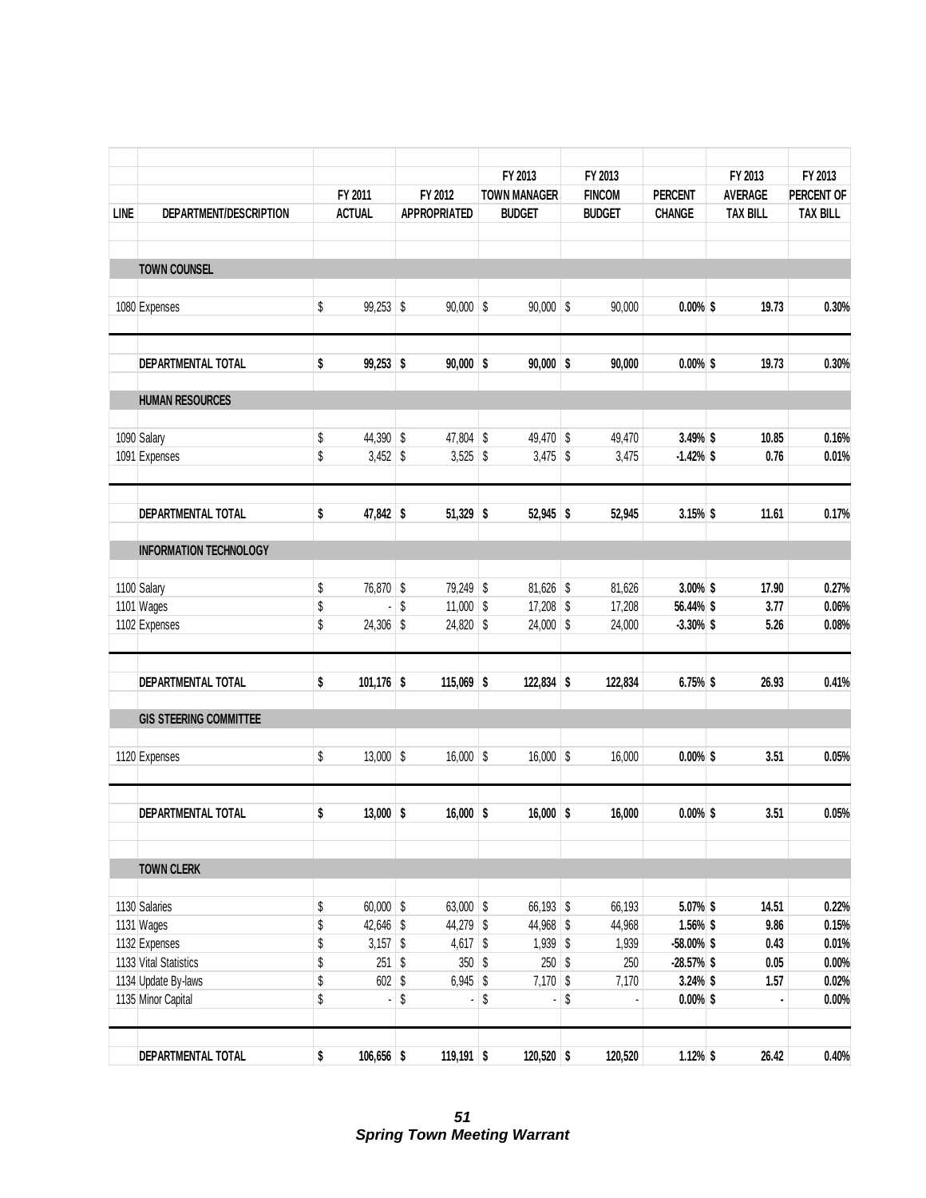| LINE | DEPARTMENT/DESCRIPTION | FY 2011 ACTUAL | FY 2012 APPROPRIATED | FY 2013 TOWN MANAGER BUDGET | FY 2013 FINCOM BUDGET | PERCENT CHANGE | FY 2013 AVERAGE TAX BILL | FY 2013 PERCENT OF TAX BILL |
|---|---|---|---|---|---|---|---|---|
| | **TOWN COUNSEL** | | | | | | | |
| 1080 | Expenses | $ 99,253 | $ 90,000 | $ 90,000 | $ 90,000 | **0.00%** | **$ 19.73** | **0.30%** |
| | **DEPARTMENTAL TOTAL** | **$ 99,253** | **$ 90,000** | **$ 90,000** | **$ 90,000** | **0.00%** | **$ 19.73** | **0.30%** |
| | **HUMAN RESOURCES** | | | | | | | |
| 1090 | Salary | $ 44,390 | $ 47,804 | $ 49,470 | $ 49,470 | **3.49%** | **$ 10.85** | **0.16%** |
| 1091 | Expenses | $ 3,452 | $ 3,525 | $ 3,475 | $ 3,475 | **-1.42%** | **$ 0.76** | **0.01%** |
| | **DEPARTMENTAL TOTAL** | **$ 47,842** | **$ 51,329** | **$ 52,945** | **$ 52,945** | **3.15%** | **$ 11.61** | **0.17%** |
| | **INFORMATION TECHNOLOGY** | | | | | | | |
| 1100 | Salary | $ 76,870 | $ 79,249 | $ 81,626 | $ 81,626 | **3.00%** | **$ 17.90** | **0.27%** |
| 1101 | Wages | $ - | $ 11,000 | $ 17,208 | $ 17,208 | **56.44%** | **$ 3.77** | **0.06%** |
| 1102 | Expenses | $ 24,306 | $ 24,820 | $ 24,000 | $ 24,000 | **-3.30%** | **$ 5.26** | **0.08%** |
| | **DEPARTMENTAL TOTAL** | **$ 101,176** | **$ 115,069** | **$ 122,834** | **$ 122,834** | **6.75%** | **$ 26.93** | **0.41%** |
| | **GIS STEERING COMMITTEE** | | | | | | | |
| 1120 | Expenses | $ 13,000 | $ 16,000 | $ 16,000 | $ 16,000 | **0.00%** | **$ 3.51** | **0.05%** |
| | **DEPARTMENTAL TOTAL** | **$ 13,000** | **$ 16,000** | **$ 16,000** | **$ 16,000** | **0.00%** | **$ 3.51** | **0.05%** |
| | **TOWN CLERK** | | | | | | | |
| 1130 | Salaries | $ 60,000 | $ 63,000 | $ 66,193 | $ 66,193 | **5.07%** | **$ 14.51** | **0.22%** |
| 1131 | Wages | $ 42,646 | $ 44,279 | $ 44,968 | $ 44,968 | **1.56%** | **$ 9.86** | **0.15%** |
| 1132 | Expenses | $ 3,157 | $ 4,617 | $ 1,939 | $ 1,939 | **-58.00%** | **$ 0.43** | **0.01%** |
| 1133 | Vital Statistics | $ 251 | $ 350 | $ 250 | $ 250 | **-28.57%** | **$ 0.05** | **0.00%** |
| 1134 | Update By-laws | $ 602 | $ 6,945 | $ 7,170 | $ 7,170 | **3.24%** | **$ 1.57** | **0.02%** |
| 1135 | Minor Capital | $ - | $ - | $ - | $ - | **0.00%** | **$ -** | **0.00%** |
| | **DEPARTMENTAL TOTAL** | **$ 106,656** | **$ 119,191** | **$ 120,520** | **$ 120,520** | **1.12%** | **$ 26.42** | **0.40%** |

***Spring Town Meeting Warrant***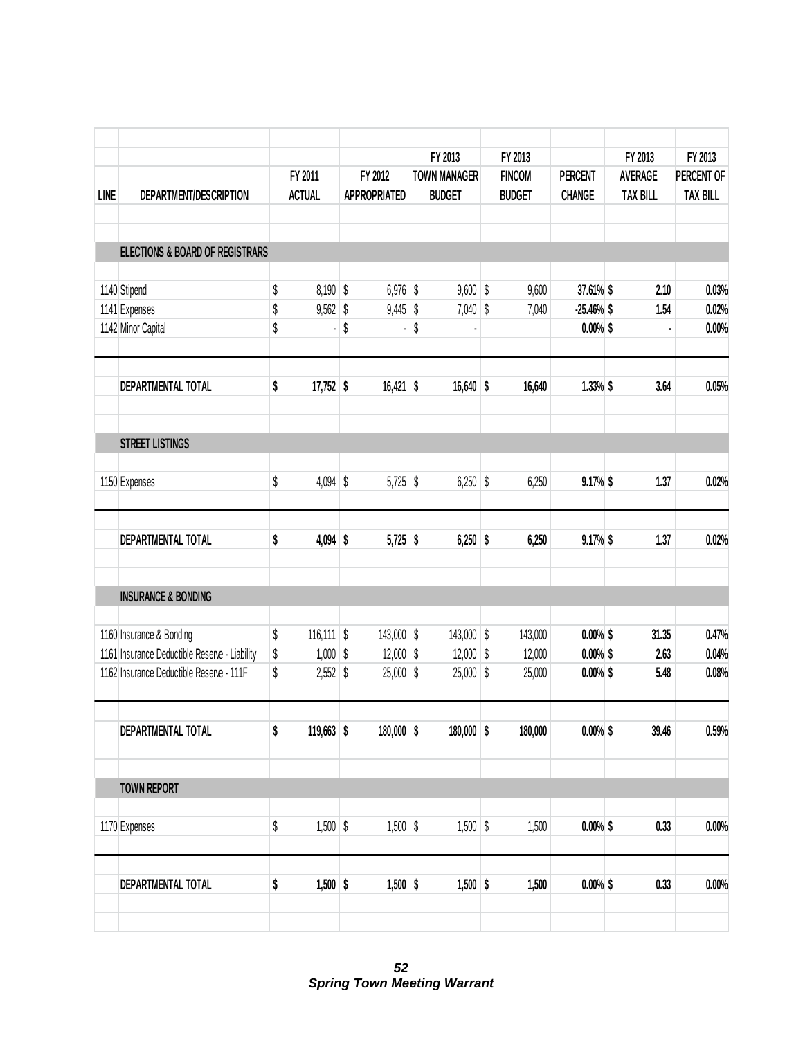| LINE | DEPARTMENT/DESCRIPTION | FY 2011 ACTUAL | FY 2012 APPROPRIATED | FY 2013 TOWN MANAGER BUDGET | FY 2013 FINCOM BUDGET | PERCENT CHANGE | FY 2013 AVERAGE TAX BILL | FY 2013 PERCENT OF TAX BILL |
|---|---|---|---|---|---|---|---|---|
| | **ELECTIONS & BOARD OF REGISTRARS** | | | | | | | |
| 1140 | Stipend | $ 8,190 | $ 6,976 | $ 9,600 | $ 9,600 | 37.61% | $ 2.10 | 0.03% |
| 1141 | Expenses | $ 9,562 | $ 9,445 | $ 7,040 | $ 7,040 | -25.46% | $ 1.54 | 0.02% |
| 1142 | Minor Capital | $ - | $ - | $ - | | 0.00% | $ - | 0.00% |
| | **DEPARTMENTAL TOTAL** | **$ 17,752** | **$ 16,421** | **$ 16,640** | **$ 16,640** | **1.33%** | **$ 3.64** | **0.05%** |
| | **STREET LISTINGS** | | | | | | | |
| 1150 | Expenses | $ 4,094 | $ 5,725 | $ 6,250 | $ 6,250 | 9.17% | $ 1.37 | 0.02% |
| | **DEPARTMENTAL TOTAL** | **$ 4,094** | **$ 5,725** | **$ 6,250** | **$ 6,250** | **9.17%** | **$ 1.37** | **0.02%** |
| | **INSURANCE & BONDING** | | | | | | | |
| 1160 | Insurance & Bonding | $ 116,111 | $ 143,000 | $ 143,000 | $ 143,000 | 0.00% | $ 31.35 | 0.47% |
| 1161 | Insurance Deductible Reserve - Liability | $ 1,000 | $ 12,000 | $ 12,000 | $ 12,000 | 0.00% | $ 2.63 | 0.04% |
| 1162 | Insurance Deductible Reserve - 111F | $ 2,552 | $ 25,000 | $ 25,000 | $ 25,000 | 0.00% | $ 5.48 | 0.08% |
| | **DEPARTMENTAL TOTAL** | **$ 119,663** | **$ 180,000** | **$ 180,000** | **$ 180,000** | **0.00%** | **$ 39.46** | **0.59%** |
| | **TOWN REPORT** | | | | | | | |
| 1170 | Expenses | $ 1,500 | $ 1,500 | $ 1,500 | $ 1,500 | 0.00% | $ 0.33 | 0.00% |
| | **DEPARTMENTAL TOTAL** | **$ 1,500** | **$ 1,500** | **$ 1,500** | **$ 1,500** | **0.00%** | **$ 0.33** | **0.00%** |

***Spring Town Meeting Warrant***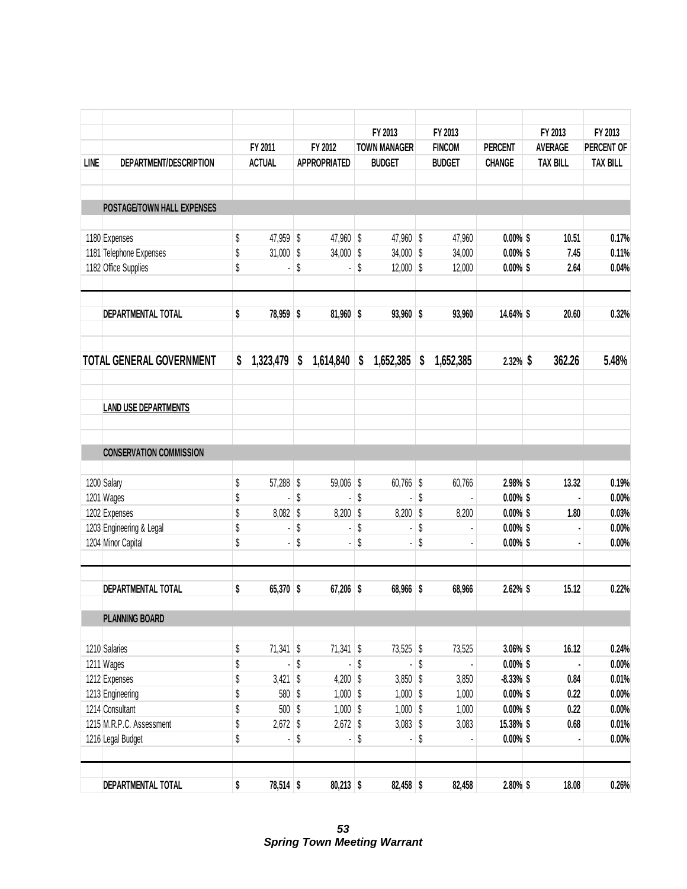| LINE | DEPARTMENT/DESCRIPTION | FY 2011 ACTUAL | FY 2012 APPROPRIATED | FY 2013 TOWN MANAGER BUDGET | FY 2013 FINCOM BUDGET | PERCENT CHANGE | FY 2013 AVERAGE TAX BILL | FY 2013 PERCENT OF TAX BILL |
|---|---|---|---|---|---|---|---|---|
| | **POSTAGE/TOWN HALL EXPENSES** | | | | | | | |
| 1180 | Expenses | $ 47,959 | $ 47,960 | $ 47,960 | $ 47,960 | 0.00% | $ 10.51 | 0.17% |
| 1181 | Telephone Expenses | $ 31,000 | $ 34,000 | $ 34,000 | $ 34,000 | 0.00% | $ 7.45 | 0.11% |
| 1182 | Office Supplies | $ - | $ - | $ 12,000 | $ 12,000 | 0.00% | $ 2.64 | 0.04% |
| | **DEPARTMENTAL TOTAL** | **$ 78,959** | **$ 81,960** | **$ 93,960** | **$ 93,960** | **14.64%** | **$ 20.60** | **0.32%** |
| | **TOTAL GENERAL GOVERNMENT** | **$ 1,323,479** | **$ 1,614,840** | **$ 1,652,385** | **$ 1,652,385** | **2.32%** | **$ 362.26** | **5.48%** |
| | **LAND USE DEPARTMENTS** | | | | | | | |
| | **CONSERVATION COMMISSION** | | | | | | | |
| 1200 | Salary | $ 57,288 | $ 59,006 | $ 60,766 | $ 60,766 | 2.98% | $ 13.32 | 0.19% |
| 1201 | Wages | $ - | $ - | $ - | $ - | 0.00% | $ - | 0.00% |
| 1202 | Expenses | $ 8,082 | $ 8,200 | $ 8,200 | $ 8,200 | 0.00% | $ 1.80 | 0.03% |
| 1203 | Engineering & Legal | $ - | $ - | $ - | $ - | 0.00% | $ - | 0.00% |
| 1204 | Minor Capital | $ - | $ - | $ - | $ - | 0.00% | $ - | 0.00% |
| | **DEPARTMENTAL TOTAL** | **$ 65,370** | **$ 67,206** | **$ 68,966** | **$ 68,966** | **2.62%** | **$ 15.12** | **0.22%** |
| | **PLANNING BOARD** | | | | | | | |
| 1210 | Salaries | $ 71,341 | $ 71,341 | $ 73,525 | $ 73,525 | 3.06% | $ 16.12 | 0.24% |
| 1211 | Wages | $ - | $ - | $ - | $ - | 0.00% | $ - | 0.00% |
| 1212 | Expenses | $ 3,421 | $ 4,200 | $ 3,850 | $ 3,850 | -8.33% | $ 0.84 | 0.01% |
| 1213 | Engineering | $ 580 | $ 1,000 | $ 1,000 | $ 1,000 | 0.00% | $ 0.22 | 0.00% |
| 1214 | Consultant | $ 500 | $ 1,000 | $ 1,000 | $ 1,000 | 0.00% | $ 0.22 | 0.00% |
| 1215 | M.R.P.C. Assessment | $ 2,672 | $ 2,672 | $ 3,083 | $ 3,083 | 15.38% | $ 0.68 | 0.01% |
| 1216 | Legal Budget | $ - | $ - | $ - | $ - | 0.00% | $ - | 0.00% |
| | **DEPARTMENTAL TOTAL** | **$ 78,514** | **$ 80,213** | **$ 82,458** | **$ 82,458** | **2.80%** | **$ 18.08** | **0.26%** |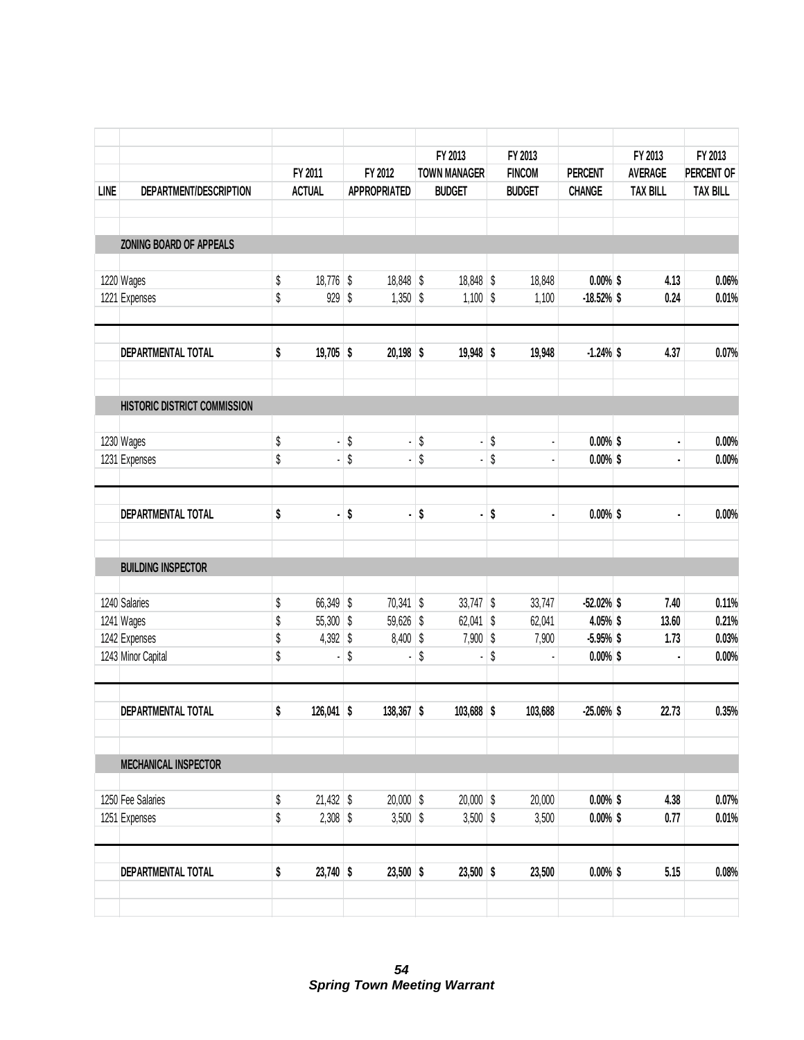| LINE | DEPARTMENT/DESCRIPTION | FY 2011 ACTUAL | FY 2012 APPROPRIATED | FY 2013 TOWN MANAGER BUDGET | FY 2013 FINCOM BUDGET | PERCENT CHANGE | FY 2013 AVERAGE TAX BILL | FY 2013 PERCENT OF TAX BILL |
|---|---|---|---|---|---|---|---|---|
| | **ZONING BOARD OF APPEALS** | | | | | | | |
| 1220 | Wages | $ 18,776 | $ 18,848 | $ 18,848 | $ 18,848 | **0.00%** | **$ 4.13** | **0.06%** |
| 1221 | Expenses | $ 929 | $ 1,350 | $ 1,100 | $ 1,100 | **-18.52%** | **$ 0.24** | **0.01%** |
| | **DEPARTMENTAL TOTAL** | **$ 19,705** | **$ 20,198** | **$ 19,948** | **$ 19,948** | **-1.24%** | **$ 4.37** | **0.07%** |
| | **HISTORIC DISTRICT COMMISSION** | | | | | | | |
| 1230 | Wages | $ - | $ - | $ - | $ - | **0.00%** | **$ -** | **0.00%** |
| 1231 | Expenses | $ - | $ - | $ - | $ - | **0.00%** | **$ -** | **0.00%** |
| | **DEPARTMENTAL TOTAL** | **$ -** | **$ -** | **$ -** | **$ -** | **0.00%** | **$ -** | **0.00%** |
| | **BUILDING INSPECTOR** | | | | | | | |
| 1240 | Salaries | $ 66,349 | $ 70,341 | $ 33,747 | $ 33,747 | **-52.02%** | **$ 7.40** | **0.11%** |
| 1241 | Wages | $ 55,300 | $ 59,626 | $ 62,041 | $ 62,041 | **4.05%** | **$ 13.60** | **0.21%** |
| 1242 | Expenses | $ 4,392 | $ 8,400 | $ 7,900 | $ 7,900 | **-5.95%** | **$ 1.73** | **0.03%** |
| 1243 | Minor Capital | $ - | $ - | $ - | $ - | **0.00%** | **$ -** | **0.00%** |
| | **DEPARTMENTAL TOTAL** | **$ 126,041** | **$ 138,367** | **$ 103,688** | **$ 103,688** | **-25.06%** | **$ 22.73** | **0.35%** |
| | **MECHANICAL INSPECTOR** | | | | | | | |
| 1250 | Fee Salaries | $ 21,432 | $ 20,000 | $ 20,000 | $ 20,000 | **0.00%** | **$ 4.38** | **0.07%** |
| 1251 | Expenses | $ 2,308 | $ 3,500 | $ 3,500 | $ 3,500 | **0.00%** | **$ 0.77** | **0.01%** |
| | **DEPARTMENTAL TOTAL** | **$ 23,740** | **$ 23,500** | **$ 23,500** | **$ 23,500** | **0.00%** | **$ 5.15** | **0.08%** |

***Spring Town Meeting Warrant***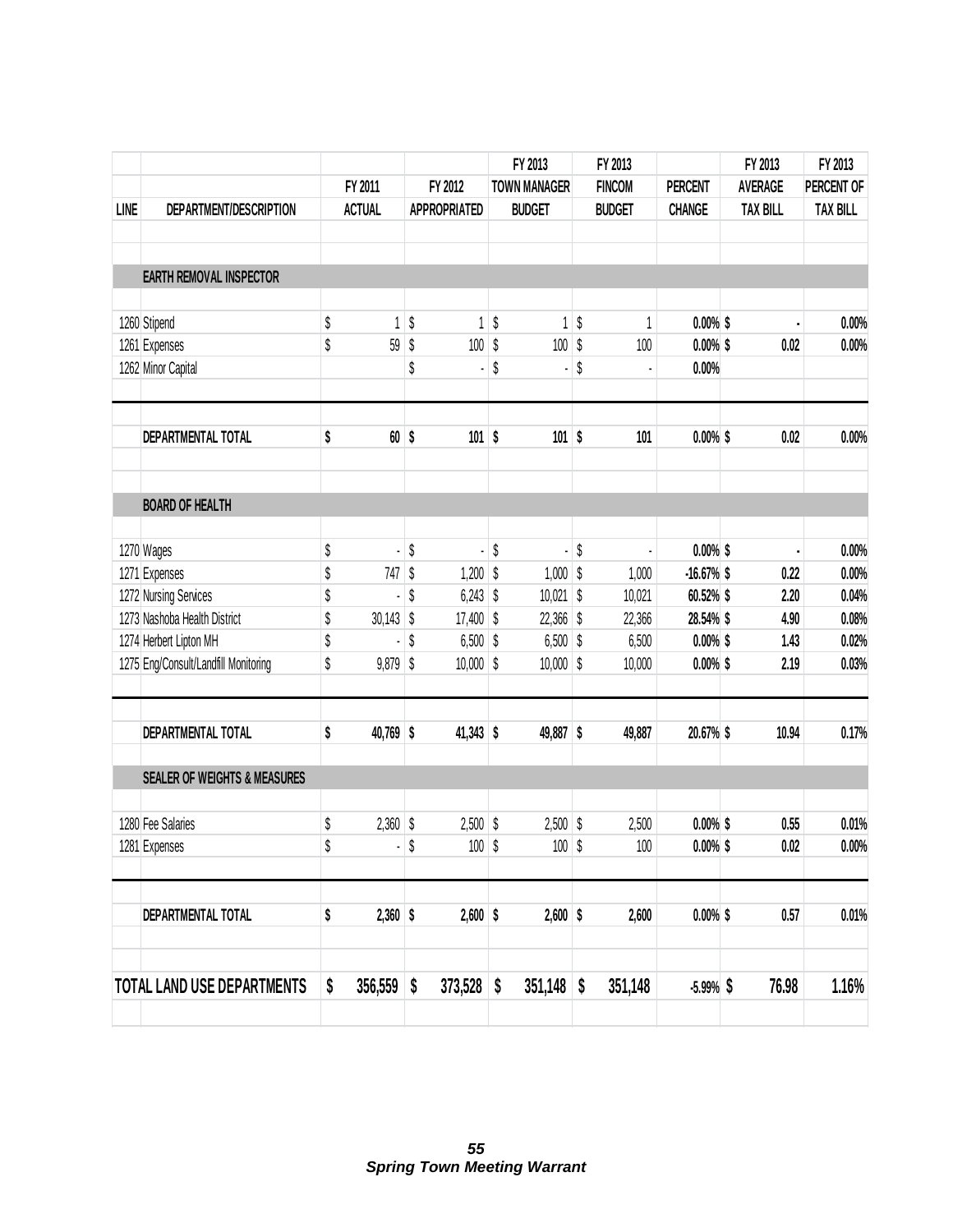| LINE | DEPARTMENT/DESCRIPTION | FY 2011 ACTUAL | FY 2012 APPROPRIATED | FY 2013 TOWN MANAGER BUDGET | FY 2013 FINCOM BUDGET | PERCENT CHANGE | FY 2013 AVERAGE TAX BILL | FY 2013 PERCENT OF TAX BILL |
|---|---|---|---|---|---|---|---|---|
| | **EARTH REMOVAL INSPECTOR** | | | | | | | |
| 1260 | Stipend | $ 1 | $ 1 | $ 1 | $ 1 | 0.00% | $ - | 0.00% |
| 1261 | Expenses | $ 59 | $ 100 | $ 100 | $ 100 | 0.00% | $ 0.02 | 0.00% |
| 1262 | Minor Capital | | $ - | $ - | $ - | 0.00% | | |
| | **DEPARTMENTAL TOTAL** | **$ 60** | **$ 101** | **$ 101** | **$ 101** | **0.00%** | **$ 0.02** | **0.00%** |
| | **BOARD OF HEALTH** | | | | | | | |
| 1270 | Wages | $ - | $ - | $ - | $ - | 0.00% | $ - | 0.00% |
| 1271 | Expenses | $ 747 | $ 1,200 | $ 1,000 | $ 1,000 | -16.67% | $ 0.22 | 0.00% |
| 1272 | Nursing Services | $ - | $ 6,243 | $ 10,021 | $ 10,021 | 60.52% | $ 2.20 | 0.04% |
| 1273 | Nashoba Health District | $ 30,143 | $ 17,400 | $ 22,366 | $ 22,366 | 28.54% | $ 4.90 | 0.08% |
| 1274 | Herbert Lipton MH | $ - | $ 6,500 | $ 6,500 | $ 6,500 | 0.00% | $ 1.43 | 0.02% |
| 1275 | Eng/Consult/Landfill Monitoring | $ 9,879 | $ 10,000 | $ 10,000 | $ 10,000 | 0.00% | $ 2.19 | 0.03% |
| | **DEPARTMENTAL TOTAL** | **$ 40,769** | **$ 41,343** | **$ 49,887** | **$ 49,887** | **20.67%** | **$ 10.94** | **0.17%** |
| | **SEALER OF WEIGHTS & MEASURES** | | | | | | | |
| 1280 | Fee Salaries | $ 2,360 | $ 2,500 | $ 2,500 | $ 2,500 | 0.00% | $ 0.55 | 0.01% |
| 1281 | Expenses | $ - | $ 100 | $ 100 | $ 100 | 0.00% | $ 0.02 | 0.00% |
| | **DEPARTMENTAL TOTAL** | **$ 2,360** | **$ 2,600** | **$ 2,600** | **$ 2,600** | **0.00%** | **$ 0.57** | **0.01%** |
| | **TOTAL LAND USE DEPARTMENTS** | **$ 356,559** | **$ 373,528** | **$ 351,148** | **$ 351,148** | **-5.99%** | **$ 76.98** | **1.16%** |

***Spring Town Meeting Warrant***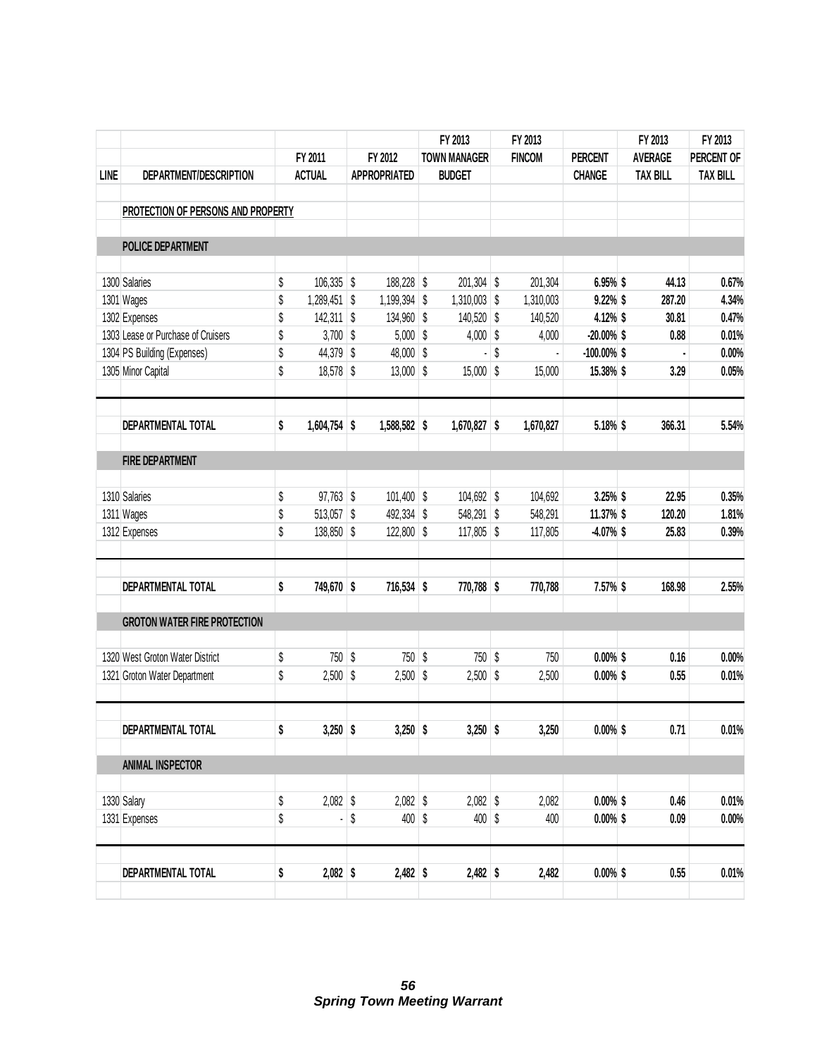| LINE | DEPARTMENT/DESCRIPTION | FY 2011 ACTUAL | FY 2012 APPROPRIATED | FY 2013 TOWN MANAGER BUDGET | FY 2013 FINCOM | PERCENT CHANGE | FY 2013 AVERAGE TAX BILL | FY 2013 PERCENT OF TAX BILL |
|---|---|---|---|---|---|---|---|---|
| | PROTECTION OF PERSONS AND PROPERTY | | | | | | | |
| | **POLICE DEPARTMENT** | | | | | | | |
| 1300 | Salaries | $ 106,335 | $ 188,228 | $ 201,304 | $ 201,304 | 6.95% | $ 44.13 | 0.67% |
| 1301 | Wages | $ 1,289,451 | $ 1,199,394 | $ 1,310,003 | $ 1,310,003 | 9.22% | $ 287.20 | 4.34% |
| 1302 | Expenses | $ 142,311 | $ 134,960 | $ 140,520 | $ 140,520 | 4.12% | $ 30.81 | 0.47% |
| 1303 | Lease or Purchase of Cruisers | $ 3,700 | $ 5,000 | $ 4,000 | $ 4,000 | -20.00% | $ 0.88 | 0.01% |
| 1304 | PS Building (Expenses) | $ 44,379 | $ 48,000 | $ - | $ - | -100.00% | $ - | 0.00% |
| 1305 | Minor Capital | $ 18,578 | $ 13,000 | $ 15,000 | $ 15,000 | 15.38% | $ 3.29 | 0.05% |
| | **DEPARTMENTAL TOTAL** | **$ 1,604,754** | **$ 1,588,582** | **$ 1,670,827** | **$ 1,670,827** | **5.18%** | **$ 366.31** | **5.54%** |
| | **FIRE DEPARTMENT** | | | | | | | |
| 1310 | Salaries | $ 97,763 | $ 101,400 | $ 104,692 | $ 104,692 | 3.25% | $ 22.95 | 0.35% |
| 1311 | Wages | $ 513,057 | $ 492,334 | $ 548,291 | $ 548,291 | 11.37% | $ 120.20 | 1.81% |
| 1312 | Expenses | $ 138,850 | $ 122,800 | $ 117,805 | $ 117,805 | -4.07% | $ 25.83 | 0.39% |
| | **DEPARTMENTAL TOTAL** | **$ 749,670** | **$ 716,534** | **$ 770,788** | **$ 770,788** | **7.57%** | **$ 168.98** | **2.55%** |
| | **GROTON WATER FIRE PROTECTION** | | | | | | | |
| 1320 | West Groton Water District | $ 750 | $ 750 | $ 750 | $ 750 | 0.00% | $ 0.16 | 0.00% |
| 1321 | Groton Water Department | $ 2,500 | $ 2,500 | $ 2,500 | $ 2,500 | 0.00% | $ 0.55 | 0.01% |
| | **DEPARTMENTAL TOTAL** | **$ 3,250** | **$ 3,250** | **$ 3,250** | **$ 3,250** | **0.00%** | **$ 0.71** | **0.01%** |
| | **ANIMAL INSPECTOR** | | | | | | | |
| 1330 | Salary | $ 2,082 | $ 2,082 | $ 2,082 | $ 2,082 | 0.00% | $ 0.46 | 0.01% |
| 1331 | Expenses | $ - | $ 400 | $ 400 | $ 400 | 0.00% | $ 0.09 | 0.00% |
| | **DEPARTMENTAL TOTAL** | **$ 2,082** | **$ 2,482** | **$ 2,482** | **$ 2,482** | **0.00%** | **$ 0.55** | **0.01%** |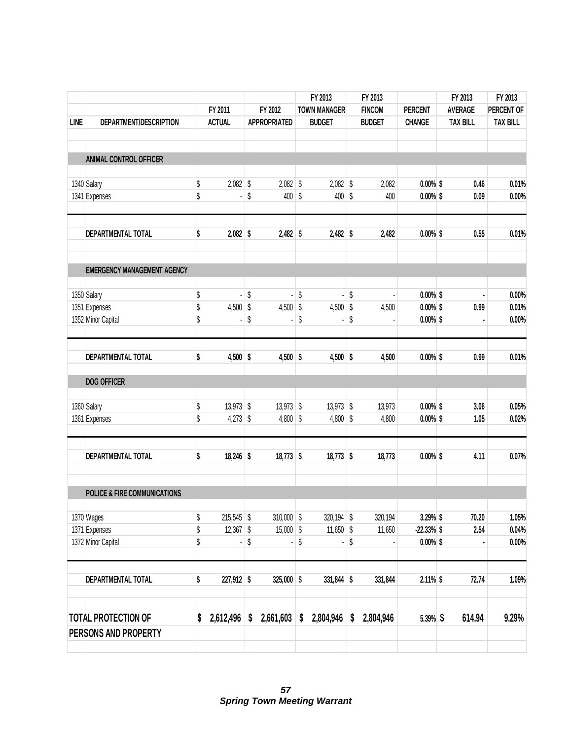| LINE | DEPARTMENT/DESCRIPTION | FY 2011 ACTUAL | FY 2012 APPROPRIATED | FY 2013 TOWN MANAGER BUDGET | FY 2013 FINCOM BUDGET | PERCENT CHANGE | FY 2013 AVERAGE TAX BILL | FY 2013 PERCENT OF TAX BILL |
|---|---|---|---|---|---|---|---|---|
| | **ANIMAL CONTROL OFFICER** | | | | | | | |
| 1340 | Salary | $ 2,082 | $ 2,082 | $ 2,082 | $ 2,082 | 0.00% | $ 0.46 | 0.01% |
| 1341 | Expenses | $ - | $ 400 | $ 400 | $ 400 | 0.00% | $ 0.09 | 0.00% |
| | **DEPARTMENTAL TOTAL** | **$ 2,082** | **$ 2,482** | **$ 2,482** | **$ 2,482** | **0.00%** | **$ 0.55** | **0.01%** |
| | **EMERGENCY MANAGEMENT AGENCY** | | | | | | | |
| 1350 | Salary | $ - | $ - | $ - | $ - | 0.00% | $ - | 0.00% |
| 1351 | Expenses | $ 4,500 | $ 4,500 | $ 4,500 | $ 4,500 | 0.00% | $ 0.99 | 0.01% |
| 1352 | Minor Capital | $ - | $ - | $ - | $ - | 0.00% | $ - | 0.00% |
| | **DEPARTMENTAL TOTAL** | **$ 4,500** | **$ 4,500** | **$ 4,500** | **$ 4,500** | **0.00%** | **$ 0.99** | **0.01%** |
| | **DOG OFFICER** | | | | | | | |
| 1360 | Salary | $ 13,973 | $ 13,973 | $ 13,973 | $ 13,973 | 0.00% | $ 3.06 | 0.05% |
| 1361 | Expenses | $ 4,273 | $ 4,800 | $ 4,800 | $ 4,800 | 0.00% | $ 1.05 | 0.02% |
| | **DEPARTMENTAL TOTAL** | **$ 18,246** | **$ 18,773** | **$ 18,773** | **$ 18,773** | **0.00%** | **$ 4.11** | **0.07%** |
| | **POLICE & FIRE COMMUNICATIONS** | | | | | | | |
| 1370 | Wages | $ 215,545 | $ 310,000 | $ 320,194 | $ 320,194 | 3.29% | $ 70.20 | 1.05% |
| 1371 | Expenses | $ 12,367 | $ 15,000 | $ 11,650 | $ 11,650 | -22.33% | $ 2.54 | 0.04% |
| 1372 | Minor Capital | $ - | $ - | $ - | $ - | 0.00% | $ - | 0.00% |
| | **DEPARTMENTAL TOTAL** | **$ 227,912** | **$ 325,000** | **$ 331,844** | **$ 331,844** | **2.11%** | **$ 72.74** | **1.09%** |
| | **TOTAL PROTECTION OF PERSONS AND PROPERTY** | **$ 2,612,496** | **$ 2,661,603** | **$ 2,804,946** | **$ 2,804,946** | **5.39%** | **$ 614.94** | **9.29%** |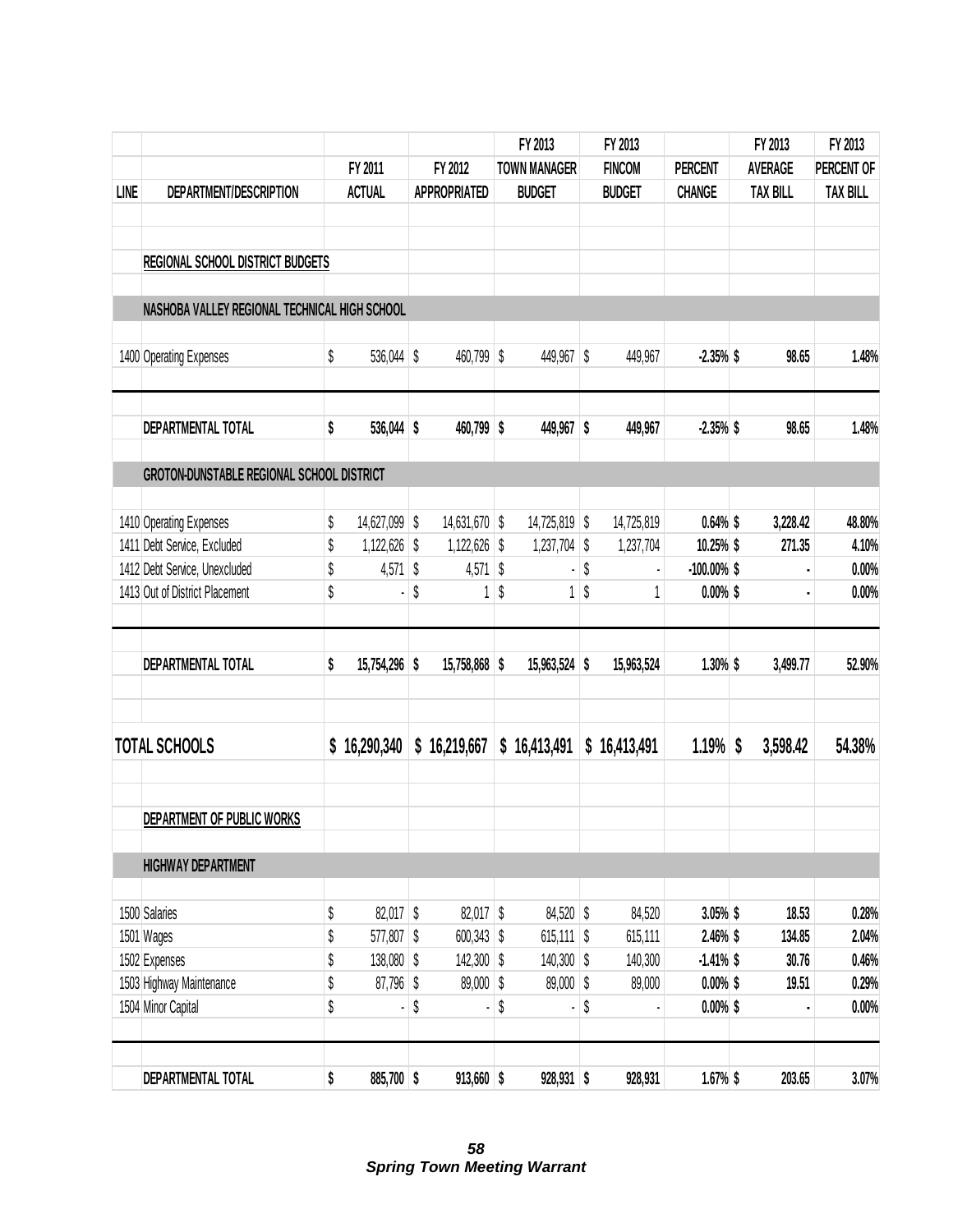| LINE | DEPARTMENT/DESCRIPTION | FY 2011 ACTUAL | FY 2012 APPROPRIATED | FY 2013 TOWN MANAGER BUDGET | FY 2013 FINCOM BUDGET | PERCENT CHANGE | FY 2013 AVERAGE TAX BILL | FY 2013 PERCENT OF TAX BILL |
|---|---|---|---|---|---|---|---|---|
| | **REGIONAL SCHOOL DISTRICT BUDGETS** | | | | | | | |
| | **NASHOBA VALLEY REGIONAL TECHNICAL HIGH SCHOOL** | | | | | | | |
| 1400 | Operating Expenses | $ 536,044 | $ 460,799 | $ 449,967 | $ 449,967 | -2.35% | $ 98.65 | 1.48% |
| | **DEPARTMENTAL TOTAL** | **$ 536,044** | **$ 460,799** | **$ 449,967** | **$ 449,967** | **-2.35%** | **$ 98.65** | **1.48%** |
| | **GROTON-DUNSTABLE REGIONAL SCHOOL DISTRICT** | | | | | | | |
| 1410 | Operating Expenses | $ 14,627,099 | $ 14,631,670 | $ 14,725,819 | $ 14,725,819 | 0.64% | $ 3,228.42 | 48.80% |
| 1411 | Debt Service, Excluded | $ 1,122,626 | $ 1,122,626 | $ 1,237,704 | $ 1,237,704 | 10.25% | $ 271.35 | 4.10% |
| 1412 | Debt Service, Unexcluded | $ 4,571 | $ 4,571 | $ - | $ - | -100.00% | $ - | 0.00% |
| 1413 | Out of District Placement | $ - | $ 1 | $ 1 | $ 1 | 0.00% | $ - | 0.00% |
| | **DEPARTMENTAL TOTAL** | **$ 15,754,296** | **$ 15,758,868** | **$ 15,963,524** | **$ 15,963,524** | **1.30%** | **$ 3,499.77** | **52.90%** |
| | **TOTAL SCHOOLS** | **$ 16,290,340** | **$ 16,219,667** | **$ 16,413,491** | **$ 16,413,491** | **1.19%** | **$ 3,598.42** | **54.38%** |
| | **DEPARTMENT OF PUBLIC WORKS** | | | | | | | |
| | **HIGHWAY DEPARTMENT** | | | | | | | |
| 1500 | Salaries | $ 82,017 | $ 82,017 | $ 84,520 | $ 84,520 | 3.05% | $ 18.53 | 0.28% |
| 1501 | Wages | $ 577,807 | $ 600,343 | $ 615,111 | $ 615,111 | 2.46% | $ 134.85 | 2.04% |
| 1502 | Expenses | $ 138,080 | $ 142,300 | $ 140,300 | $ 140,300 | -1.41% | $ 30.76 | 0.46% |
| 1503 | Highway Maintenance | $ 87,796 | $ 89,000 | $ 89,000 | $ 89,000 | 0.00% | $ 19.51 | 0.29% |
| 1504 | Minor Capital | $ - | $ - | $ - | $ - | 0.00% | $ - | 0.00% |
| | **DEPARTMENTAL TOTAL** | **$ 885,700** | **$ 913,660** | **$ 928,931** | **$ 928,931** | **1.67%** | **$ 203.65** | **3.07%** |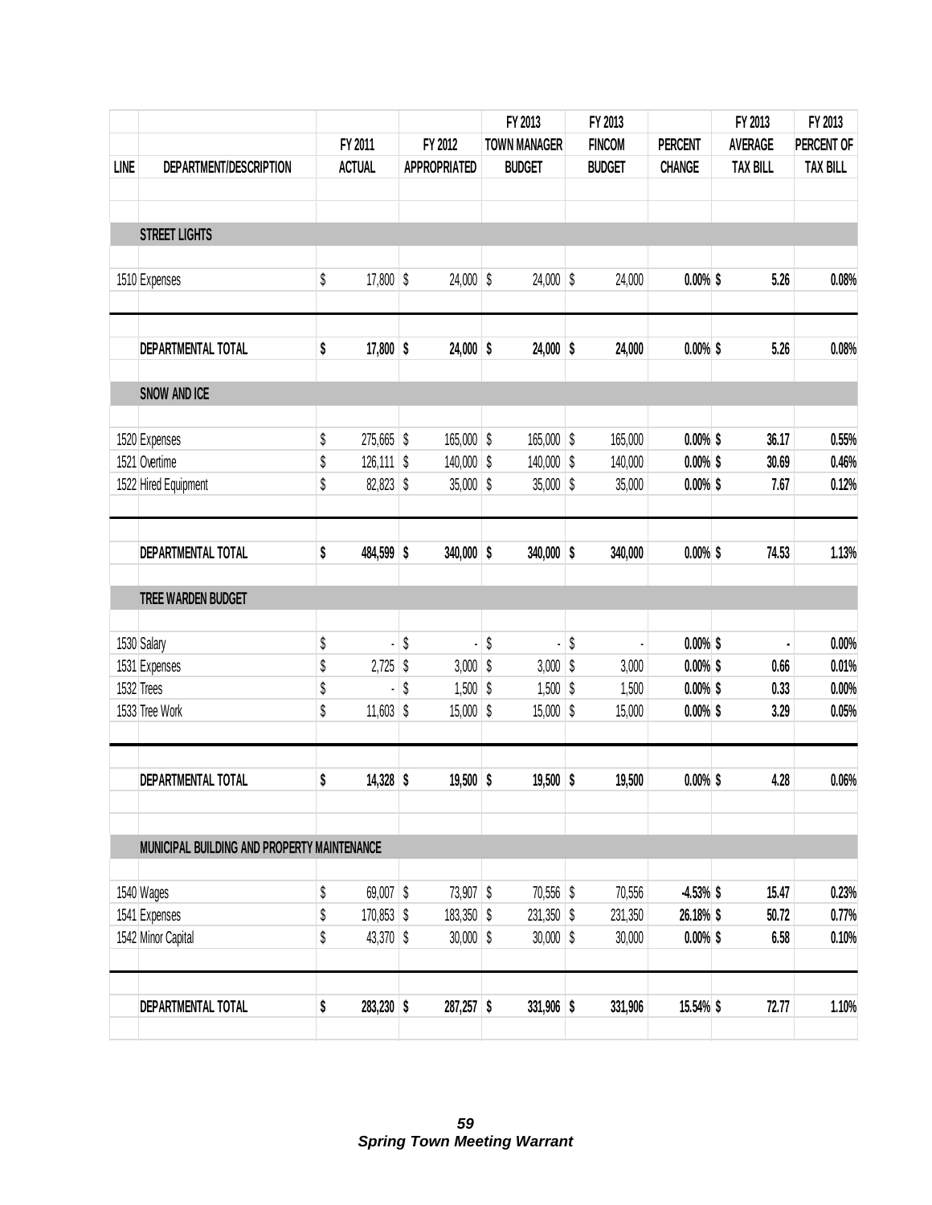| LINE | DEPARTMENT/DESCRIPTION | FY 2011 ACTUAL | FY 2012 APPROPRIATED | FY 2013 TOWN MANAGER BUDGET | FY 2013 FINCOM BUDGET | PERCENT CHANGE | FY 2013 AVERAGE TAX BILL | FY 2013 PERCENT OF TAX BILL |
|---|---|---|---|---|---|---|---|---|
| | **STREET LIGHTS** | | | | | | | |
| 1510 | Expenses | $ 17,800 | $ 24,000 | $ 24,000 | $ 24,000 | **0.00%** | **$ 5.26** | **0.08%** |
| | **DEPARTMENTAL TOTAL** | **$ 17,800** | **$ 24,000** | **$ 24,000** | **$ 24,000** | **0.00%** | **$ 5.26** | **0.08%** |
| | **SNOW AND ICE** | | | | | | | |
| 1520 | Expenses | $ 275,665 | $ 165,000 | $ 165,000 | $ 165,000 | **0.00%** | **$ 36.17** | **0.55%** |
| 1521 | Overtime | $ 126,111 | $ 140,000 | $ 140,000 | $ 140,000 | **0.00%** | **$ 30.69** | **0.46%** |
| 1522 | Hired Equipment | $ 82,823 | $ 35,000 | $ 35,000 | $ 35,000 | **0.00%** | **$ 7.67** | **0.12%** |
| | **DEPARTMENTAL TOTAL** | **$ 484,599** | **$ 340,000** | **$ 340,000** | **$ 340,000** | **0.00%** | **$ 74.53** | **1.13%** |
| | **TREE WARDEN BUDGET** | | | | | | | |
| 1530 | Salary | $ - | $ - | $ - | $ - | **0.00%** | **$ -** | **0.00%** |
| 1531 | Expenses | $ 2,725 | $ 3,000 | $ 3,000 | $ 3,000 | **0.00%** | **$ 0.66** | **0.01%** |
| 1532 | Trees | $ - | $ 1,500 | $ 1,500 | $ 1,500 | **0.00%** | **$ 0.33** | **0.00%** |
| 1533 | Tree Work | $ 11,603 | $ 15,000 | $ 15,000 | $ 15,000 | **0.00%** | **$ 3.29** | **0.05%** |
| | **DEPARTMENTAL TOTAL** | **$ 14,328** | **$ 19,500** | **$ 19,500** | **$ 19,500** | **0.00%** | **$ 4.28** | **0.06%** |
| | **MUNICIPAL BUILDING AND PROPERTY MAINTENANCE** | | | | | | | |
| 1540 | Wages | $ 69,007 | $ 73,907 | $ 70,556 | $ 70,556 | **-4.53%** | **$ 15.47** | **0.23%** |
| 1541 | Expenses | $ 170,853 | $ 183,350 | $ 231,350 | $ 231,350 | **26.18%** | **$ 50.72** | **0.77%** |
| 1542 | Minor Capital | $ 43,370 | $ 30,000 | $ 30,000 | $ 30,000 | **0.00%** | **$ 6.58** | **0.10%** |
| | **DEPARTMENTAL TOTAL** | **$ 283,230** | **$ 287,257** | **$ 331,906** | **$ 331,906** | **15.54%** | **$ 72.77** | **1.10%** |

***Spring Town Meeting Warrant***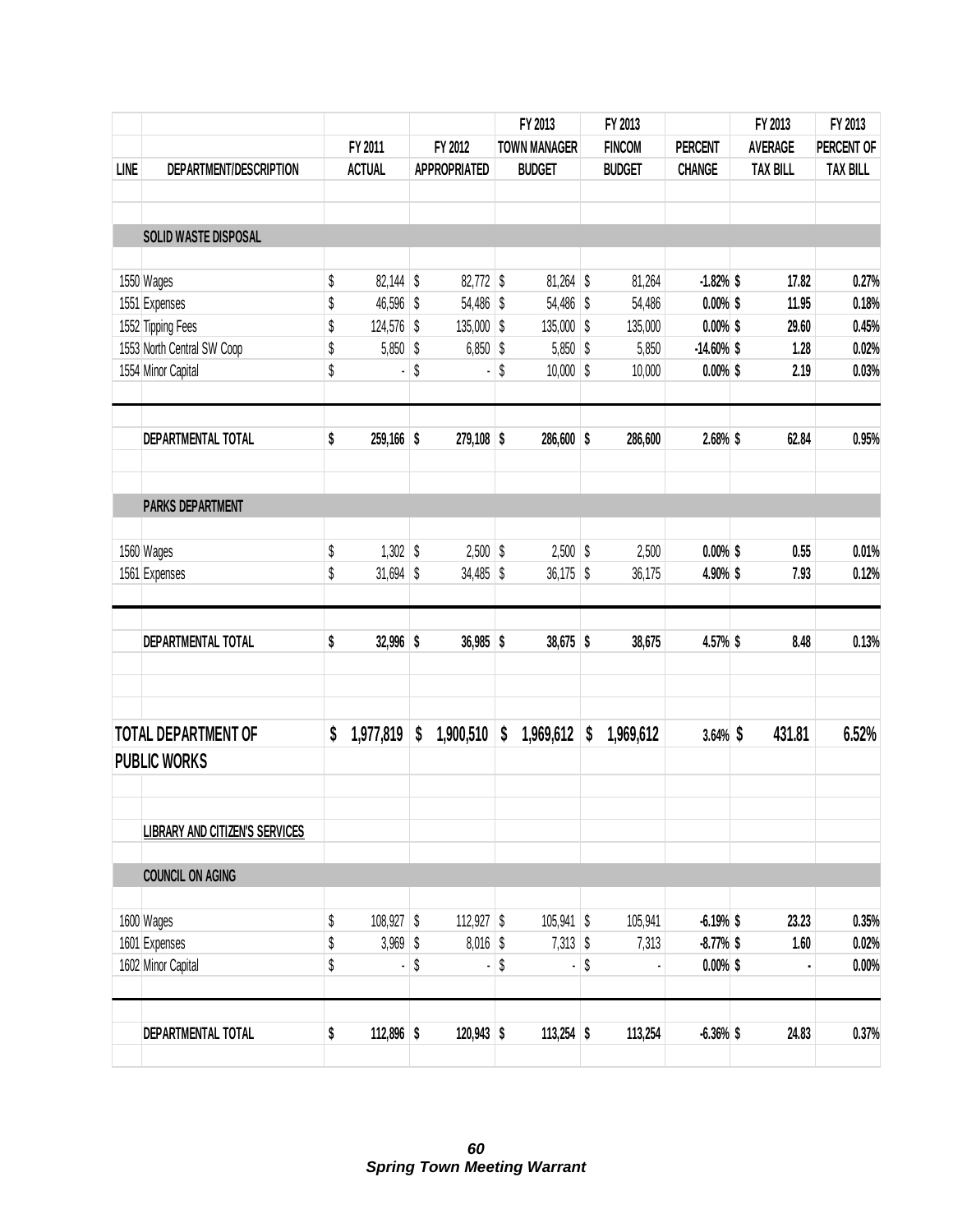| LINE | DEPARTMENT/DESCRIPTION | FY 2011 ACTUAL | FY 2012 APPROPRIATED | FY 2013 TOWN MANAGER BUDGET | FY 2013 FINCOM BUDGET | PERCENT CHANGE | FY 2013 AVERAGE TAX BILL | FY 2013 PERCENT OF TAX BILL |
|---|---|---|---|---|---|---|---|---|
| | **SOLID WASTE DISPOSAL** | | | | | | | |
| 1550 | Wages | $ 82,144 | $ 82,772 | $ 81,264 | $ 81,264 | -1.82% | $ 17.82 | 0.27% |
| 1551 | Expenses | $ 46,596 | $ 54,486 | $ 54,486 | $ 54,486 | 0.00% | $ 11.95 | 0.18% |
| 1552 | Tipping Fees | $ 124,576 | $ 135,000 | $ 135,000 | $ 135,000 | 0.00% | $ 29.60 | 0.45% |
| 1553 | North Central SW Coop | $ 5,850 | $ 6,850 | $ 5,850 | $ 5,850 | -14.60% | $ 1.28 | 0.02% |
| 1554 | Minor Capital | $ - | $ - | $ 10,000 | $ 10,000 | 0.00% | $ 2.19 | 0.03% |
| | **DEPARTMENTAL TOTAL** | **$ 259,166** | **$ 279,108** | **$ 286,600** | **$ 286,600** | **2.68%** | **$ 62.84** | **0.95%** |
| | **PARKS DEPARTMENT** | | | | | | | |
| 1560 | Wages | $ 1,302 | $ 2,500 | $ 2,500 | $ 2,500 | 0.00% | $ 0.55 | 0.01% |
| 1561 | Expenses | $ 31,694 | $ 34,485 | $ 36,175 | $ 36,175 | 4.90% | $ 7.93 | 0.12% |
| | **DEPARTMENTAL TOTAL** | **$ 32,996** | **$ 36,985** | **$ 38,675** | **$ 38,675** | **4.57%** | **$ 8.48** | **0.13%** |
| | **TOTAL DEPARTMENT OF PUBLIC WORKS** | **$ 1,977,819** | **$ 1,900,510** | **$ 1,969,612** | **$ 1,969,612** | **3.64%** | **$ 431.81** | **6.52%** |
| | **LIBRARY AND CITIZEN'S SERVICES** | | | | | | | |
| | **COUNCIL ON AGING** | | | | | | | |
| 1600 | Wages | $ 108,927 | $ 112,927 | $ 105,941 | $ 105,941 | -6.19% | $ 23.23 | 0.35% |
| 1601 | Expenses | $ 3,969 | $ 8,016 | $ 7,313 | $ 7,313 | -8.77% | $ 1.60 | 0.02% |
| 1602 | Minor Capital | $ - | $ - | $ - | $ - | 0.00% | $ - | 0.00% |
| | **DEPARTMENTAL TOTAL** | **$ 112,896** | **$ 120,943** | **$ 113,254** | **$ 113,254** | **-6.36%** | **$ 24.83** | **0.37%** |

***Spring Town Meeting Warrant***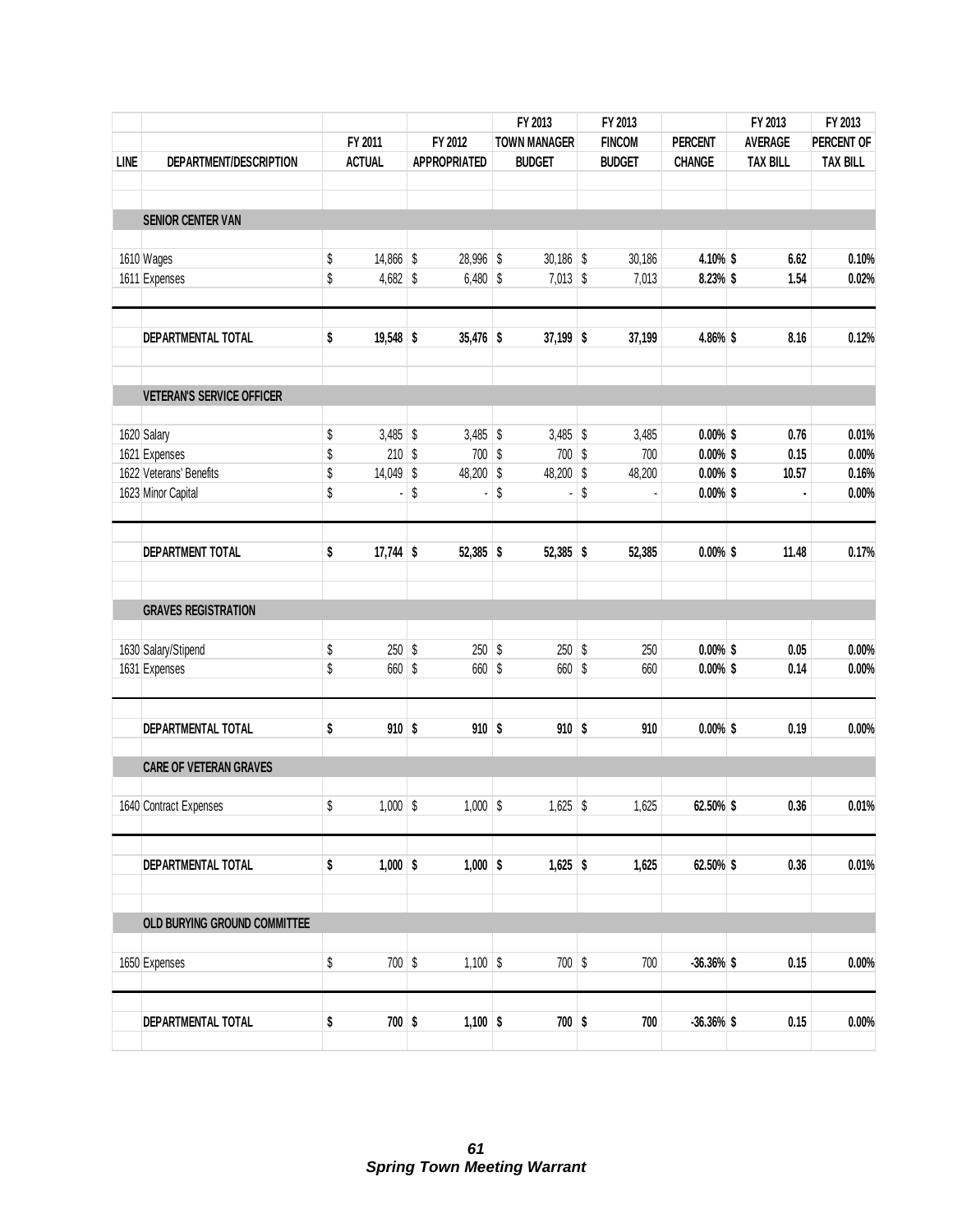| LINE | DEPARTMENT/DESCRIPTION | FY 2011 ACTUAL | FY 2012 APPROPRIATED | FY 2013 TOWN MANAGER BUDGET | FY 2013 FINCOM BUDGET | PERCENT CHANGE | FY 2013 AVERAGE TAX BILL | FY 2013 PERCENT OF TAX BILL |
|---|---|---|---|---|---|---|---|---|
| | **SENIOR CENTER VAN** | | | | | | | |
| 1610 | Wages | $ 14,866 | $ 28,996 | $ 30,186 | $ 30,186 | **4.10%** | **$ 6.62** | **0.10%** |
| 1611 | Expenses | $ 4,682 | $ 6,480 | $ 7,013 | $ 7,013 | **8.23%** | **$ 1.54** | **0.02%** |
| | **DEPARTMENTAL TOTAL** | **$ 19,548** | **$ 35,476** | **$ 37,199** | **$ 37,199** | **4.86%** | **$ 8.16** | **0.12%** |
| | **VETERAN'S SERVICE OFFICER** | | | | | | | |
| 1620 | Salary | $ 3,485 | $ 3,485 | $ 3,485 | $ 3,485 | **0.00%** | **$ 0.76** | **0.01%** |
| 1621 | Expenses | $ 210 | $ 700 | $ 700 | $ 700 | **0.00%** | **$ 0.15** | **0.00%** |
| 1622 | Veterans' Benefits | $ 14,049 | $ 48,200 | $ 48,200 | $ 48,200 | **0.00%** | **$ 10.57** | **0.16%** |
| 1623 | Minor Capital | $ - | $ - | $ - | $ - | **0.00%** | **$ -** | **0.00%** |
| | **DEPARTMENT TOTAL** | **$ 17,744** | **$ 52,385** | **$ 52,385** | **$ 52,385** | **0.00%** | **$ 11.48** | **0.17%** |
| | **GRAVES REGISTRATION** | | | | | | | |
| 1630 | Salary/Stipend | $ 250 | $ 250 | $ 250 | $ 250 | **0.00%** | **$ 0.05** | **0.00%** |
| 1631 | Expenses | $ 660 | $ 660 | $ 660 | $ 660 | **0.00%** | **$ 0.14** | **0.00%** |
| | **DEPARTMENTAL TOTAL** | **$ 910** | **$ 910** | **$ 910** | **$ 910** | **0.00%** | **$ 0.19** | **0.00%** |
| | **CARE OF VETERAN GRAVES** | | | | | | | |
| 1640 | Contract Expenses | $ 1,000 | $ 1,000 | $ 1,625 | $ 1,625 | **62.50%** | **$ 0.36** | **0.01%** |
| | **DEPARTMENTAL TOTAL** | **$ 1,000** | **$ 1,000** | **$ 1,625** | **$ 1,625** | **62.50%** | **$ 0.36** | **0.01%** |
| | **OLD BURYING GROUND COMMITTEE** | | | | | | | |
| 1650 | Expenses | $ 700 | $ 1,100 | $ 700 | $ 700 | **-36.36%** | **$ 0.15** | **0.00%** |
| | **DEPARTMENTAL TOTAL** | **$ 700** | **$ 1,100** | **$ 700** | **$ 700** | **-36.36%** | **$ 0.15** | **0.00%** |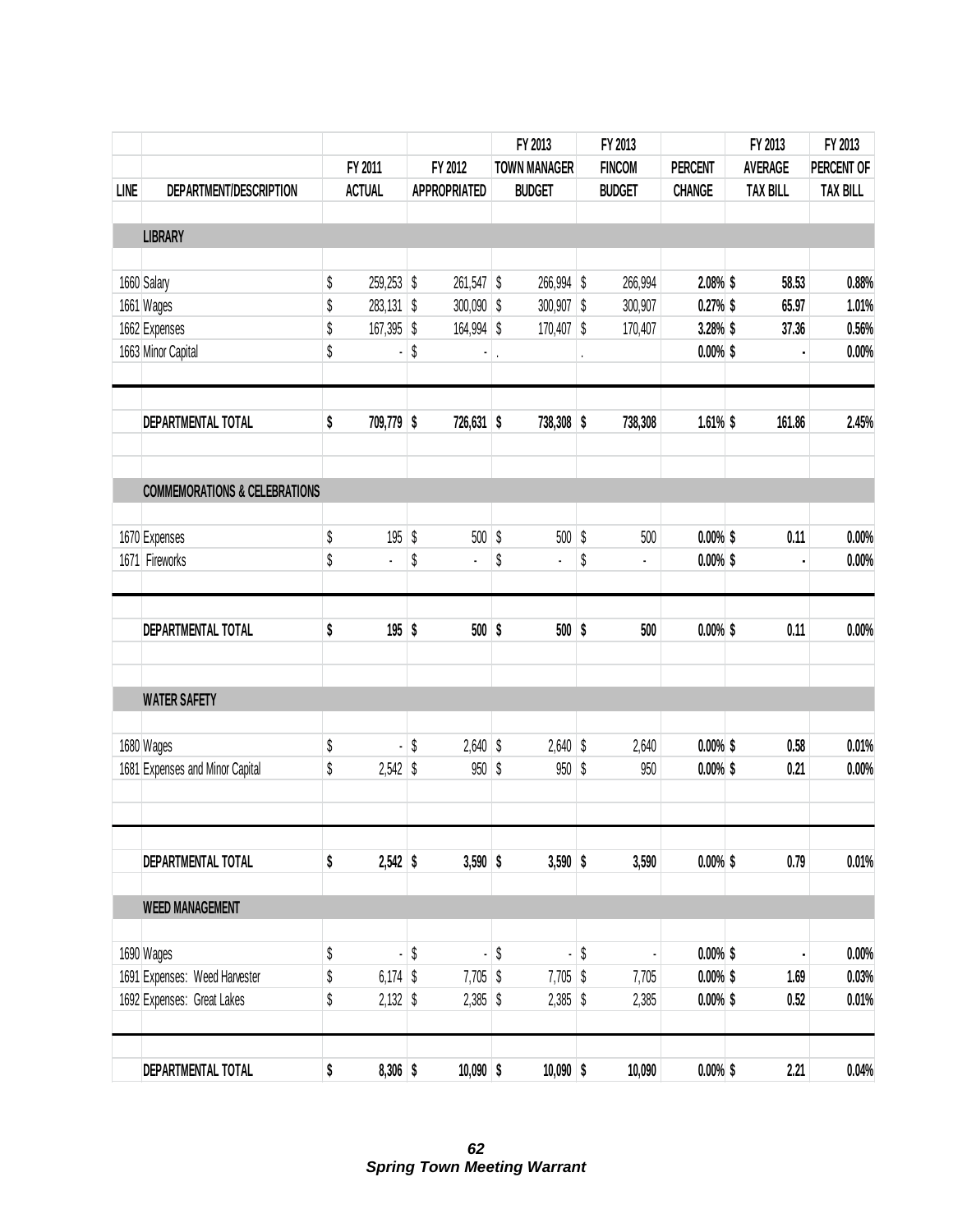| LINE | DEPARTMENT/DESCRIPTION | FY 2011 ACTUAL | FY 2012 APPROPRIATED | FY 2013 TOWN MANAGER BUDGET | FY 2013 FINCOM BUDGET | PERCENT CHANGE | FY 2013 AVERAGE TAX BILL | FY 2013 PERCENT OF TAX BILL |
|---|---|---|---|---|---|---|---|---|
| | **LIBRARY** | | | | | | | |
| 1660 | Salary | $ 259,253 | $ 261,547 | $ 266,994 | $ 266,994 | **2.08%** | **$ 58.53** | **0.88%** |
| 1661 | Wages | $ 283,131 | $ 300,090 | $ 300,907 | $ 300,907 | **0.27%** | **$ 65.97** | **1.01%** |
| 1662 | Expenses | $ 167,395 | $ 164,994 | $ 170,407 | $ 170,407 | **3.28%** | **$ 37.36** | **0.56%** |
| 1663 | Minor Capital | $ - | $ - | . | . | **0.00%** | **$ -** | **0.00%** |
| | **DEPARTMENTAL TOTAL** | **$ 709,779** | **$ 726,631** | **$ 738,308** | **$ 738,308** | **1.61%** | **$ 161.86** | **2.45%** |
| | **COMMEMORATIONS & CELEBRATIONS** | | | | | | | |
| 1670 | Expenses | $ 195 | $ 500 | $ 500 | $ 500 | **0.00%** | **$ 0.11** | **0.00%** |
| 1671 | Fireworks | $ - | $ - | $ - | $ - | **0.00%** | **$ -** | **0.00%** |
| | **DEPARTMENTAL TOTAL** | **$ 195** | **$ 500** | **$ 500** | **$ 500** | **0.00%** | **$ 0.11** | **0.00%** |
| | **WATER SAFETY** | | | | | | | |
| 1680 | Wages | $ - | $ 2,640 | $ 2,640 | $ 2,640 | **0.00%** | **$ 0.58** | **0.01%** |
| 1681 | Expenses and Minor Capital | $ 2,542 | $ 950 | $ 950 | $ 950 | **0.00%** | **$ 0.21** | **0.00%** |
| | **DEPARTMENTAL TOTAL** | **$ 2,542** | **$ 3,590** | **$ 3,590** | **$ 3,590** | **0.00%** | **$ 0.79** | **0.01%** |
| | **WEED MANAGEMENT** | | | | | | | |
| 1690 | Wages | $ - | $ - | $ - | $ - | **0.00%** | **$ -** | **0.00%** |
| 1691 | Expenses: Weed Harvester | $ 6,174 | $ 7,705 | $ 7,705 | $ 7,705 | **0.00%** | **$ 1.69** | **0.03%** |
| 1692 | Expenses: Great Lakes | $ 2,132 | $ 2,385 | $ 2,385 | $ 2,385 | **0.00%** | **$ 0.52** | **0.01%** |
| | **DEPARTMENTAL TOTAL** | **$ 8,306** | **$ 10,090** | **$ 10,090** | **$ 10,090** | **0.00%** | **$ 2.21** | **0.04%** |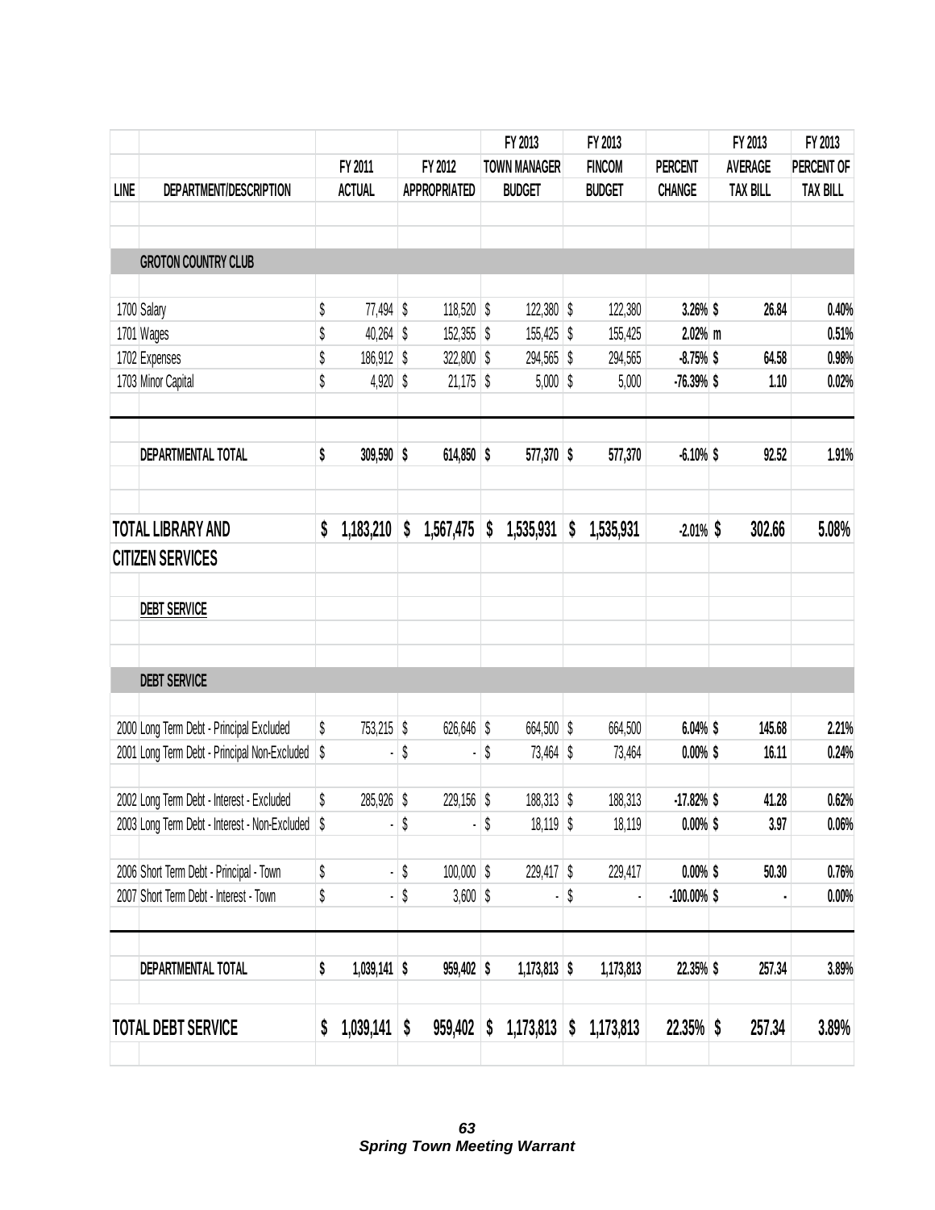| LINE | DEPARTMENT/DESCRIPTION | FY 2011 ACTUAL | FY 2012 APPROPRIATED | FY 2013 TOWN MANAGER BUDGET | FY 2013 FINCOM BUDGET | PERCENT CHANGE | FY 2013 AVERAGE TAX BILL | FY 2013 PERCENT OF TAX BILL |
|---|---|---|---|---|---|---|---|---|
| | **GROTON COUNTRY CLUB** | | | | | | | |
| 1700 | Salary | $ 77,494 | $ 118,520 | $ 122,380 | $ 122,380 | 3.26% | $ 26.84 | 0.40% |
| 1701 | Wages | $ 40,264 | $ 152,355 | $ 155,425 | $ 155,425 | 2.02% | m | 0.51% |
| 1702 | Expenses | $ 186,912 | $ 322,800 | $ 294,565 | $ 294,565 | -8.75% | $ 64.58 | 0.98% |
| 1703 | Minor Capital | $ 4,920 | $ 21,175 | $ 5,000 | $ 5,000 | -76.39% | $ 1.10 | 0.02% |
| | **DEPARTMENTAL TOTAL** | **$ 309,590** | **$ 614,850** | **$ 577,370** | **$ 577,370** | **-6.10%** | **$ 92.52** | **1.91%** |
| | **TOTAL LIBRARY AND CITIZEN SERVICES** | **$ 1,183,210** | **$ 1,567,475** | **$ 1,535,931** | **$ 1,535,931** | **-2.01%** | **$ 302.66** | **5.08%** |
| | **DEBT SERVICE** | | | | | | | |
| | **DEBT SERVICE** | | | | | | | |
| 2000 | Long Term Debt - Principal Excluded | $ 753,215 | $ 626,646 | $ 664,500 | $ 664,500 | 6.04% | $ 145.68 | 2.21% |
| 2001 | Long Term Debt - Principal Non-Excluded | $ - | $ - | $ 73,464 | $ 73,464 | 0.00% | $ 16.11 | 0.24% |
| 2002 | Long Term Debt - Interest - Excluded | $ 285,926 | $ 229,156 | $ 188,313 | $ 188,313 | -17.82% | $ 41.28 | 0.62% |
| 2003 | Long Term Debt - Interest - Non-Excluded | $ - | $ - | $ 18,119 | $ 18,119 | 0.00% | $ 3.97 | 0.06% |
| 2006 | Short Term Debt - Principal - Town | $ - | $ 100,000 | $ 229,417 | $ 229,417 | 0.00% | $ 50.30 | 0.76% |
| 2007 | Short Term Debt - Interest - Town | $ - | $ 3,600 | $ - | $ - | -100.00% | $ - | 0.00% |
| | **DEPARTMENTAL TOTAL** | **$ 1,039,141** | **$ 959,402** | **$ 1,173,813** | **$ 1,173,813** | **22.35%** | **$ 257.34** | **3.89%** |
| | **TOTAL DEBT SERVICE** | **$ 1,039,141** | **$ 959,402** | **$ 1,173,813** | **$ 1,173,813** | **22.35%** | **$ 257.34** | **3.89%** |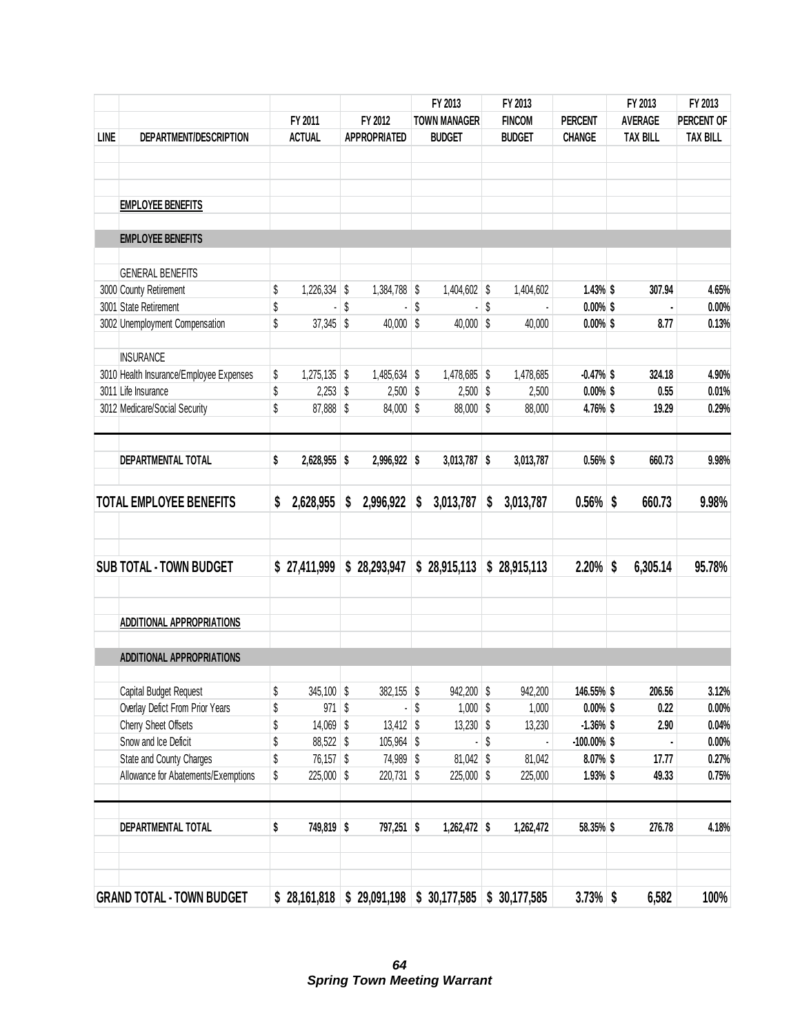| LINE | DEPARTMENT/DESCRIPTION | FY 2011 ACTUAL | FY 2012 APPROPRIATED | FY 2013 TOWN MANAGER BUDGET | FY 2013 FINCOM BUDGET | PERCENT CHANGE | FY 2013 AVERAGE TAX BILL | FY 2013 PERCENT OF TAX BILL |
|---|---|---|---|---|---|---|---|---|
| | **EMPLOYEE BENEFITS** | | | | | | | |
| | **EMPLOYEE BENEFITS** | | | | | | | |
| | GENERAL BENEFITS | | | | | | | |
| 3000 | County Retirement | $ 1,226,334 | $ 1,384,788 | $ 1,404,602 | $ 1,404,602 | 1.43% | $ 307.94 | 4.65% |
| 3001 | State Retirement | $ - | $ - | $ - | $ - | 0.00% | $ - | 0.00% |
| 3002 | Unemployment Compensation | $ 37,345 | $ 40,000 | $ 40,000 | $ 40,000 | 0.00% | $ 8.77 | 0.13% |
| | INSURANCE | | | | | | | |
| 3010 | Health Insurance/Employee Expenses | $ 1,275,135 | $ 1,485,634 | $ 1,478,685 | $ 1,478,685 | -0.47% | $ 324.18 | 4.90% |
| 3011 | Life Insurance | $ 2,253 | $ 2,500 | $ 2,500 | $ 2,500 | 0.00% | $ 0.55 | 0.01% |
| 3012 | Medicare/Social Security | $ 87,888 | $ 84,000 | $ 88,000 | $ 88,000 | 4.76% | $ 19.29 | 0.29% |
| | **DEPARTMENTAL TOTAL** | **$ 2,628,955** | **$ 2,996,922** | **$ 3,013,787** | **$ 3,013,787** | **0.56%** | **$ 660.73** | **9.98%** |
| | **TOTAL EMPLOYEE BENEFITS** | **$ 2,628,955** | **$ 2,996,922** | **$ 3,013,787** | **$ 3,013,787** | **0.56%** | **$ 660.73** | **9.98%** |
| | **SUB TOTAL - TOWN BUDGET** | **$ 27,411,999** | **$ 28,293,947** | **$ 28,915,113** | **$ 28,915,113** | **2.20%** | **$ 6,305.14** | **95.78%** |
| | **ADDITIONAL APPROPRIATIONS** | | | | | | | |
| | **ADDITIONAL APPROPRIATIONS** | | | | | | | |
| | Capital Budget Request | $ 345,100 | $ 382,155 | $ 942,200 | $ 942,200 | 146.55% | $ 206.56 | 3.12% |
| | Overlay Defict From Prior Years | $ 971 | $ - | $ 1,000 | $ 1,000 | 0.00% | $ 0.22 | 0.00% |
| | Cherry Sheet Offsets | $ 14,069 | $ 13,412 | $ 13,230 | $ 13,230 | -1.36% | $ 2.90 | 0.04% |
| | Snow and Ice Deficit | $ 88,522 | $ 105,964 | $ - | $ - | -100.00% | $ - | 0.00% |
| | State and County Charges | $ 76,157 | $ 74,989 | $ 81,042 | $ 81,042 | 8.07% | $ 17.77 | 0.27% |
| | Allowance for Abatements/Exemptions | $ 225,000 | $ 220,731 | $ 225,000 | $ 225,000 | 1.93% | $ 49.33 | 0.75% |
| | **DEPARTMENTAL TOTAL** | **$ 749,819** | **$ 797,251** | **$ 1,262,472** | **$ 1,262,472** | **58.35%** | **$ 276.78** | **4.18%** |
| | **GRAND TOTAL - TOWN BUDGET** | **$ 28,161,818** | **$ 29,091,198** | **$ 30,177,585** | **$ 30,177,585** | **3.73%** | **$ 6,582** | **100%** |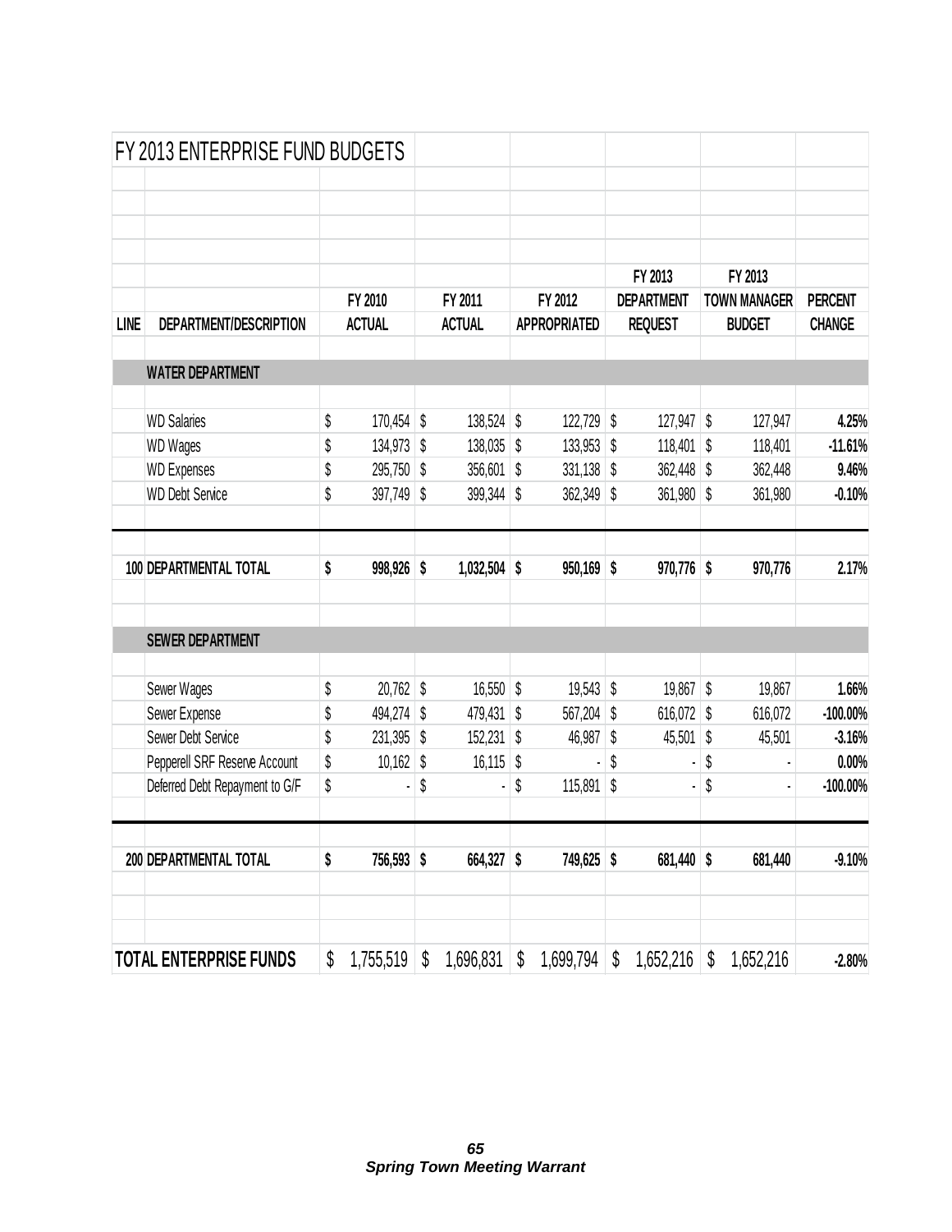# FY 2013 ENTERPRISE FUND BUDGETS

| LINE | DEPARTMENT/DESCRIPTION | FY 2010 ACTUAL | FY 2011 ACTUAL | FY 2012 APPROPRIATED | FY 2013 DEPARTMENT REQUEST | FY 2013 TOWN MANAGER BUDGET | PERCENT CHANGE |
|---|---|---|---|---|---|---|---|
| | **WATER DEPARTMENT** | | | | | | |
| | WD Salaries | $ 170,454 | $ 138,524 | $ 122,729 | $ 127,947 | $ 127,947 | **4.25%** |
| | WD Wages | $ 134,973 | $ 138,035 | $ 133,953 | $ 118,401 | $ 118,401 | **-11.61%** |
| | WD Expenses | $ 295,750 | $ 356,601 | $ 331,138 | $ 362,448 | $ 362,448 | **9.46%** |
| | WD Debt Service | $ 397,749 | $ 399,344 | $ 362,349 | $ 361,980 | $ 361,980 | **-0.10%** |
| **100** | **DEPARTMENTAL TOTAL** | **$ 998,926** | **$ 1,032,504** | **$ 950,169** | **$ 970,776** | **$ 970,776** | **2.17%** |
| | **SEWER DEPARTMENT** | | | | | | |
| | Sewer Wages | $ 20,762 | $ 16,550 | $ 19,543 | $ 19,867 | $ 19,867 | **1.66%** |
| | Sewer Expense | $ 494,274 | $ 479,431 | $ 567,204 | $ 616,072 | $ 616,072 | **-100.00%** |
| | Sewer Debt Service | $ 231,395 | $ 152,231 | $ 46,987 | $ 45,501 | $ 45,501 | **-3.16%** |
| | Pepperell SRF Reserve Account | $ 10,162 | $ 16,115 | $ - | $ - | $ - | **0.00%** |
| | Deferred Debt Repayment to G/F | $ - | $ - | $ 115,891 | $ - | $ - | **-100.00%** |
| **200** | **DEPARTMENTAL TOTAL** | **$ 756,593** | **$ 664,327** | **$ 749,625** | **$ 681,440** | **$ 681,440** | **-9.10%** |
| | **TOTAL ENTERPRISE FUNDS** | $ 1,755,519 | $ 1,696,831 | $ 1,699,794 | $ 1,652,216 | $ 1,652,216 | **-2.80%** |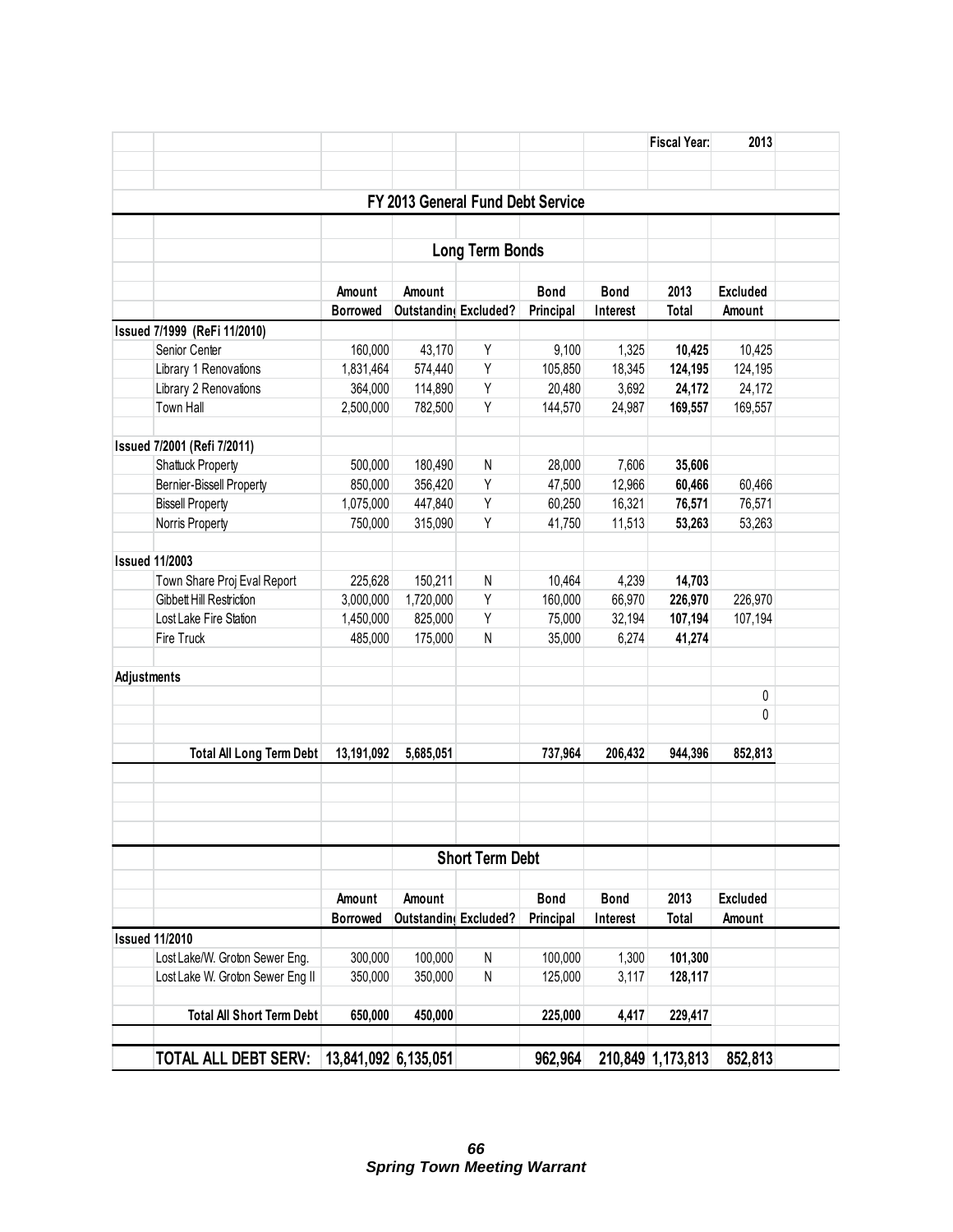| | | | | | | | Fiscal Year: | 2013 |
|---|---|---|---|---|---|---|---|---|

## FY 2013 General Fund Debt Service

### Long Term Bonds

| | | Amount Borrowed | Amount Outstanding | Excluded? | Bond Principal | Bond Interest | 2013 Total | Excluded Amount |
|---|---|---|---|---|---|---|---|---|
| **Issued 7/1999 (ReFi 11/2010)** | | | | | | | | |
| | Senior Center | 160,000 | 43,170 | Y | 9,100 | 1,325 | **10,425** | 10,425 |
| | Library 1 Renovations | 1,831,464 | 574,440 | Y | 105,850 | 18,345 | **124,195** | 124,195 |
| | Library 2 Renovations | 364,000 | 114,890 | Y | 20,480 | 3,692 | **24,172** | 24,172 |
| | Town Hall | 2,500,000 | 782,500 | Y | 144,570 | 24,987 | **169,557** | 169,557 |
| **Issued 7/2001 (Refi 7/2011)** | | | | | | | | |
| | Shattuck Property | 500,000 | 180,490 | N | 28,000 | 7,606 | **35,606** | |
| | Bernier-Bissell Property | 850,000 | 356,420 | Y | 47,500 | 12,966 | **60,466** | 60,466 |
| | Bissell Property | 1,075,000 | 447,840 | Y | 60,250 | 16,321 | **76,571** | 76,571 |
| | Norris Property | 750,000 | 315,090 | Y | 41,750 | 11,513 | **53,263** | 53,263 |
| **Issued 11/2003** | | | | | | | | |
| | Town Share Proj Eval Report | 225,628 | 150,211 | N | 10,464 | 4,239 | **14,703** | |
| | Gibbett Hill Restriction | 3,000,000 | 1,720,000 | Y | 160,000 | 66,970 | **226,970** | 226,970 |
| | Lost Lake Fire Station | 1,450,000 | 825,000 | Y | 75,000 | 32,194 | **107,194** | 107,194 |
| | Fire Truck | 485,000 | 175,000 | N | 35,000 | 6,274 | **41,274** | |
| **Adjustments** | | | | | | | | |
| | | | | | | | | 0 |
| | | | | | | | | 0 |
| | **Total All Long Term Debt** | **13,191,092** | **5,685,051** | | **737,964** | **206,432** | **944,396** | **852,813** |

### Short Term Debt

| | | Amount Borrowed | Amount Outstanding | Excluded? | Bond Principal | Bond Interest | 2013 Total | Excluded Amount |
|---|---|---|---|---|---|---|---|---|
| **Issued 11/2010** | | | | | | | | |
| | Lost Lake/W. Groton Sewer Eng. | 300,000 | 100,000 | N | 100,000 | 1,300 | **101,300** | |
| | Lost Lake W. Groton Sewer Eng II | 350,000 | 350,000 | N | 125,000 | 3,117 | **128,117** | |
| | **Total All Short Term Debt** | **650,000** | **450,000** | | **225,000** | **4,417** | **229,417** | |
| | **TOTAL ALL DEBT SERV:** | **13,841,092** | **6,135,051** | | **962,964** | **210,849** | **1,173,813** | **852,813** |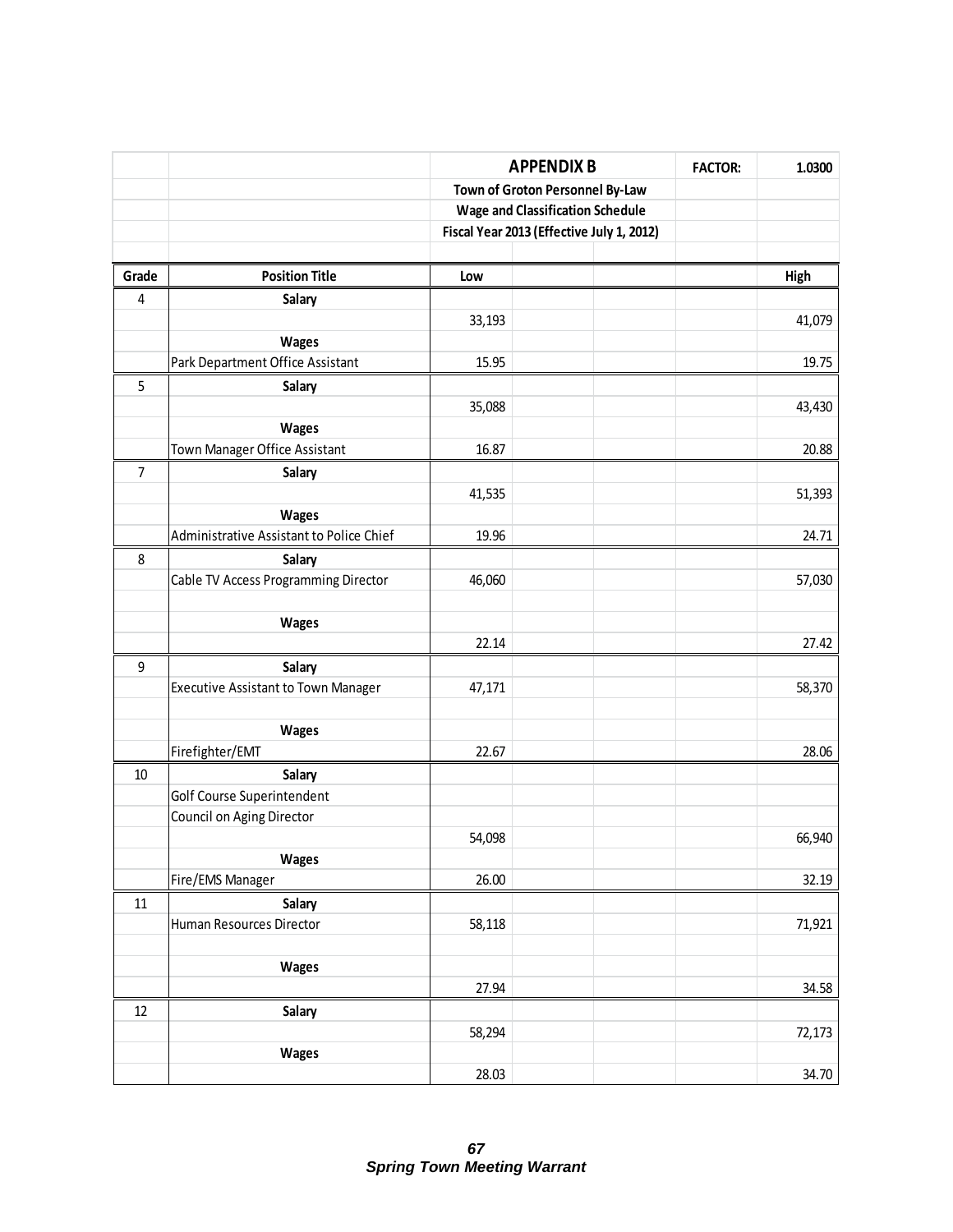| | | APPENDIX B | | | FACTOR: | 1.0300 |
|---|---|---|---|---|---|---|
| | | Town of Groton Personnel By-Law | | | | |
| | | Wage and Classification Schedule | | | | |
| | | Fiscal Year 2013 (Effective July 1, 2012) | | | | |
| **Grade** | **Position Title** | **Low** | | | | **High** |
| 4 | **Salary** | | | | | |
| | | 33,193 | | | | 41,079 |
| | **Wages** | | | | | |
| | Park Department Office Assistant | 15.95 | | | | 19.75 |
| 5 | **Salary** | | | | | |
| | | 35,088 | | | | 43,430 |
| | **Wages** | | | | | |
| | Town Manager Office Assistant | 16.87 | | | | 20.88 |
| 7 | **Salary** | | | | | |
| | | 41,535 | | | | 51,393 |
| | **Wages** | | | | | |
| | Administrative Assistant to Police Chief | 19.96 | | | | 24.71 |
| 8 | **Salary** | | | | | |
| | Cable TV Access Programming Director | 46,060 | | | | 57,030 |
| | **Wages** | | | | | |
| | | 22.14 | | | | 27.42 |
| 9 | **Salary** | | | | | |
| | Executive Assistant to Town Manager | 47,171 | | | | 58,370 |
| | **Wages** | | | | | |
| | Firefighter/EMT | 22.67 | | | | 28.06 |
| 10 | **Salary** | | | | | |
| | Golf Course Superintendent | | | | | |
| | Council on Aging Director | | | | | |
| | | 54,098 | | | | 66,940 |
| | **Wages** | | | | | |
| | Fire/EMS Manager | 26.00 | | | | 32.19 |
| 11 | **Salary** | | | | | |
| | Human Resources Director | 58,118 | | | | 71,921 |
| | **Wages** | | | | | |
| | | 27.94 | | | | 34.58 |
| 12 | **Salary** | | | | | |
| | | 58,294 | | | | 72,173 |
| | **Wages** | | | | | |
| | | 28.03 | | | | 34.70 |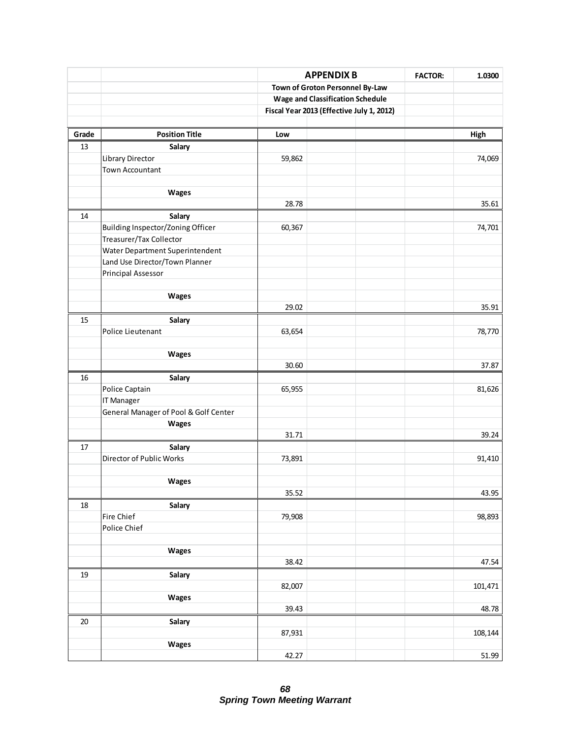| | | APPENDIX B | | | FACTOR: | 1.0300 |
|---|---|---|---|---|---|---|
| | | Town of Groton Personnel By-Law | | | | |
| | | Wage and Classification Schedule | | | | |
| | | Fiscal Year 2013 (Effective July 1, 2012) | | | | |
| **Grade** | **Position Title** | **Low** | | | | **High** |
| 13 | **Salary** | | | | | |
| | Library Director | 59,862 | | | | 74,069 |
| | Town Accountant | | | | | |
| | **Wages** | | | | | |
| | | 28.78 | | | | 35.61 |
| 14 | **Salary** | | | | | |
| | Building Inspector/Zoning Officer | 60,367 | | | | 74,701 |
| | Treasurer/Tax Collector | | | | | |
| | Water Department Superintendent | | | | | |
| | Land Use Director/Town Planner | | | | | |
| | Principal Assessor | | | | | |
| | **Wages** | | | | | |
| | | 29.02 | | | | 35.91 |
| 15 | **Salary** | | | | | |
| | Police Lieutenant | 63,654 | | | | 78,770 |
| | **Wages** | | | | | |
| | | 30.60 | | | | 37.87 |
| 16 | **Salary** | | | | | |
| | Police Captain | 65,955 | | | | 81,626 |
| | IT Manager | | | | | |
| | General Manager of Pool & Golf Center | | | | | |
| | **Wages** | | | | | |
| | | 31.71 | | | | 39.24 |
| 17 | **Salary** | | | | | |
| | Director of Public Works | 73,891 | | | | 91,410 |
| | **Wages** | | | | | |
| | | 35.52 | | | | 43.95 |
| 18 | **Salary** | | | | | |
| | Fire Chief | 79,908 | | | | 98,893 |
| | Police Chief | | | | | |
| | **Wages** | | | | | |
| | | 38.42 | | | | 47.54 |
| 19 | **Salary** | | | | | |
| | | 82,007 | | | | 101,471 |
| | **Wages** | | | | | |
| | | 39.43 | | | | 48.78 |
| 20 | **Salary** | | | | | |
| | | 87,931 | | | | 108,144 |
| | **Wages** | | | | | |
| | | 42.27 | | | | 51.99 |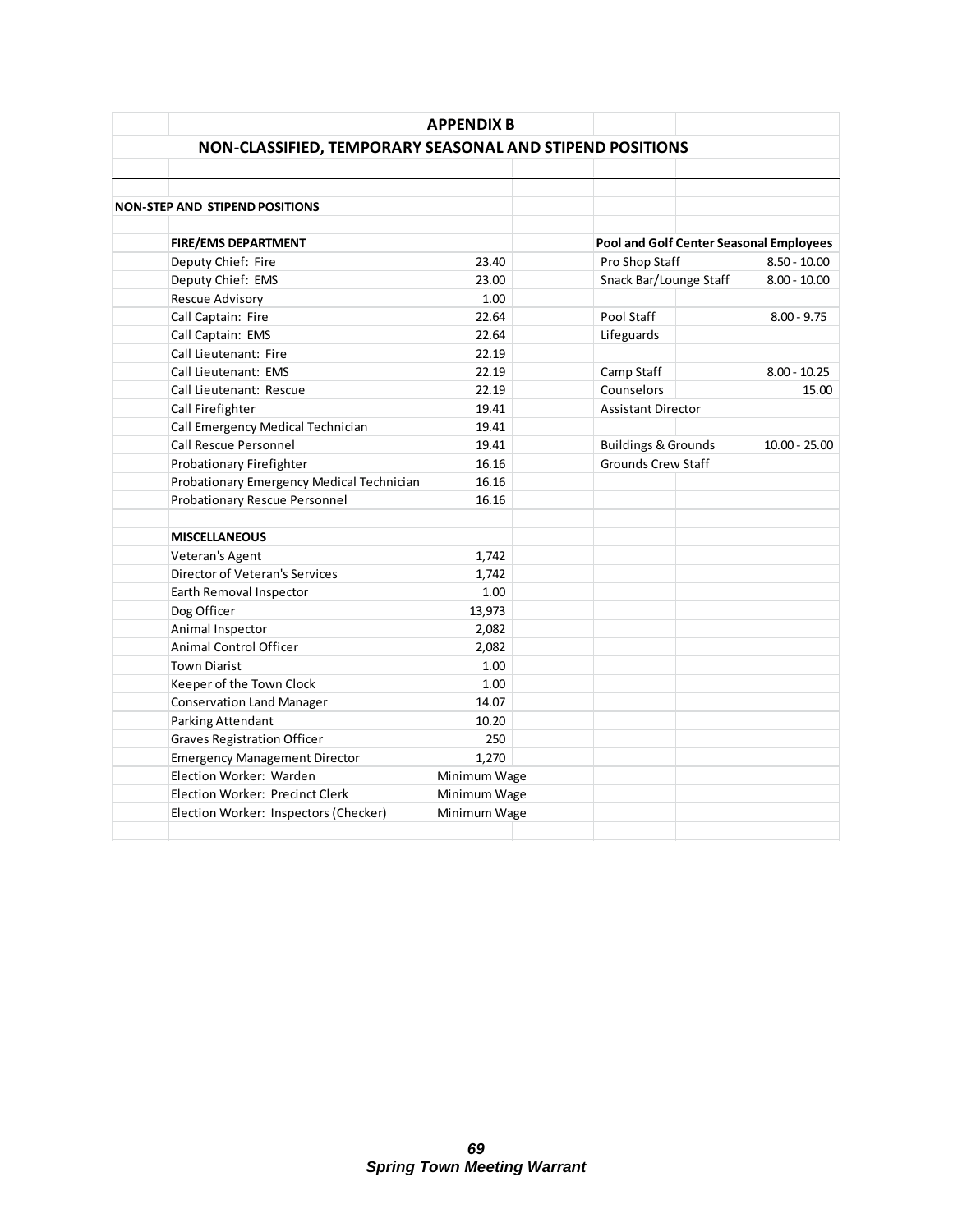# APPENDIX B

## NON-CLASSIFIED, TEMPORARY SEASONAL AND STIPEND POSITIONS

**NON-STEP AND STIPEND POSITIONS**

| | | | |
|---|---|---|---|
| **FIRE/EMS DEPARTMENT** | | **Pool and Golf Center Seasonal Employees** | |
| Deputy Chief: Fire | 23.40 | Pro Shop Staff | 8.50 - 10.00 |
| Deputy Chief: EMS | 23.00 | Snack Bar/Lounge Staff | 8.00 - 10.00 |
| Rescue Advisory | 1.00 | | |
| Call Captain: Fire | 22.64 | Pool Staff | 8.00 - 9.75 |
| Call Captain: EMS | 22.64 | Lifeguards | |
| Call Lieutenant: Fire | 22.19 | | |
| Call Lieutenant: EMS | 22.19 | Camp Staff | 8.00 - 10.25 |
| Call Lieutenant: Rescue | 22.19 | Counselors | 15.00 |
| Call Firefighter | 19.41 | Assistant Director | |
| Call Emergency Medical Technician | 19.41 | | |
| Call Rescue Personnel | 19.41 | Buildings & Grounds | 10.00 - 25.00 |
| Probationary Firefighter | 16.16 | Grounds Crew Staff | |
| Probationary Emergency Medical Technician | 16.16 | | |
| Probationary Rescue Personnel | 16.16 | | |
| | | | |
| **MISCELLANEOUS** | | | |
| Veteran's Agent | 1,742 | | |
| Director of Veteran's Services | 1,742 | | |
| Earth Removal Inspector | 1.00 | | |
| Dog Officer | 13,973 | | |
| Animal Inspector | 2,082 | | |
| Animal Control Officer | 2,082 | | |
| Town Diarist | 1.00 | | |
| Keeper of the Town Clock | 1.00 | | |
| Conservation Land Manager | 14.07 | | |
| Parking Attendant | 10.20 | | |
| Graves Registration Officer | 250 | | |
| Emergency Management Director | 1,270 | | |
| Election Worker: Warden | Minimum Wage | | |
| Election Worker: Precinct Clerk | Minimum Wage | | |
| Election Worker: Inspectors (Checker) | Minimum Wage | | |

*Spring Town Meeting Warrant*